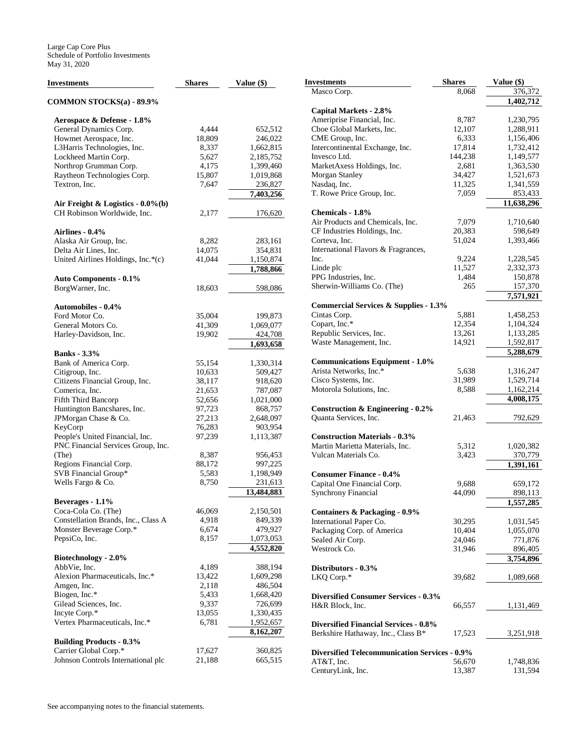Large Cap Core Plus
Schedule of Portfolio Investments
May 31, 2020

| Investments | Shares | Value ($) |
|---|---|---|
| **COMMON STOCKS(a) - 89.9%** | | |
| **Aerospace & Defense - 1.8%** | | |
| General Dynamics Corp. | 4,444 | 652,512 |
| Howmet Aerospace, Inc. | 18,809 | 246,022 |
| L3Harris Technologies, Inc. | 8,337 | 1,662,815 |
| Lockheed Martin Corp. | 5,627 | 2,185,752 |
| Northrop Grumman Corp. | 4,175 | 1,399,460 |
| Raytheon Technologies Corp. | 15,807 | 1,019,868 |
| Textron, Inc. | 7,647 | 236,827 |
| | | **7,403,256** |
| **Air Freight & Logistics - 0.0%(b)** | | |
| CH Robinson Worldwide, Inc. | 2,177 | 176,620 |
| **Airlines - 0.4%** | | |
| Alaska Air Group, Inc. | 8,282 | 283,161 |
| Delta Air Lines, Inc. | 14,075 | 354,831 |
| United Airlines Holdings, Inc.*(c) | 41,044 | 1,150,874 |
| | | **1,788,866** |
| **Auto Components - 0.1%** | | |
| BorgWarner, Inc. | 18,603 | 598,086 |
| **Automobiles - 0.4%** | | |
| Ford Motor Co. | 35,004 | 199,873 |
| General Motors Co. | 41,309 | 1,069,077 |
| Harley-Davidson, Inc. | 19,902 | 424,708 |
| | | **1,693,658** |
| **Banks - 3.3%** | | |
| Bank of America Corp. | 55,154 | 1,330,314 |
| Citigroup, Inc. | 10,633 | 509,427 |
| Citizens Financial Group, Inc. | 38,117 | 918,620 |
| Comerica, Inc. | 21,653 | 787,087 |
| Fifth Third Bancorp | 52,656 | 1,021,000 |
| Huntington Bancshares, Inc. | 97,723 | 868,757 |
| JPMorgan Chase & Co. | 27,213 | 2,648,097 |
| KeyCorp | 76,283 | 903,954 |
| People's United Financial, Inc. | 97,239 | 1,113,387 |
| PNC Financial Services Group, Inc. (The) | 8,387 | 956,453 |
| Regions Financial Corp. | 88,172 | 997,225 |
| SVB Financial Group* | 5,583 | 1,198,949 |
| Wells Fargo & Co. | 8,750 | 231,613 |
| | | **13,484,883** |
| **Beverages - 1.1%** | | |
| Coca-Cola Co. (The) | 46,069 | 2,150,501 |
| Constellation Brands, Inc., Class A | 4,918 | 849,339 |
| Monster Beverage Corp.* | 6,674 | 479,927 |
| PepsiCo, Inc. | 8,157 | 1,073,053 |
| | | **4,552,820** |
| **Biotechnology - 2.0%** | | |
| AbbVie, Inc. | 4,189 | 388,194 |
| Alexion Pharmaceuticals, Inc.* | 13,422 | 1,609,298 |
| Amgen, Inc. | 2,118 | 486,504 |
| Biogen, Inc.* | 5,433 | 1,668,420 |
| Gilead Sciences, Inc. | 9,337 | 726,699 |
| Incyte Corp.* | 13,055 | 1,330,435 |
| Vertex Pharmaceuticals, Inc.* | 6,781 | 1,952,657 |
| | | **8,162,207** |
| **Building Products - 0.3%** | | |
| Carrier Global Corp.* | 17,627 | 360,825 |
| Johnson Controls International plc | 21,188 | 665,515 |
| Masco Corp. | 8,068 | 376,372 |
| | | **1,402,712** |
| **Capital Markets - 2.8%** | | |
| Ameriprise Financial, Inc. | 8,787 | 1,230,795 |
| Cboe Global Markets, Inc. | 12,107 | 1,288,911 |
| CME Group, Inc. | 6,333 | 1,156,406 |
| Intercontinental Exchange, Inc. | 17,814 | 1,732,412 |
| Invesco Ltd. | 144,238 | 1,149,577 |
| MarketAxess Holdings, Inc. | 2,681 | 1,363,530 |
| Morgan Stanley | 34,427 | 1,521,673 |
| Nasdaq, Inc. | 11,325 | 1,341,559 |
| T. Rowe Price Group, Inc. | 7,059 | 853,433 |
| | | **11,638,296** |
| **Chemicals - 1.8%** | | |
| Air Products and Chemicals, Inc. | 7,079 | 1,710,640 |
| CF Industries Holdings, Inc. | 20,383 | 598,649 |
| Corteva, Inc. | 51,024 | 1,393,466 |
| International Flavors & Fragrances, Inc. | 9,224 | 1,228,545 |
| Linde plc | 11,527 | 2,332,373 |
| PPG Industries, Inc. | 1,484 | 150,878 |
| Sherwin-Williams Co. (The) | 265 | 157,370 |
| | | **7,571,921** |
| **Commercial Services & Supplies - 1.3%** | | |
| Cintas Corp. | 5,881 | 1,458,253 |
| Copart, Inc.* | 12,354 | 1,104,324 |
| Republic Services, Inc. | 13,261 | 1,133,285 |
| Waste Management, Inc. | 14,921 | 1,592,817 |
| | | **5,288,679** |
| **Communications Equipment - 1.0%** | | |
| Arista Networks, Inc.* | 5,638 | 1,316,247 |
| Cisco Systems, Inc. | 31,989 | 1,529,714 |
| Motorola Solutions, Inc. | 8,588 | 1,162,214 |
| | | **4,008,175** |
| **Construction & Engineering - 0.2%** | | |
| Quanta Services, Inc. | 21,463 | 792,629 |
| **Construction Materials - 0.3%** | | |
| Martin Marietta Materials, Inc. | 5,312 | 1,020,382 |
| Vulcan Materials Co. | 3,423 | 370,779 |
| | | **1,391,161** |
| **Consumer Finance - 0.4%** | | |
| Capital One Financial Corp. | 9,688 | 659,172 |
| Synchrony Financial | 44,090 | 898,113 |
| | | **1,557,285** |
| **Containers & Packaging - 0.9%** | | |
| International Paper Co. | 30,295 | 1,031,545 |
| Packaging Corp. of America | 10,404 | 1,055,070 |
| Sealed Air Corp. | 24,046 | 771,876 |
| Westrock Co. | 31,946 | 896,405 |
| | | **3,754,896** |
| **Distributors - 0.3%** | | |
| LKQ Corp.* | 39,682 | 1,089,668 |
| **Diversified Consumer Services - 0.3%** | | |
| H&R Block, Inc. | 66,557 | 1,131,469 |
| **Diversified Financial Services - 0.8%** | | |
| Berkshire Hathaway, Inc., Class B* | 17,523 | 3,251,918 |
| **Diversified Telecommunication Services - 0.9%** | | |
| AT&T, Inc. | 56,670 | 1,748,836 |
| CenturyLink, Inc. | 13,387 | 131,594 |

See accompanying notes to the financial statements.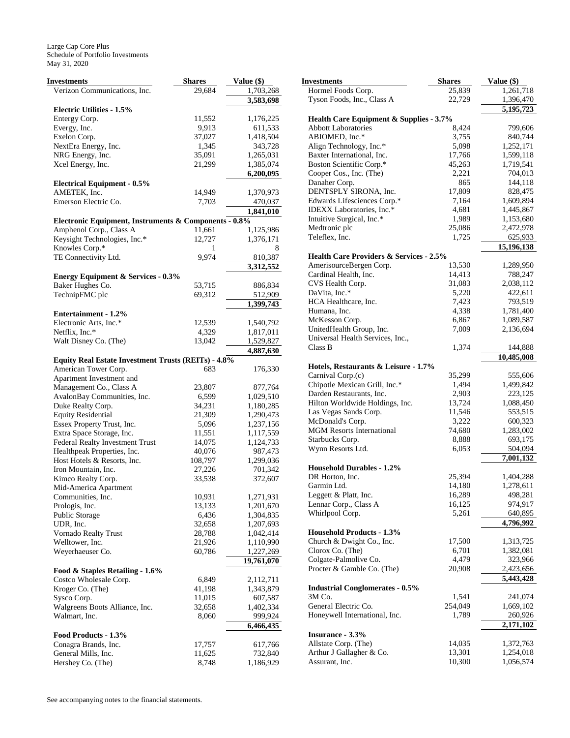Large Cap Core Plus
Schedule of Portfolio Investments
May 31, 2020

| Investments | Shares | Value ($) |
|---|---|---|
| Verizon Communications, Inc. | 29,684 | 1,703,268 |
| | | **3,583,698** |
| **Electric Utilities - 1.5%** | | |
| Entergy Corp. | 11,552 | 1,176,225 |
| Evergy, Inc. | 9,913 | 611,533 |
| Exelon Corp. | 37,027 | 1,418,504 |
| NextEra Energy, Inc. | 1,345 | 343,728 |
| NRG Energy, Inc. | 35,091 | 1,265,031 |
| Xcel Energy, Inc. | 21,299 | 1,385,074 |
| | | **6,200,095** |
| **Electrical Equipment - 0.5%** | | |
| AMETEK, Inc. | 14,949 | 1,370,973 |
| Emerson Electric Co. | 7,703 | 470,037 |
| | | **1,841,010** |
| **Electronic Equipment, Instruments & Components - 0.8%** | | |
| Amphenol Corp., Class A | 11,661 | 1,125,986 |
| Keysight Technologies, Inc.* | 12,727 | 1,376,171 |
| Knowles Corp.* | 1 | 8 |
| TE Connectivity Ltd. | 9,974 | 810,387 |
| | | **3,312,552** |
| **Energy Equipment & Services - 0.3%** | | |
| Baker Hughes Co. | 53,715 | 886,834 |
| TechnipFMC plc | 69,312 | 512,909 |
| | | **1,399,743** |
| **Entertainment - 1.2%** | | |
| Electronic Arts, Inc.* | 12,539 | 1,540,792 |
| Netflix, Inc.* | 4,329 | 1,817,011 |
| Walt Disney Co. (The) | 13,042 | 1,529,827 |
| | | **4,887,630** |
| **Equity Real Estate Investment Trusts (REITs) - 4.8%** | | |
| American Tower Corp. | 683 | 176,330 |
| Apartment Investment and Management Co., Class A | 23,807 | 877,764 |
| AvalonBay Communities, Inc. | 6,599 | 1,029,510 |
| Duke Realty Corp. | 34,231 | 1,180,285 |
| Equity Residential | 21,309 | 1,290,473 |
| Essex Property Trust, Inc. | 5,096 | 1,237,156 |
| Extra Space Storage, Inc. | 11,551 | 1,117,559 |
| Federal Realty Investment Trust | 14,075 | 1,124,733 |
| Healthpeak Properties, Inc. | 40,076 | 987,473 |
| Host Hotels & Resorts, Inc. | 108,797 | 1,299,036 |
| Iron Mountain, Inc. | 27,226 | 701,342 |
| Kimco Realty Corp. | 33,538 | 372,607 |
| Mid-America Apartment Communities, Inc. | 10,931 | 1,271,931 |
| Prologis, Inc. | 13,133 | 1,201,670 |
| Public Storage | 6,436 | 1,304,835 |
| UDR, Inc. | 32,658 | 1,207,693 |
| Vornado Realty Trust | 28,788 | 1,042,414 |
| Welltower, Inc. | 21,926 | 1,110,990 |
| Weyerhaeuser Co. | 60,786 | 1,227,269 |
| | | **19,761,070** |
| **Food & Staples Retailing - 1.6%** | | |
| Costco Wholesale Corp. | 6,849 | 2,112,711 |
| Kroger Co. (The) | 41,198 | 1,343,879 |
| Sysco Corp. | 11,015 | 607,587 |
| Walgreens Boots Alliance, Inc. | 32,658 | 1,402,334 |
| Walmart, Inc. | 8,060 | 999,924 |
| | | **6,466,435** |
| **Food Products - 1.3%** | | |
| Conagra Brands, Inc. | 17,757 | 617,766 |
| General Mills, Inc. | 11,625 | 732,840 |
| Hershey Co. (The) | 8,748 | 1,186,929 |
| Hormel Foods Corp. | 25,839 | 1,261,718 |
| Tyson Foods, Inc., Class A | 22,729 | 1,396,470 |
| | | **5,195,723** |
| **Health Care Equipment & Supplies - 3.7%** | | |
| Abbott Laboratories | 8,424 | 799,606 |
| ABIOMED, Inc.* | 3,755 | 840,744 |
| Align Technology, Inc.* | 5,098 | 1,252,171 |
| Baxter International, Inc. | 17,766 | 1,599,118 |
| Boston Scientific Corp.* | 45,263 | 1,719,541 |
| Cooper Cos., Inc. (The) | 2,221 | 704,013 |
| Danaher Corp. | 865 | 144,118 |
| DENTSPLY SIRONA, Inc. | 17,809 | 828,475 |
| Edwards Lifesciences Corp.* | 7,164 | 1,609,894 |
| IDEXX Laboratories, Inc.* | 4,681 | 1,445,867 |
| Intuitive Surgical, Inc.* | 1,989 | 1,153,680 |
| Medtronic plc | 25,086 | 2,472,978 |
| Teleflex, Inc. | 1,725 | 625,933 |
| | | **15,196,138** |
| **Health Care Providers & Services - 2.5%** | | |
| AmerisourceBergen Corp. | 13,530 | 1,289,950 |
| Cardinal Health, Inc. | 14,413 | 788,247 |
| CVS Health Corp. | 31,083 | 2,038,112 |
| DaVita, Inc.* | 5,220 | 422,611 |
| HCA Healthcare, Inc. | 7,423 | 793,519 |
| Humana, Inc. | 4,338 | 1,781,400 |
| McKesson Corp. | 6,867 | 1,089,587 |
| UnitedHealth Group, Inc. | 7,009 | 2,136,694 |
| Universal Health Services, Inc., Class B | 1,374 | 144,888 |
| | | **10,485,008** |
| **Hotels, Restaurants & Leisure - 1.7%** | | |
| Carnival Corp.(c) | 35,299 | 555,606 |
| Chipotle Mexican Grill, Inc.* | 1,494 | 1,499,842 |
| Darden Restaurants, Inc. | 2,903 | 223,125 |
| Hilton Worldwide Holdings, Inc. | 13,724 | 1,088,450 |
| Las Vegas Sands Corp. | 11,546 | 553,515 |
| McDonald's Corp. | 3,222 | 600,323 |
| MGM Resorts International | 74,680 | 1,283,002 |
| Starbucks Corp. | 8,888 | 693,175 |
| Wynn Resorts Ltd. | 6,053 | 504,094 |
| | | **7,001,132** |
| **Household Durables - 1.2%** | | |
| DR Horton, Inc. | 25,394 | 1,404,288 |
| Garmin Ltd. | 14,180 | 1,278,611 |
| Leggett & Platt, Inc. | 16,289 | 498,281 |
| Lennar Corp., Class A | 16,125 | 974,917 |
| Whirlpool Corp. | 5,261 | 640,895 |
| | | **4,796,992** |
| **Household Products - 1.3%** | | |
| Church & Dwight Co., Inc. | 17,500 | 1,313,725 |
| Clorox Co. (The) | 6,701 | 1,382,081 |
| Colgate-Palmolive Co. | 4,479 | 323,966 |
| Procter & Gamble Co. (The) | 20,908 | 2,423,656 |
| | | **5,443,428** |
| **Industrial Conglomerates - 0.5%** | | |
| 3M Co. | 1,541 | 241,074 |
| General Electric Co. | 254,049 | 1,669,102 |
| Honeywell International, Inc. | 1,789 | 260,926 |
| | | **2,171,102** |
| **Insurance - 3.3%** | | |
| Allstate Corp. (The) | 14,035 | 1,372,763 |
| Arthur J Gallagher & Co. | 13,301 | 1,254,018 |
| Assurant, Inc. | 10,300 | 1,056,574 |

See accompanying notes to the financial statements.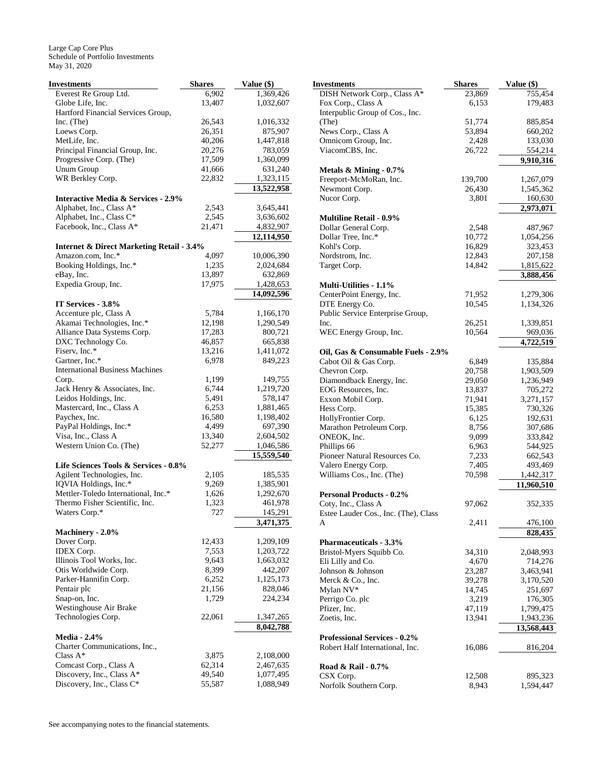Large Cap Core Plus
Schedule of Portfolio Investments
May 31, 2020

| Investments | Shares | Value ($) |
|---|---|---|
| Everest Re Group Ltd. | 6,902 | 1,369,426 |
| Globe Life, Inc. | 13,407 | 1,032,607 |
| Hartford Financial Services Group, Inc. (The) | 26,543 | 1,016,332 |
| Loews Corp. | 26,351 | 875,907 |
| MetLife, Inc. | 40,206 | 1,447,818 |
| Principal Financial Group, Inc. | 20,276 | 783,059 |
| Progressive Corp. (The) | 17,509 | 1,360,099 |
| Unum Group | 41,666 | 631,240 |
| WR Berkley Corp. | 22,832 | 1,323,115 |
| | | **13,522,958** |
| **Interactive Media & Services - 2.9%** | | |
| Alphabet, Inc., Class A* | 2,543 | 3,645,441 |
| Alphabet, Inc., Class C* | 2,545 | 3,636,602 |
| Facebook, Inc., Class A* | 21,471 | 4,832,907 |
| | | **12,114,950** |
| **Internet & Direct Marketing Retail - 3.4%** | | |
| Amazon.com, Inc.* | 4,097 | 10,006,390 |
| Booking Holdings, Inc.* | 1,235 | 2,024,684 |
| eBay, Inc. | 13,897 | 632,869 |
| Expedia Group, Inc. | 17,975 | 1,428,653 |
| | | **14,092,596** |
| **IT Services - 3.8%** | | |
| Accenture plc, Class A | 5,784 | 1,166,170 |
| Akamai Technologies, Inc.* | 12,198 | 1,290,549 |
| Alliance Data Systems Corp. | 17,283 | 800,721 |
| DXC Technology Co. | 46,857 | 665,838 |
| Fiserv, Inc.* | 13,216 | 1,411,072 |
| Gartner, Inc.* | 6,978 | 849,223 |
| International Business Machines Corp. | 1,199 | 149,755 |
| Jack Henry & Associates, Inc. | 6,744 | 1,219,720 |
| Leidos Holdings, Inc. | 5,491 | 578,147 |
| Mastercard, Inc., Class A | 6,253 | 1,881,465 |
| Paychex, Inc. | 16,580 | 1,198,402 |
| PayPal Holdings, Inc.* | 4,499 | 697,390 |
| Visa, Inc., Class A | 13,340 | 2,604,502 |
| Western Union Co. (The) | 52,277 | 1,046,586 |
| | | **15,559,540** |
| **Life Sciences Tools & Services - 0.8%** | | |
| Agilent Technologies, Inc. | 2,105 | 185,535 |
| IQVIA Holdings, Inc.* | 9,269 | 1,385,901 |
| Mettler-Toledo International, Inc.* | 1,626 | 1,292,670 |
| Thermo Fisher Scientific, Inc. | 1,323 | 461,978 |
| Waters Corp.* | 727 | 145,291 |
| | | **3,471,375** |
| **Machinery - 2.0%** | | |
| Dover Corp. | 12,433 | 1,209,109 |
| IDEX Corp. | 7,553 | 1,203,722 |
| Illinois Tool Works, Inc. | 9,643 | 1,663,032 |
| Otis Worldwide Corp. | 8,399 | 442,207 |
| Parker-Hannifin Corp. | 6,252 | 1,125,173 |
| Pentair plc | 21,156 | 828,046 |
| Snap-on, Inc. | 1,729 | 224,234 |
| Westinghouse Air Brake Technologies Corp. | 22,061 | 1,347,265 |
| | | **8,042,788** |
| **Media - 2.4%** | | |
| Charter Communications, Inc., Class A* | 3,875 | 2,108,000 |
| Comcast Corp., Class A | 62,314 | 2,467,635 |
| Discovery, Inc., Class A* | 49,540 | 1,077,495 |
| Discovery, Inc., Class C* | 55,587 | 1,088,949 |
| DISH Network Corp., Class A* | 23,869 | 755,454 |
| Fox Corp., Class A | 6,153 | 179,483 |
| Interpublic Group of Cos., Inc. (The) | 51,774 | 885,854 |
| News Corp., Class A | 53,894 | 660,202 |
| Omnicom Group, Inc. | 2,428 | 133,030 |
| ViacomCBS, Inc. | 26,722 | 554,214 |
| | | **9,910,316** |
| **Metals & Mining - 0.7%** | | |
| Freeport-McMoRan, Inc. | 139,700 | 1,267,079 |
| Newmont Corp. | 26,430 | 1,545,362 |
| Nucor Corp. | 3,801 | 160,630 |
| | | **2,973,071** |
| **Multiline Retail - 0.9%** | | |
| Dollar General Corp. | 2,548 | 487,967 |
| Dollar Tree, Inc.* | 10,772 | 1,054,256 |
| Kohl's Corp. | 16,829 | 323,453 |
| Nordstrom, Inc. | 12,843 | 207,158 |
| Target Corp. | 14,842 | 1,815,622 |
| | | **3,888,456** |
| **Multi-Utilities - 1.1%** | | |
| CenterPoint Energy, Inc. | 71,952 | 1,279,306 |
| DTE Energy Co. | 10,545 | 1,134,326 |
| Public Service Enterprise Group, Inc. | 26,251 | 1,339,851 |
| WEC Energy Group, Inc. | 10,564 | 969,036 |
| | | **4,722,519** |
| **Oil, Gas & Consumable Fuels - 2.9%** | | |
| Cabot Oil & Gas Corp. | 6,849 | 135,884 |
| Chevron Corp. | 20,758 | 1,903,509 |
| Diamondback Energy, Inc. | 29,050 | 1,236,949 |
| EOG Resources, Inc. | 13,837 | 705,272 |
| Exxon Mobil Corp. | 71,941 | 3,271,157 |
| Hess Corp. | 15,385 | 730,326 |
| HollyFrontier Corp. | 6,125 | 192,631 |
| Marathon Petroleum Corp. | 8,756 | 307,686 |
| ONEOK, Inc. | 9,099 | 333,842 |
| Phillips 66 | 6,963 | 544,925 |
| Pioneer Natural Resources Co. | 7,233 | 662,543 |
| Valero Energy Corp. | 7,405 | 493,469 |
| Williams Cos., Inc. (The) | 70,598 | 1,442,317 |
| | | **11,960,510** |
| **Personal Products - 0.2%** | | |
| Coty, Inc., Class A | 97,062 | 352,335 |
| Estee Lauder Cos., Inc. (The), Class A | 2,411 | 476,100 |
| | | **828,435** |
| **Pharmaceuticals - 3.3%** | | |
| Bristol-Myers Squibb Co. | 34,310 | 2,048,993 |
| Eli Lilly and Co. | 4,670 | 714,276 |
| Johnson & Johnson | 23,287 | 3,463,941 |
| Merck & Co., Inc. | 39,278 | 3,170,520 |
| Mylan NV* | 14,745 | 251,697 |
| Perrigo Co. plc | 3,219 | 176,305 |
| Pfizer, Inc. | 47,119 | 1,799,475 |
| Zoetis, Inc. | 13,941 | 1,943,236 |
| | | **13,568,443** |
| **Professional Services - 0.2%** | | |
| Robert Half International, Inc. | 16,086 | 816,204 |
| **Road & Rail - 0.7%** | | |
| CSX Corp. | 12,508 | 895,323 |
| Norfolk Southern Corp. | 8,943 | 1,594,447 |

See accompanying notes to the financial statements.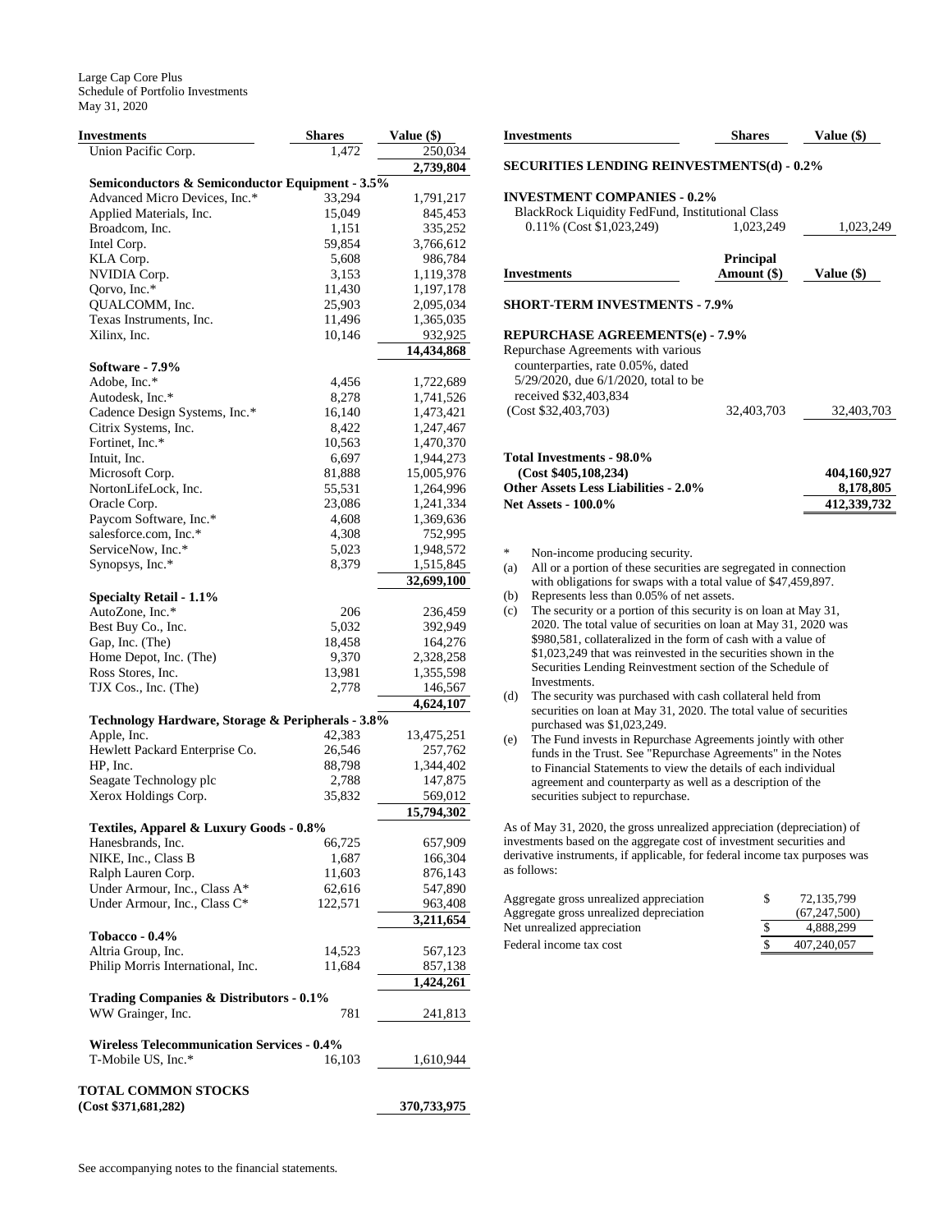Large Cap Core Plus
Schedule of Portfolio Investments
May 31, 2020

| Investments | Shares | Value ($) |
|---|---|---|
| Union Pacific Corp. | 1,472 | 250,034 |
| | | 2,739,804 |
| **Semiconductors & Semiconductor Equipment - 3.5%** | | |
| Advanced Micro Devices, Inc.* | 33,294 | 1,791,217 |
| Applied Materials, Inc. | 15,049 | 845,453 |
| Broadcom, Inc. | 1,151 | 335,252 |
| Intel Corp. | 59,854 | 3,766,612 |
| KLA Corp. | 5,608 | 986,784 |
| NVIDIA Corp. | 3,153 | 1,119,378 |
| Qorvo, Inc.* | 11,430 | 1,197,178 |
| QUALCOMM, Inc. | 25,903 | 2,095,034 |
| Texas Instruments, Inc. | 11,496 | 1,365,035 |
| Xilinx, Inc. | 10,146 | 932,925 |
| | | 14,434,868 |
| **Software - 7.9%** | | |
| Adobe, Inc.* | 4,456 | 1,722,689 |
| Autodesk, Inc.* | 8,278 | 1,741,526 |
| Cadence Design Systems, Inc.* | 16,140 | 1,473,421 |
| Citrix Systems, Inc. | 8,422 | 1,247,467 |
| Fortinet, Inc.* | 10,563 | 1,470,370 |
| Intuit, Inc. | 6,697 | 1,944,273 |
| Microsoft Corp. | 81,888 | 15,005,976 |
| NortonLifeLock, Inc. | 55,531 | 1,264,996 |
| Oracle Corp. | 23,086 | 1,241,334 |
| Paycom Software, Inc.* | 4,608 | 1,369,636 |
| salesforce.com, Inc.* | 4,308 | 752,995 |
| ServiceNow, Inc.* | 5,023 | 1,948,572 |
| Synopsys, Inc.* | 8,379 | 1,515,845 |
| | | 32,699,100 |
| **Specialty Retail - 1.1%** | | |
| AutoZone, Inc.* | 206 | 236,459 |
| Best Buy Co., Inc. | 5,032 | 392,949 |
| Gap, Inc. (The) | 18,458 | 164,276 |
| Home Depot, Inc. (The) | 9,370 | 2,328,258 |
| Ross Stores, Inc. | 13,981 | 1,355,598 |
| TJX Cos., Inc. (The) | 2,778 | 146,567 |
| | | 4,624,107 |
| **Technology Hardware, Storage & Peripherals - 3.8%** | | |
| Apple, Inc. | 42,383 | 13,475,251 |
| Hewlett Packard Enterprise Co. | 26,546 | 257,762 |
| HP, Inc. | 88,798 | 1,344,402 |
| Seagate Technology plc | 2,788 | 147,875 |
| Xerox Holdings Corp. | 35,832 | 569,012 |
| | | 15,794,302 |
| **Textiles, Apparel & Luxury Goods - 0.8%** | | |
| Hanesbrands, Inc. | 66,725 | 657,909 |
| NIKE, Inc., Class B | 1,687 | 166,304 |
| Ralph Lauren Corp. | 11,603 | 876,143 |
| Under Armour, Inc., Class A* | 62,616 | 547,890 |
| Under Armour, Inc., Class C* | 122,571 | 963,408 |
| | | 3,211,654 |
| **Tobacco - 0.4%** | | |
| Altria Group, Inc. | 14,523 | 567,123 |
| Philip Morris International, Inc. | 11,684 | 857,138 |
| | | 1,424,261 |
| **Trading Companies & Distributors - 0.1%** | | |
| WW Grainger, Inc. | 781 | 241,813 |
| **Wireless Telecommunication Services - 0.4%** | | |
| T-Mobile US, Inc.* | 16,103 | 1,610,944 |
| **TOTAL COMMON STOCKS (Cost $371,681,282)** | | **370,733,975** |

| Investments | Shares | Value ($) |
|---|---|---|
| **SECURITIES LENDING REINVESTMENTS(d) - 0.2%** | | |
| **INVESTMENT COMPANIES - 0.2%** | | |
| BlackRock Liquidity FedFund, Institutional Class 0.11% (Cost $1,023,249) | 1,023,249 | 1,023,249 |

| Investments | Principal Amount ($) | Value ($) |
|---|---|---|
| **SHORT-TERM INVESTMENTS - 7.9%** | | |
| **REPURCHASE AGREEMENTS(e) - 7.9%** | | |
| Repurchase Agreements with various counterparties, rate 0.05%, dated 5/29/2020, due 6/1/2020, total to be received $32,403,834 (Cost $32,403,703) | 32,403,703 | 32,403,703 |
| **Total Investments - 98.0% (Cost $405,108,234)** | | **404,160,927** |
| **Other Assets Less Liabilities - 2.0%** | | **8,178,805** |
| **Net Assets - 100.0%** | | **412,339,732** |

\* Non-income producing security.

(a) All or a portion of these securities are segregated in connection with obligations for swaps with a total value of $47,459,897.

(b) Represents less than 0.05% of net assets.

(c) The security or a portion of this security is on loan at May 31, 2020. The total value of securities on loan at May 31, 2020 was $980,581, collateralized in the form of cash with a value of $1,023,249 that was reinvested in the securities shown in the Securities Lending Reinvestment section of the Schedule of Investments.

(d) The security was purchased with cash collateral held from securities on loan at May 31, 2020. The total value of securities purchased was $1,023,249.

(e) The Fund invests in Repurchase Agreements jointly with other funds in the Trust. See "Repurchase Agreements" in the Notes to Financial Statements to view the details of each individual agreement and counterparty as well as a description of the securities subject to repurchase.

As of May 31, 2020, the gross unrealized appreciation (depreciation) of investments based on the aggregate cost of investment securities and derivative instruments, if applicable, for federal income tax purposes was as follows:

| | | |
|---|---|---|
| Aggregate gross unrealized appreciation | $ | 72,135,799 |
| Aggregate gross unrealized depreciation | | (67,247,500) |
| Net unrealized appreciation | $ | 4,888,299 |
| Federal income tax cost | $ | 407,240,057 |

See accompanying notes to the financial statements.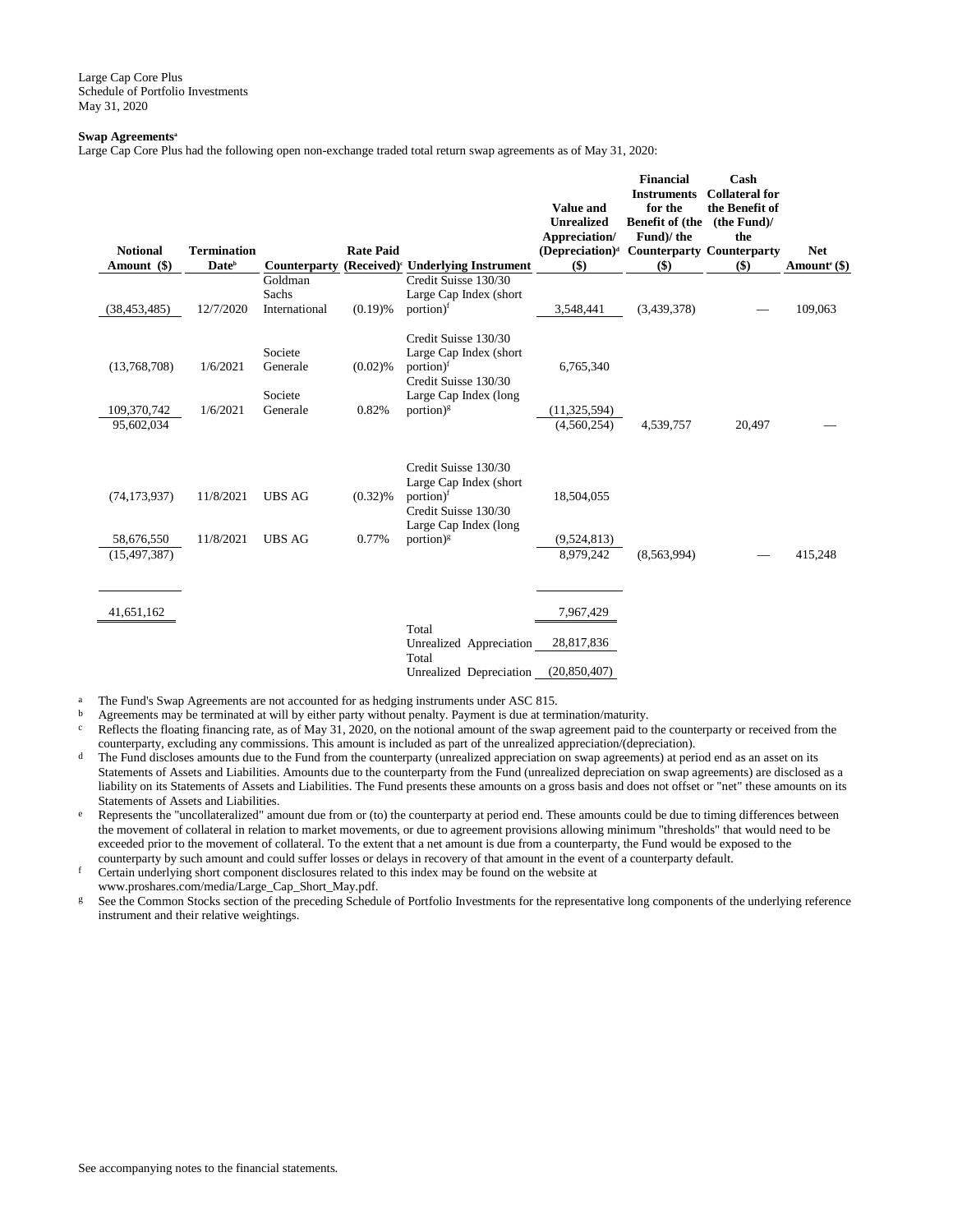Large Cap Core Plus
Schedule of Portfolio Investments
May 31, 2020

**Swap Agreements[a]**

Large Cap Core Plus had the following open non-exchange traded total return swap agreements as of May 31, 2020:

| Notional Amount ($) | Termination Date[b] | Counterparty | Rate Paid (Received)[c] | Underlying Instrument | Value and Unrealized Appreciation/ (Depreciation)[d] ($) | Financial Instruments for the Benefit of (the Fund)/ the Counterparty ($) | Cash Collateral for the Benefit of (the Fund)/ the Counterparty ($) | Net Amount[e] ($) |
|---|---|---|---|---|---|---|---|---|
| (38,453,485) | 12/7/2020 | Goldman Sachs International | (0.19)% | Credit Suisse 130/30 Large Cap Index (short portion)[f] | 3,548,441 | (3,439,378) | — | 109,063 |
| (13,768,708) | 1/6/2021 | Societe Generale | (0.02)% | Credit Suisse 130/30 Large Cap Index (short portion)[f] | 6,765,340 | | | |
| 109,370,742 | 1/6/2021 | Societe Generale | 0.82% | Credit Suisse 130/30 Large Cap Index (long portion)[g] | (11,325,594) | | | |
| 95,602,034 | | | | | (4,560,254) | 4,539,757 | 20,497 | — |
| (74,173,937) | 11/8/2021 | UBS AG | (0.32)% | Credit Suisse 130/30 Large Cap Index (short portion)[f] | 18,504,055 | | | |
| 58,676,550 | 11/8/2021 | UBS AG | 0.77% | Credit Suisse 130/30 Large Cap Index (long portion)[g] | (9,524,813) | | | |
| (15,497,387) | | | | | 8,979,242 | (8,563,994) | — | 415,248 |
| 41,651,162 | | | | | 7,967,429 | | | |
| | | | | Total Unrealized Appreciation | 28,817,836 | | | |
| | | | | Total Unrealized Depreciation | (20,850,407) | | | |

[a] The Fund's Swap Agreements are not accounted for as hedging instruments under ASC 815.

[b] Agreements may be terminated at will by either party without penalty. Payment is due at termination/maturity.

[c] Reflects the floating financing rate, as of May 31, 2020, on the notional amount of the swap agreement paid to the counterparty or received from the counterparty, excluding any commissions. This amount is included as part of the unrealized appreciation/(depreciation).

[d] The Fund discloses amounts due to the Fund from the counterparty (unrealized appreciation on swap agreements) at period end as an asset on its Statements of Assets and Liabilities. Amounts due to the counterparty from the Fund (unrealized depreciation on swap agreements) are disclosed as a liability on its Statements of Assets and Liabilities. The Fund presents these amounts on a gross basis and does not offset or "net" these amounts on its Statements of Assets and Liabilities.

[e] Represents the "uncollateralized" amount due from or (to) the counterparty at period end. These amounts could be due to timing differences between the movement of collateral in relation to market movements, or due to agreement provisions allowing minimum "thresholds" that would need to be exceeded prior to the movement of collateral. To the extent that a net amount is due from a counterparty, the Fund would be exposed to the counterparty by such amount and could suffer losses or delays in recovery of that amount in the event of a counterparty default.

[f] Certain underlying short component disclosures related to this index may be found on the website at www.proshares.com/media/Large_Cap_Short_May.pdf.

[g] See the Common Stocks section of the preceding Schedule of Portfolio Investments for the representative long components of the underlying reference instrument and their relative weightings.

See accompanying notes to the financial statements.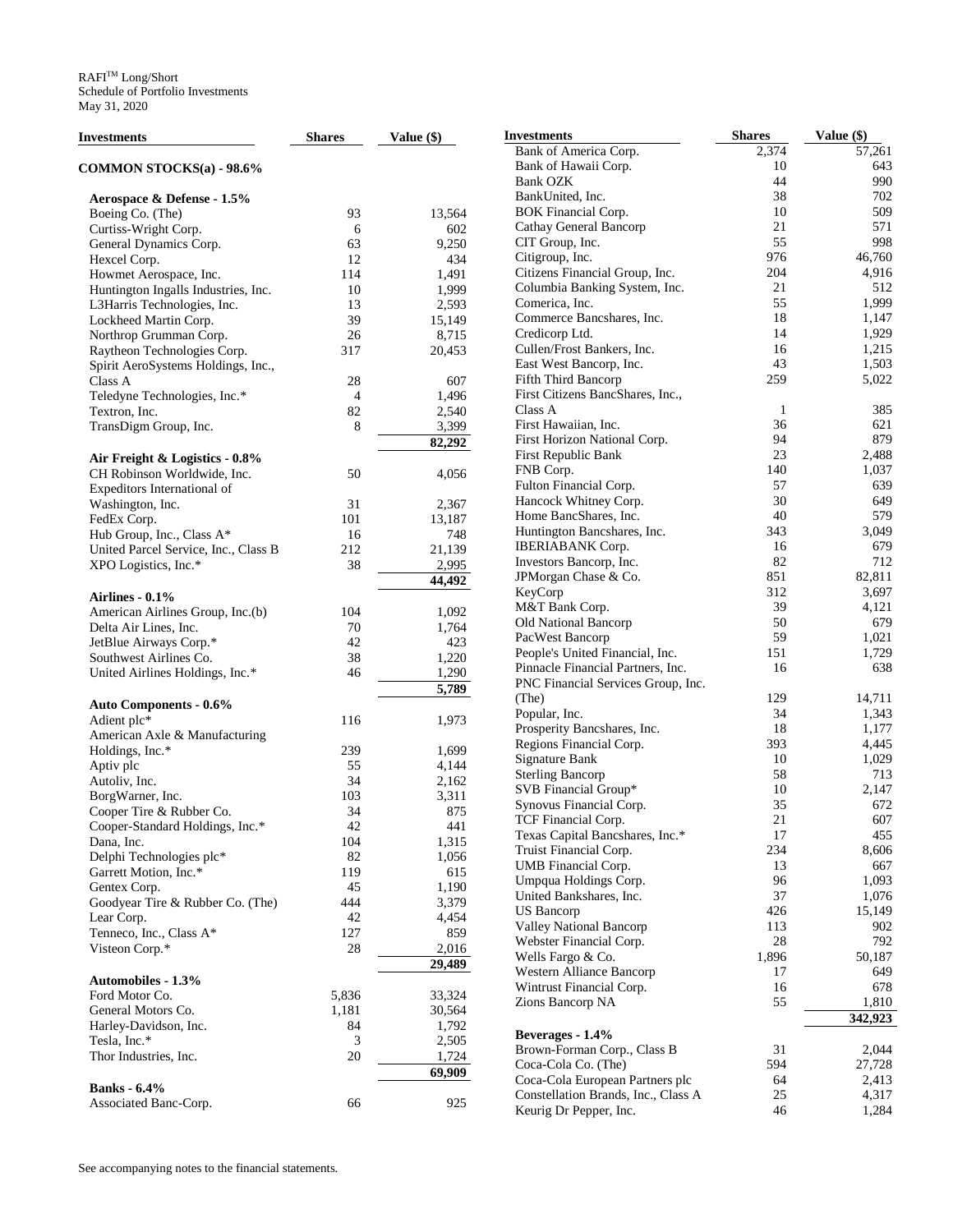RAFI™ Long/Short
Schedule of Portfolio Investments
May 31, 2020

| Investments | Shares | Value ($) |
|---|---|---|
| **COMMON STOCKS(a) - 98.6%** | | |
| **Aerospace & Defense - 1.5%** | | |
| Boeing Co. (The) | 93 | 13,564 |
| Curtiss-Wright Corp. | 6 | 602 |
| General Dynamics Corp. | 63 | 9,250 |
| Hexcel Corp. | 12 | 434 |
| Howmet Aerospace, Inc. | 114 | 1,491 |
| Huntington Ingalls Industries, Inc. | 10 | 1,999 |
| L3Harris Technologies, Inc. | 13 | 2,593 |
| Lockheed Martin Corp. | 39 | 15,149 |
| Northrop Grumman Corp. | 26 | 8,715 |
| Raytheon Technologies Corp. | 317 | 20,453 |
| Spirit AeroSystems Holdings, Inc., Class A | 28 | 607 |
| Teledyne Technologies, Inc.* | 4 | 1,496 |
| Textron, Inc. | 82 | 2,540 |
| TransDigm Group, Inc. | 8 | 3,399 |
| | | **82,292** |
| **Air Freight & Logistics - 0.8%** | | |
| CH Robinson Worldwide, Inc. | 50 | 4,056 |
| Expeditors International of Washington, Inc. | 31 | 2,367 |
| FedEx Corp. | 101 | 13,187 |
| Hub Group, Inc., Class A* | 16 | 748 |
| United Parcel Service, Inc., Class B | 212 | 21,139 |
| XPO Logistics, Inc.* | 38 | 2,995 |
| | | **44,492** |
| **Airlines - 0.1%** | | |
| American Airlines Group, Inc.(b) | 104 | 1,092 |
| Delta Air Lines, Inc. | 70 | 1,764 |
| JetBlue Airways Corp.* | 42 | 423 |
| Southwest Airlines Co. | 38 | 1,220 |
| United Airlines Holdings, Inc.* | 46 | 1,290 |
| | | **5,789** |
| **Auto Components - 0.6%** | | |
| Adient plc* | 116 | 1,973 |
| American Axle & Manufacturing Holdings, Inc.* | 239 | 1,699 |
| Aptiv plc | 55 | 4,144 |
| Autoliv, Inc. | 34 | 2,162 |
| BorgWarner, Inc. | 103 | 3,311 |
| Cooper Tire & Rubber Co. | 34 | 875 |
| Cooper-Standard Holdings, Inc.* | 42 | 441 |
| Dana, Inc. | 104 | 1,315 |
| Delphi Technologies plc* | 82 | 1,056 |
| Garrett Motion, Inc.* | 119 | 615 |
| Gentex Corp. | 45 | 1,190 |
| Goodyear Tire & Rubber Co. (The) | 444 | 3,379 |
| Lear Corp. | 42 | 4,454 |
| Tenneco, Inc., Class A* | 127 | 859 |
| Visteon Corp.* | 28 | 2,016 |
| | | **29,489** |
| **Automobiles - 1.3%** | | |
| Ford Motor Co. | 5,836 | 33,324 |
| General Motors Co. | 1,181 | 30,564 |
| Harley-Davidson, Inc. | 84 | 1,792 |
| Tesla, Inc.* | 3 | 2,505 |
| Thor Industries, Inc. | 20 | 1,724 |
| | | **69,909** |
| **Banks - 6.4%** | | |
| Associated Banc-Corp. | 66 | 925 |
| Bank of America Corp. | 2,374 | 57,261 |
| Bank of Hawaii Corp. | 10 | 643 |
| Bank OZK | 44 | 990 |
| BankUnited, Inc. | 38 | 702 |
| BOK Financial Corp. | 10 | 509 |
| Cathay General Bancorp | 21 | 571 |
| CIT Group, Inc. | 55 | 998 |
| Citigroup, Inc. | 976 | 46,760 |
| Citizens Financial Group, Inc. | 204 | 4,916 |
| Columbia Banking System, Inc. | 21 | 512 |
| Comerica, Inc. | 55 | 1,999 |
| Commerce Bancshares, Inc. | 18 | 1,147 |
| Credicorp Ltd. | 14 | 1,929 |
| Cullen/Frost Bankers, Inc. | 16 | 1,215 |
| East West Bancorp, Inc. | 43 | 1,503 |
| Fifth Third Bancorp | 259 | 5,022 |
| First Citizens BancShares, Inc., Class A | 1 | 385 |
| First Hawaiian, Inc. | 36 | 621 |
| First Horizon National Corp. | 94 | 879 |
| First Republic Bank | 23 | 2,488 |
| FNB Corp. | 140 | 1,037 |
| Fulton Financial Corp. | 57 | 639 |
| Hancock Whitney Corp. | 30 | 649 |
| Home BancShares, Inc. | 40 | 579 |
| Huntington Bancshares, Inc. | 343 | 3,049 |
| IBERIABANK Corp. | 16 | 679 |
| Investors Bancorp, Inc. | 82 | 712 |
| JPMorgan Chase & Co. | 851 | 82,811 |
| KeyCorp | 312 | 3,697 |
| M&T Bank Corp. | 39 | 4,121 |
| Old National Bancorp | 50 | 679 |
| PacWest Bancorp | 59 | 1,021 |
| People's United Financial, Inc. | 151 | 1,729 |
| Pinnacle Financial Partners, Inc. | 16 | 638 |
| PNC Financial Services Group, Inc. (The) | 129 | 14,711 |
| Popular, Inc. | 34 | 1,343 |
| Prosperity Bancshares, Inc. | 18 | 1,177 |
| Regions Financial Corp. | 393 | 4,445 |
| Signature Bank | 10 | 1,029 |
| Sterling Bancorp | 58 | 713 |
| SVB Financial Group* | 10 | 2,147 |
| Synovus Financial Corp. | 35 | 672 |
| TCF Financial Corp. | 21 | 607 |
| Texas Capital Bancshares, Inc.* | 17 | 455 |
| Truist Financial Corp. | 234 | 8,606 |
| UMB Financial Corp. | 13 | 667 |
| Umpqua Holdings Corp. | 96 | 1,093 |
| United Bankshares, Inc. | 37 | 1,076 |
| US Bancorp | 426 | 15,149 |
| Valley National Bancorp | 113 | 902 |
| Webster Financial Corp. | 28 | 792 |
| Wells Fargo & Co. | 1,896 | 50,187 |
| Western Alliance Bancorp | 17 | 649 |
| Wintrust Financial Corp. | 16 | 678 |
| Zions Bancorp NA | 55 | 1,810 |
| | | **342,923** |
| **Beverages - 1.4%** | | |
| Brown-Forman Corp., Class B | 31 | 2,044 |
| Coca-Cola Co. (The) | 594 | 27,728 |
| Coca-Cola European Partners plc | 64 | 2,413 |
| Constellation Brands, Inc., Class A | 25 | 4,317 |
| Keurig Dr Pepper, Inc. | 46 | 1,284 |

See accompanying notes to the financial statements.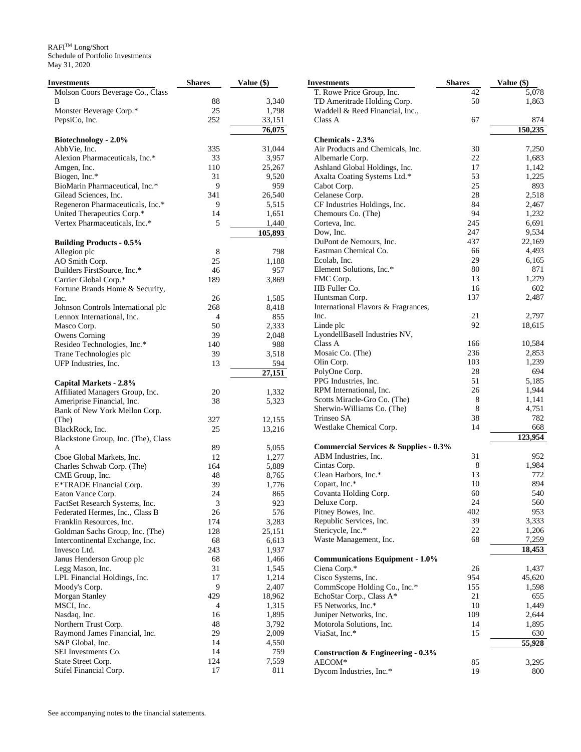RAFI™ Long/Short
Schedule of Portfolio Investments
May 31, 2020

| Investments | Shares | Value ($) |
|---|---|---|
| Molson Coors Beverage Co., Class B | 88 | 3,340 |
| Monster Beverage Corp.* | 25 | 1,798 |
| PepsiCo, Inc. | 252 | 33,151 |
| | | 76,075 |
| **Biotechnology - 2.0%** | | |
| AbbVie, Inc. | 335 | 31,044 |
| Alexion Pharmaceuticals, Inc.* | 33 | 3,957 |
| Amgen, Inc. | 110 | 25,267 |
| Biogen, Inc.* | 31 | 9,520 |
| BioMarin Pharmaceutical, Inc.* | 9 | 959 |
| Gilead Sciences, Inc. | 341 | 26,540 |
| Regeneron Pharmaceuticals, Inc.* | 9 | 5,515 |
| United Therapeutics Corp.* | 14 | 1,651 |
| Vertex Pharmaceuticals, Inc.* | 5 | 1,440 |
| | | 105,893 |
| **Building Products - 0.5%** | | |
| Allegion plc | 8 | 798 |
| AO Smith Corp. | 25 | 1,188 |
| Builders FirstSource, Inc.* | 46 | 957 |
| Carrier Global Corp.* | 189 | 3,869 |
| Fortune Brands Home & Security, Inc. | 26 | 1,585 |
| Johnson Controls International plc | 268 | 8,418 |
| Lennox International, Inc. | 4 | 855 |
| Masco Corp. | 50 | 2,333 |
| Owens Corning | 39 | 2,048 |
| Resideo Technologies, Inc.* | 140 | 988 |
| Trane Technologies plc | 39 | 3,518 |
| UFP Industries, Inc. | 13 | 594 |
| | | 27,151 |
| **Capital Markets - 2.8%** | | |
| Affiliated Managers Group, Inc. | 20 | 1,332 |
| Ameriprise Financial, Inc. | 38 | 5,323 |
| Bank of New York Mellon Corp. (The) | 327 | 12,155 |
| BlackRock, Inc. | 25 | 13,216 |
| Blackstone Group, Inc. (The), Class A | 89 | 5,055 |
| Cboe Global Markets, Inc. | 12 | 1,277 |
| Charles Schwab Corp. (The) | 164 | 5,889 |
| CME Group, Inc. | 48 | 8,765 |
| E*TRADE Financial Corp. | 39 | 1,776 |
| Eaton Vance Corp. | 24 | 865 |
| FactSet Research Systems, Inc. | 3 | 923 |
| Federated Hermes, Inc., Class B | 26 | 576 |
| Franklin Resources, Inc. | 174 | 3,283 |
| Goldman Sachs Group, Inc. (The) | 128 | 25,151 |
| Intercontinental Exchange, Inc. | 68 | 6,613 |
| Invesco Ltd. | 243 | 1,937 |
| Janus Henderson Group plc | 68 | 1,466 |
| Legg Mason, Inc. | 31 | 1,545 |
| LPL Financial Holdings, Inc. | 17 | 1,214 |
| Moody's Corp. | 9 | 2,407 |
| Morgan Stanley | 429 | 18,962 |
| MSCI, Inc. | 4 | 1,315 |
| Nasdaq, Inc. | 16 | 1,895 |
| Northern Trust Corp. | 48 | 3,792 |
| Raymond James Financial, Inc. | 29 | 2,009 |
| S&P Global, Inc. | 14 | 4,550 |
| SEI Investments Co. | 14 | 759 |
| State Street Corp. | 124 | 7,559 |
| Stifel Financial Corp. | 17 | 811 |
| T. Rowe Price Group, Inc. | 42 | 5,078 |
| TD Ameritrade Holding Corp. | 50 | 1,863 |
| Waddell & Reed Financial, Inc., Class A | 67 | 874 |
| | | 150,235 |
| **Chemicals - 2.3%** | | |
| Air Products and Chemicals, Inc. | 30 | 7,250 |
| Albemarle Corp. | 22 | 1,683 |
| Ashland Global Holdings, Inc. | 17 | 1,142 |
| Axalta Coating Systems Ltd.* | 53 | 1,225 |
| Cabot Corp. | 25 | 893 |
| Celanese Corp. | 28 | 2,518 |
| CF Industries Holdings, Inc. | 84 | 2,467 |
| Chemours Co. (The) | 94 | 1,232 |
| Corteva, Inc. | 245 | 6,691 |
| Dow, Inc. | 247 | 9,534 |
| DuPont de Nemours, Inc. | 437 | 22,169 |
| Eastman Chemical Co. | 66 | 4,493 |
| Ecolab, Inc. | 29 | 6,165 |
| Element Solutions, Inc.* | 80 | 871 |
| FMC Corp. | 13 | 1,279 |
| HB Fuller Co. | 16 | 602 |
| Huntsman Corp. | 137 | 2,487 |
| International Flavors & Fragrances, Inc. | 21 | 2,797 |
| Linde plc | 92 | 18,615 |
| LyondellBasell Industries NV, Class A | 166 | 10,584 |
| Mosaic Co. (The) | 236 | 2,853 |
| Olin Corp. | 103 | 1,239 |
| PolyOne Corp. | 28 | 694 |
| PPG Industries, Inc. | 51 | 5,185 |
| RPM International, Inc. | 26 | 1,944 |
| Scotts Miracle-Gro Co. (The) | 8 | 1,141 |
| Sherwin-Williams Co. (The) | 8 | 4,751 |
| Trinseo SA | 38 | 782 |
| Westlake Chemical Corp. | 14 | 668 |
| | | 123,954 |
| **Commercial Services & Supplies - 0.3%** | | |
| ABM Industries, Inc. | 31 | 952 |
| Cintas Corp. | 8 | 1,984 |
| Clean Harbors, Inc.* | 13 | 772 |
| Copart, Inc.* | 10 | 894 |
| Covanta Holding Corp. | 60 | 540 |
| Deluxe Corp. | 24 | 560 |
| Pitney Bowes, Inc. | 402 | 953 |
| Republic Services, Inc. | 39 | 3,333 |
| Stericycle, Inc.* | 22 | 1,206 |
| Waste Management, Inc. | 68 | 7,259 |
| | | 18,453 |
| **Communications Equipment - 1.0%** | | |
| Ciena Corp.* | 26 | 1,437 |
| Cisco Systems, Inc. | 954 | 45,620 |
| CommScope Holding Co., Inc.* | 155 | 1,598 |
| EchoStar Corp., Class A* | 21 | 655 |
| F5 Networks, Inc.* | 10 | 1,449 |
| Juniper Networks, Inc. | 109 | 2,644 |
| Motorola Solutions, Inc. | 14 | 1,895 |
| ViaSat, Inc.* | 15 | 630 |
| | | 55,928 |
| **Construction & Engineering - 0.3%** | | |
| AECOM* | 85 | 3,295 |
| Dycom Industries, Inc.* | 19 | 800 |

See accompanying notes to the financial statements.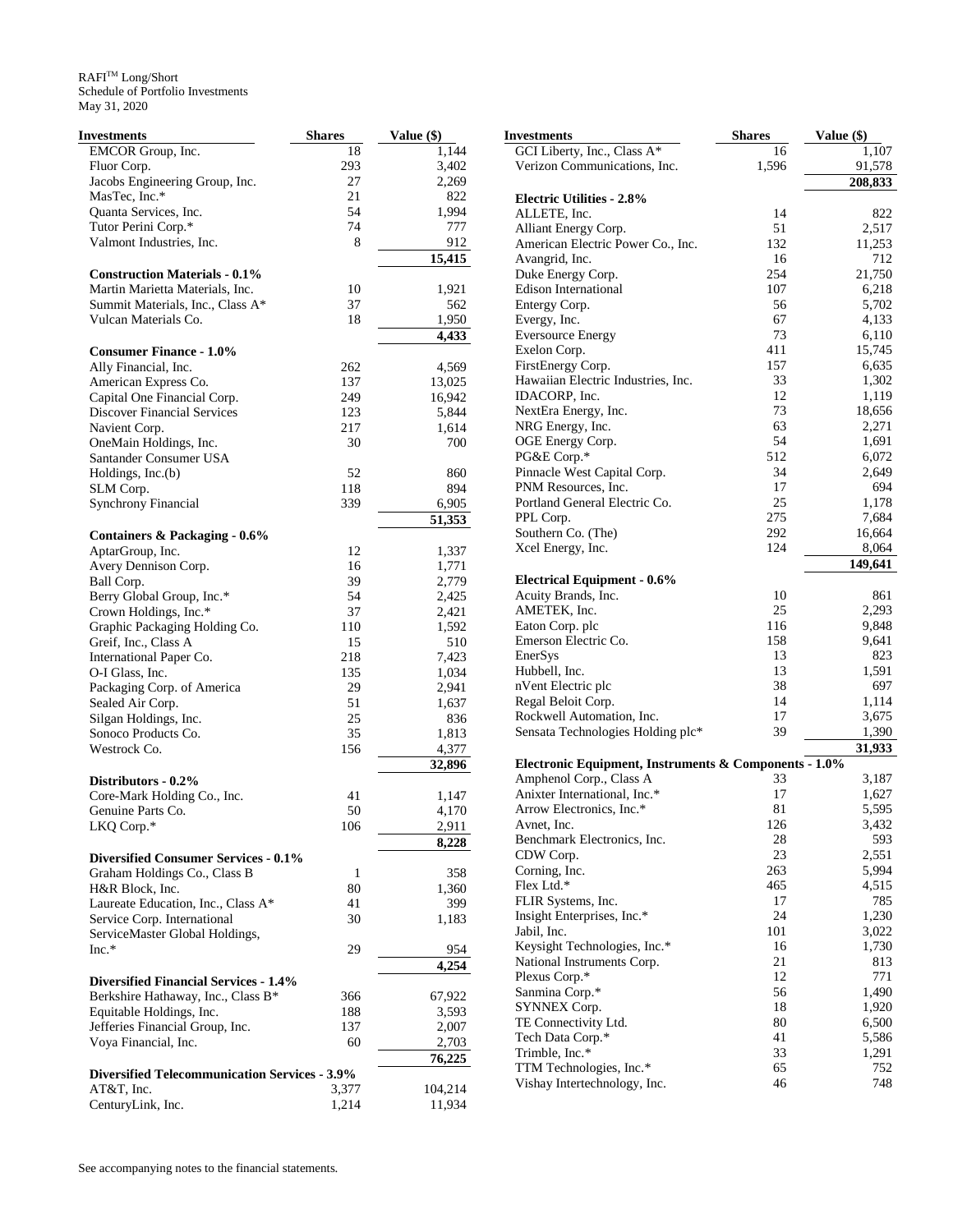RAFI™ Long/Short
Schedule of Portfolio Investments
May 31, 2020

| Investments | Shares | Value ($) |
|---|---|---|
| EMCOR Group, Inc. | 18 | 1,144 |
| Fluor Corp. | 293 | 3,402 |
| Jacobs Engineering Group, Inc. | 27 | 2,269 |
| MasTec, Inc.* | 21 | 822 |
| Quanta Services, Inc. | 54 | 1,994 |
| Tutor Perini Corp.* | 74 | 777 |
| Valmont Industries, Inc. | 8 | 912 |
| | | 15,415 |
| **Construction Materials - 0.1%** | | |
| Martin Marietta Materials, Inc. | 10 | 1,921 |
| Summit Materials, Inc., Class A* | 37 | 562 |
| Vulcan Materials Co. | 18 | 1,950 |
| | | 4,433 |
| **Consumer Finance - 1.0%** | | |
| Ally Financial, Inc. | 262 | 4,569 |
| American Express Co. | 137 | 13,025 |
| Capital One Financial Corp. | 249 | 16,942 |
| Discover Financial Services | 123 | 5,844 |
| Navient Corp. | 217 | 1,614 |
| OneMain Holdings, Inc. | 30 | 700 |
| Santander Consumer USA Holdings, Inc.(b) | 52 | 860 |
| SLM Corp. | 118 | 894 |
| Synchrony Financial | 339 | 6,905 |
| | | 51,353 |
| **Containers & Packaging - 0.6%** | | |
| AptarGroup, Inc. | 12 | 1,337 |
| Avery Dennison Corp. | 16 | 1,771 |
| Ball Corp. | 39 | 2,779 |
| Berry Global Group, Inc.* | 54 | 2,425 |
| Crown Holdings, Inc.* | 37 | 2,421 |
| Graphic Packaging Holding Co. | 110 | 1,592 |
| Greif, Inc., Class A | 15 | 510 |
| International Paper Co. | 218 | 7,423 |
| O-I Glass, Inc. | 135 | 1,034 |
| Packaging Corp. of America | 29 | 2,941 |
| Sealed Air Corp. | 51 | 1,637 |
| Silgan Holdings, Inc. | 25 | 836 |
| Sonoco Products Co. | 35 | 1,813 |
| Westrock Co. | 156 | 4,377 |
| | | 32,896 |
| **Distributors - 0.2%** | | |
| Core-Mark Holding Co., Inc. | 41 | 1,147 |
| Genuine Parts Co. | 50 | 4,170 |
| LKQ Corp.* | 106 | 2,911 |
| | | 8,228 |
| **Diversified Consumer Services - 0.1%** | | |
| Graham Holdings Co., Class B | 1 | 358 |
| H&R Block, Inc. | 80 | 1,360 |
| Laureate Education, Inc., Class A* | 41 | 399 |
| Service Corp. International | 30 | 1,183 |
| ServiceMaster Global Holdings, Inc.* | 29 | 954 |
| | | 4,254 |
| **Diversified Financial Services - 1.4%** | | |
| Berkshire Hathaway, Inc., Class B* | 366 | 67,922 |
| Equitable Holdings, Inc. | 188 | 3,593 |
| Jefferies Financial Group, Inc. | 137 | 2,007 |
| Voya Financial, Inc. | 60 | 2,703 |
| | | 76,225 |
| **Diversified Telecommunication Services - 3.9%** | | |
| AT&T, Inc. | 3,377 | 104,214 |
| CenturyLink, Inc. | 1,214 | 11,934 |
| GCI Liberty, Inc., Class A* | 16 | 1,107 |
| Verizon Communications, Inc. | 1,596 | 91,578 |
| | | 208,833 |
| **Electric Utilities - 2.8%** | | |
| ALLETE, Inc. | 14 | 822 |
| Alliant Energy Corp. | 51 | 2,517 |
| American Electric Power Co., Inc. | 132 | 11,253 |
| Avangrid, Inc. | 16 | 712 |
| Duke Energy Corp. | 254 | 21,750 |
| Edison International | 107 | 6,218 |
| Entergy Corp. | 56 | 5,702 |
| Evergy, Inc. | 67 | 4,133 |
| Eversource Energy | 73 | 6,110 |
| Exelon Corp. | 411 | 15,745 |
| FirstEnergy Corp. | 157 | 6,635 |
| Hawaiian Electric Industries, Inc. | 33 | 1,302 |
| IDACORP, Inc. | 12 | 1,119 |
| NextEra Energy, Inc. | 73 | 18,656 |
| NRG Energy, Inc. | 63 | 2,271 |
| OGE Energy Corp. | 54 | 1,691 |
| PG&E Corp.* | 512 | 6,072 |
| Pinnacle West Capital Corp. | 34 | 2,649 |
| PNM Resources, Inc. | 17 | 694 |
| Portland General Electric Co. | 25 | 1,178 |
| PPL Corp. | 275 | 7,684 |
| Southern Co. (The) | 292 | 16,664 |
| Xcel Energy, Inc. | 124 | 8,064 |
| | | 149,641 |
| **Electrical Equipment - 0.6%** | | |
| Acuity Brands, Inc. | 10 | 861 |
| AMETEK, Inc. | 25 | 2,293 |
| Eaton Corp. plc | 116 | 9,848 |
| Emerson Electric Co. | 158 | 9,641 |
| EnerSys | 13 | 823 |
| Hubbell, Inc. | 13 | 1,591 |
| nVent Electric plc | 38 | 697 |
| Regal Beloit Corp. | 14 | 1,114 |
| Rockwell Automation, Inc. | 17 | 3,675 |
| Sensata Technologies Holding plc* | 39 | 1,390 |
| | | 31,933 |
| **Electronic Equipment, Instruments & Components - 1.0%** | | |
| Amphenol Corp., Class A | 33 | 3,187 |
| Anixter International, Inc.* | 17 | 1,627 |
| Arrow Electronics, Inc.* | 81 | 5,595 |
| Avnet, Inc. | 126 | 3,432 |
| Benchmark Electronics, Inc. | 28 | 593 |
| CDW Corp. | 23 | 2,551 |
| Corning, Inc. | 263 | 5,994 |
| Flex Ltd.* | 465 | 4,515 |
| FLIR Systems, Inc. | 17 | 785 |
| Insight Enterprises, Inc.* | 24 | 1,230 |
| Jabil, Inc. | 101 | 3,022 |
| Keysight Technologies, Inc.* | 16 | 1,730 |
| National Instruments Corp. | 21 | 813 |
| Plexus Corp.* | 12 | 771 |
| Sanmina Corp.* | 56 | 1,490 |
| SYNNEX Corp. | 18 | 1,920 |
| TE Connectivity Ltd. | 80 | 6,500 |
| Tech Data Corp.* | 41 | 5,586 |
| Trimble, Inc.* | 33 | 1,291 |
| TTM Technologies, Inc.* | 65 | 752 |
| Vishay Intertechnology, Inc. | 46 | 748 |

See accompanying notes to the financial statements.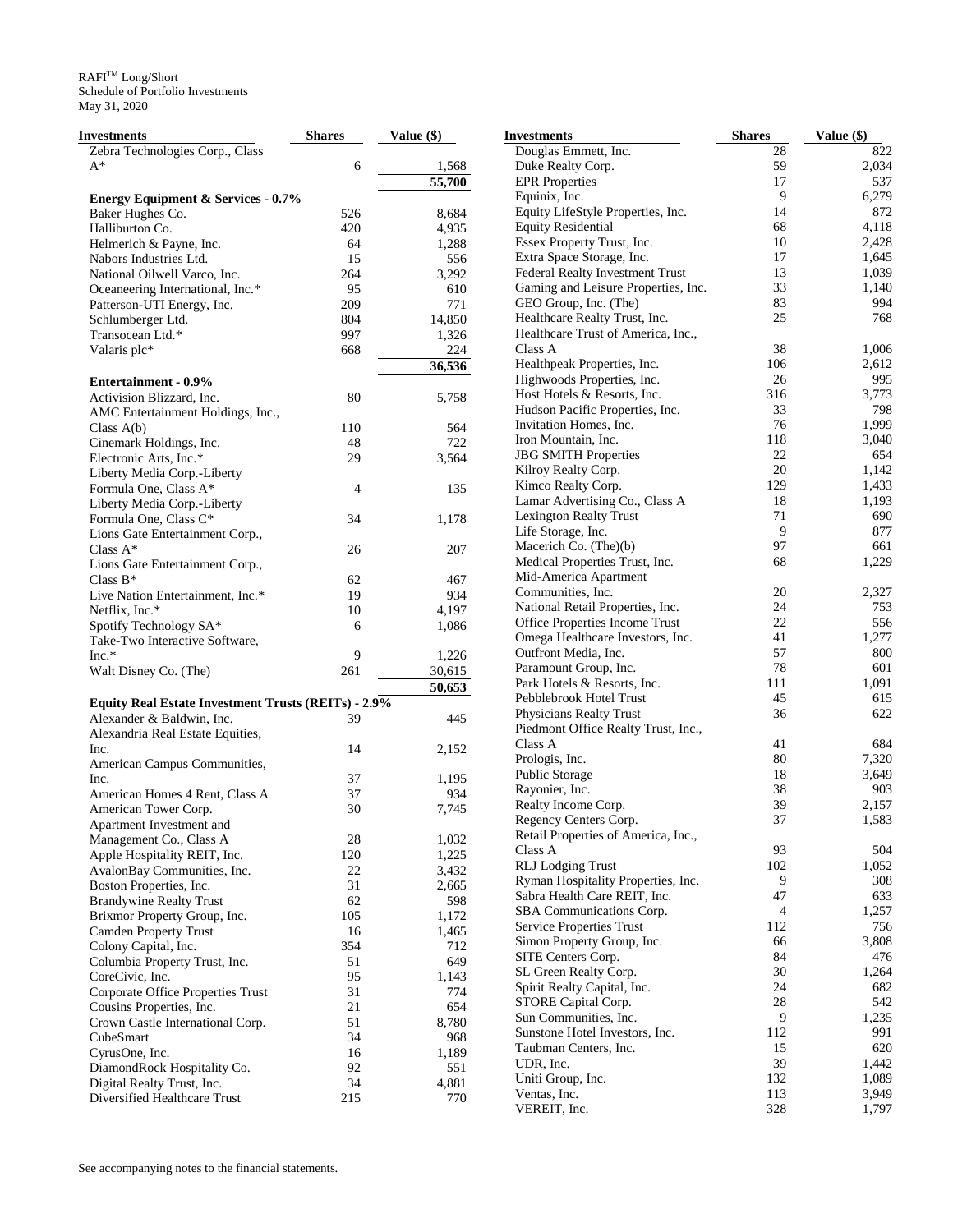RAFI™ Long/Short
Schedule of Portfolio Investments
May 31, 2020

| Investments | Shares | Value ($) |
|---|---|---|
| Zebra Technologies Corp., Class A* | 6 | 1,568 |
| | | 55,700 |
| **Energy Equipment & Services - 0.7%** | | |
| Baker Hughes Co. | 526 | 8,684 |
| Halliburton Co. | 420 | 4,935 |
| Helmerich & Payne, Inc. | 64 | 1,288 |
| Nabors Industries Ltd. | 15 | 556 |
| National Oilwell Varco, Inc. | 264 | 3,292 |
| Oceaneering International, Inc.* | 95 | 610 |
| Patterson-UTI Energy, Inc. | 209 | 771 |
| Schlumberger Ltd. | 804 | 14,850 |
| Transocean Ltd.* | 997 | 1,326 |
| Valaris plc* | 668 | 224 |
| | | 36,536 |
| **Entertainment - 0.9%** | | |
| Activision Blizzard, Inc. | 80 | 5,758 |
| AMC Entertainment Holdings, Inc., Class A(b) | 110 | 564 |
| Cinemark Holdings, Inc. | 48 | 722 |
| Electronic Arts, Inc.* | 29 | 3,564 |
| Liberty Media Corp.-Liberty Formula One, Class A* | 4 | 135 |
| Liberty Media Corp.-Liberty Formula One, Class C* | 34 | 1,178 |
| Lions Gate Entertainment Corp., Class A* | 26 | 207 |
| Lions Gate Entertainment Corp., Class B* | 62 | 467 |
| Live Nation Entertainment, Inc.* | 19 | 934 |
| Netflix, Inc.* | 10 | 4,197 |
| Spotify Technology SA* | 6 | 1,086 |
| Take-Two Interactive Software, Inc.* | 9 | 1,226 |
| Walt Disney Co. (The) | 261 | 30,615 |
| | | 50,653 |
| **Equity Real Estate Investment Trusts (REITs) - 2.9%** | | |
| Alexander & Baldwin, Inc. | 39 | 445 |
| Alexandria Real Estate Equities, Inc. | 14 | 2,152 |
| American Campus Communities, Inc. | 37 | 1,195 |
| American Homes 4 Rent, Class A | 37 | 934 |
| American Tower Corp. | 30 | 7,745 |
| Apartment Investment and Management Co., Class A | 28 | 1,032 |
| Apple Hospitality REIT, Inc. | 120 | 1,225 |
| AvalonBay Communities, Inc. | 22 | 3,432 |
| Boston Properties, Inc. | 31 | 2,665 |
| Brandywine Realty Trust | 62 | 598 |
| Brixmor Property Group, Inc. | 105 | 1,172 |
| Camden Property Trust | 16 | 1,465 |
| Colony Capital, Inc. | 354 | 712 |
| Columbia Property Trust, Inc. | 51 | 649 |
| CoreCivic, Inc. | 95 | 1,143 |
| Corporate Office Properties Trust | 31 | 774 |
| Cousins Properties, Inc. | 21 | 654 |
| Crown Castle International Corp. | 51 | 8,780 |
| CubeSmart | 34 | 968 |
| CyrusOne, Inc. | 16 | 1,189 |
| DiamondRock Hospitality Co. | 92 | 551 |
| Digital Realty Trust, Inc. | 34 | 4,881 |
| Diversified Healthcare Trust | 215 | 770 |
| Douglas Emmett, Inc. | 28 | 822 |
| Duke Realty Corp. | 59 | 2,034 |
| EPR Properties | 17 | 537 |
| Equinix, Inc. | 9 | 6,279 |
| Equity LifeStyle Properties, Inc. | 14 | 872 |
| Equity Residential | 68 | 4,118 |
| Essex Property Trust, Inc. | 10 | 2,428 |
| Extra Space Storage, Inc. | 17 | 1,645 |
| Federal Realty Investment Trust | 13 | 1,039 |
| Gaming and Leisure Properties, Inc. | 33 | 1,140 |
| GEO Group, Inc. (The) | 83 | 994 |
| Healthcare Realty Trust, Inc. | 25 | 768 |
| Healthcare Trust of America, Inc., Class A | 38 | 1,006 |
| Healthpeak Properties, Inc. | 106 | 2,612 |
| Highwoods Properties, Inc. | 26 | 995 |
| Host Hotels & Resorts, Inc. | 316 | 3,773 |
| Hudson Pacific Properties, Inc. | 33 | 798 |
| Invitation Homes, Inc. | 76 | 1,999 |
| Iron Mountain, Inc. | 118 | 3,040 |
| JBG SMITH Properties | 22 | 654 |
| Kilroy Realty Corp. | 20 | 1,142 |
| Kimco Realty Corp. | 129 | 1,433 |
| Lamar Advertising Co., Class A | 18 | 1,193 |
| Lexington Realty Trust | 71 | 690 |
| Life Storage, Inc. | 9 | 877 |
| Macerich Co. (The)(b) | 97 | 661 |
| Medical Properties Trust, Inc. | 68 | 1,229 |
| Mid-America Apartment Communities, Inc. | 20 | 2,327 |
| National Retail Properties, Inc. | 24 | 753 |
| Office Properties Income Trust | 22 | 556 |
| Omega Healthcare Investors, Inc. | 41 | 1,277 |
| Outfront Media, Inc. | 57 | 800 |
| Paramount Group, Inc. | 78 | 601 |
| Park Hotels & Resorts, Inc. | 111 | 1,091 |
| Pebblebrook Hotel Trust | 45 | 615 |
| Physicians Realty Trust | 36 | 622 |
| Piedmont Office Realty Trust, Inc., Class A | 41 | 684 |
| Prologis, Inc. | 80 | 7,320 |
| Public Storage | 18 | 3,649 |
| Rayonier, Inc. | 38 | 903 |
| Realty Income Corp. | 39 | 2,157 |
| Regency Centers Corp. | 37 | 1,583 |
| Retail Properties of America, Inc., Class A | 93 | 504 |
| RLJ Lodging Trust | 102 | 1,052 |
| Ryman Hospitality Properties, Inc. | 9 | 308 |
| Sabra Health Care REIT, Inc. | 47 | 633 |
| SBA Communications Corp. | 4 | 1,257 |
| Service Properties Trust | 112 | 756 |
| Simon Property Group, Inc. | 66 | 3,808 |
| SITE Centers Corp. | 84 | 476 |
| SL Green Realty Corp. | 30 | 1,264 |
| Spirit Realty Capital, Inc. | 24 | 682 |
| STORE Capital Corp. | 28 | 542 |
| Sun Communities, Inc. | 9 | 1,235 |
| Sunstone Hotel Investors, Inc. | 112 | 991 |
| Taubman Centers, Inc. | 15 | 620 |
| UDR, Inc. | 39 | 1,442 |
| Uniti Group, Inc. | 132 | 1,089 |
| Ventas, Inc. | 113 | 3,949 |
| VEREIT, Inc. | 328 | 1,797 |

See accompanying notes to the financial statements.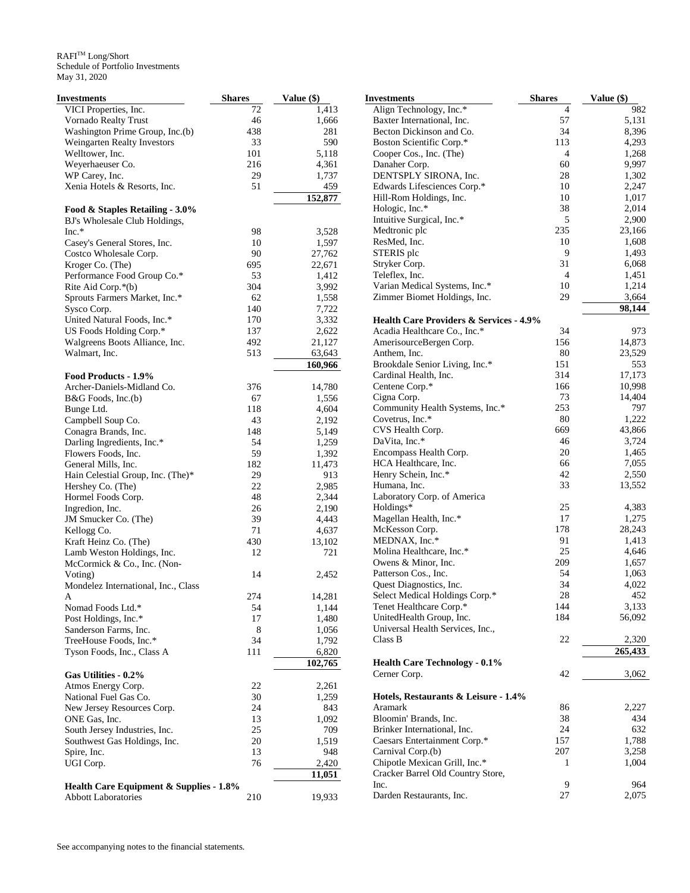RAFI™ Long/Short
Schedule of Portfolio Investments
May 31, 2020

| Investments | Shares | Value ($) |
|---|---|---|
| VICI Properties, Inc. | 72 | 1,413 |
| Vornado Realty Trust | 46 | 1,666 |
| Washington Prime Group, Inc.(b) | 438 | 281 |
| Weingarten Realty Investors | 33 | 590 |
| Welltower, Inc. | 101 | 5,118 |
| Weyerhaeuser Co. | 216 | 4,361 |
| WP Carey, Inc. | 29 | 1,737 |
| Xenia Hotels & Resorts, Inc. | 51 | 459 |
| | | 152,877 |
| **Food & Staples Retailing - 3.0%** | | |
| BJ's Wholesale Club Holdings, Inc.* | 98 | 3,528 |
| Casey's General Stores, Inc. | 10 | 1,597 |
| Costco Wholesale Corp. | 90 | 27,762 |
| Kroger Co. (The) | 695 | 22,671 |
| Performance Food Group Co.* | 53 | 1,412 |
| Rite Aid Corp.*(b) | 304 | 3,992 |
| Sprouts Farmers Market, Inc.* | 62 | 1,558 |
| Sysco Corp. | 140 | 7,722 |
| United Natural Foods, Inc.* | 170 | 3,332 |
| US Foods Holding Corp.* | 137 | 2,622 |
| Walgreens Boots Alliance, Inc. | 492 | 21,127 |
| Walmart, Inc. | 513 | 63,643 |
| | | 160,966 |
| **Food Products - 1.9%** | | |
| Archer-Daniels-Midland Co. | 376 | 14,780 |
| B&G Foods, Inc.(b) | 67 | 1,556 |
| Bunge Ltd. | 118 | 4,604 |
| Campbell Soup Co. | 43 | 2,192 |
| Conagra Brands, Inc. | 148 | 5,149 |
| Darling Ingredients, Inc.* | 54 | 1,259 |
| Flowers Foods, Inc. | 59 | 1,392 |
| General Mills, Inc. | 182 | 11,473 |
| Hain Celestial Group, Inc. (The)* | 29 | 913 |
| Hershey Co. (The) | 22 | 2,985 |
| Hormel Foods Corp. | 48 | 2,344 |
| Ingredion, Inc. | 26 | 2,190 |
| JM Smucker Co. (The) | 39 | 4,443 |
| Kellogg Co. | 71 | 4,637 |
| Kraft Heinz Co. (The) | 430 | 13,102 |
| Lamb Weston Holdings, Inc. | 12 | 721 |
| McCormick & Co., Inc. (Non-Voting) | 14 | 2,452 |
| Mondelez International, Inc., Class A | 274 | 14,281 |
| Nomad Foods Ltd.* | 54 | 1,144 |
| Post Holdings, Inc.* | 17 | 1,480 |
| Sanderson Farms, Inc. | 8 | 1,056 |
| TreeHouse Foods, Inc.* | 34 | 1,792 |
| Tyson Foods, Inc., Class A | 111 | 6,820 |
| | | 102,765 |
| **Gas Utilities - 0.2%** | | |
| Atmos Energy Corp. | 22 | 2,261 |
| National Fuel Gas Co. | 30 | 1,259 |
| New Jersey Resources Corp. | 24 | 843 |
| ONE Gas, Inc. | 13 | 1,092 |
| South Jersey Industries, Inc. | 25 | 709 |
| Southwest Gas Holdings, Inc. | 20 | 1,519 |
| Spire, Inc. | 13 | 948 |
| UGI Corp. | 76 | 2,420 |
| | | 11,051 |
| **Health Care Equipment & Supplies - 1.8%** | | |
| Abbott Laboratories | 210 | 19,933 |
| Align Technology, Inc.* | 4 | 982 |
| Baxter International, Inc. | 57 | 5,131 |
| Becton Dickinson and Co. | 34 | 8,396 |
| Boston Scientific Corp.* | 113 | 4,293 |
| Cooper Cos., Inc. (The) | 4 | 1,268 |
| Danaher Corp. | 60 | 9,997 |
| DENTSPLY SIRONA, Inc. | 28 | 1,302 |
| Edwards Lifesciences Corp.* | 10 | 2,247 |
| Hill-Rom Holdings, Inc. | 10 | 1,017 |
| Hologic, Inc.* | 38 | 2,014 |
| Intuitive Surgical, Inc.* | 5 | 2,900 |
| Medtronic plc | 235 | 23,166 |
| ResMed, Inc. | 10 | 1,608 |
| STERIS plc | 9 | 1,493 |
| Stryker Corp. | 31 | 6,068 |
| Teleflex, Inc. | 4 | 1,451 |
| Varian Medical Systems, Inc.* | 10 | 1,214 |
| Zimmer Biomet Holdings, Inc. | 29 | 3,664 |
| | | 98,144 |
| **Health Care Providers & Services - 4.9%** | | |
| Acadia Healthcare Co., Inc.* | 34 | 973 |
| AmerisourceBergen Corp. | 156 | 14,873 |
| Anthem, Inc. | 80 | 23,529 |
| Brookdale Senior Living, Inc.* | 151 | 553 |
| Cardinal Health, Inc. | 314 | 17,173 |
| Centene Corp.* | 166 | 10,998 |
| Cigna Corp. | 73 | 14,404 |
| Community Health Systems, Inc.* | 253 | 797 |
| Covetrus, Inc.* | 80 | 1,222 |
| CVS Health Corp. | 669 | 43,866 |
| DaVita, Inc.* | 46 | 3,724 |
| Encompass Health Corp. | 20 | 1,465 |
| HCA Healthcare, Inc. | 66 | 7,055 |
| Henry Schein, Inc.* | 42 | 2,550 |
| Humana, Inc. | 33 | 13,552 |
| Laboratory Corp. of America Holdings* | 25 | 4,383 |
| Magellan Health, Inc.* | 17 | 1,275 |
| McKesson Corp. | 178 | 28,243 |
| MEDNAX, Inc.* | 91 | 1,413 |
| Molina Healthcare, Inc.* | 25 | 4,646 |
| Owens & Minor, Inc. | 209 | 1,657 |
| Patterson Cos., Inc. | 54 | 1,063 |
| Quest Diagnostics, Inc. | 34 | 4,022 |
| Select Medical Holdings Corp.* | 28 | 452 |
| Tenet Healthcare Corp.* | 144 | 3,133 |
| UnitedHealth Group, Inc. | 184 | 56,092 |
| Universal Health Services, Inc., Class B | 22 | 2,320 |
| | | 265,433 |
| **Health Care Technology - 0.1%** | | |
| Cerner Corp. | 42 | 3,062 |
| **Hotels, Restaurants & Leisure - 1.4%** | | |
| Aramark | 86 | 2,227 |
| Bloomin' Brands, Inc. | 38 | 434 |
| Brinker International, Inc. | 24 | 632 |
| Caesars Entertainment Corp.* | 157 | 1,788 |
| Carnival Corp.(b) | 207 | 3,258 |
| Chipotle Mexican Grill, Inc.* | 1 | 1,004 |
| Cracker Barrel Old Country Store, Inc. | 9 | 964 |
| Darden Restaurants, Inc. | 27 | 2,075 |

See accompanying notes to the financial statements.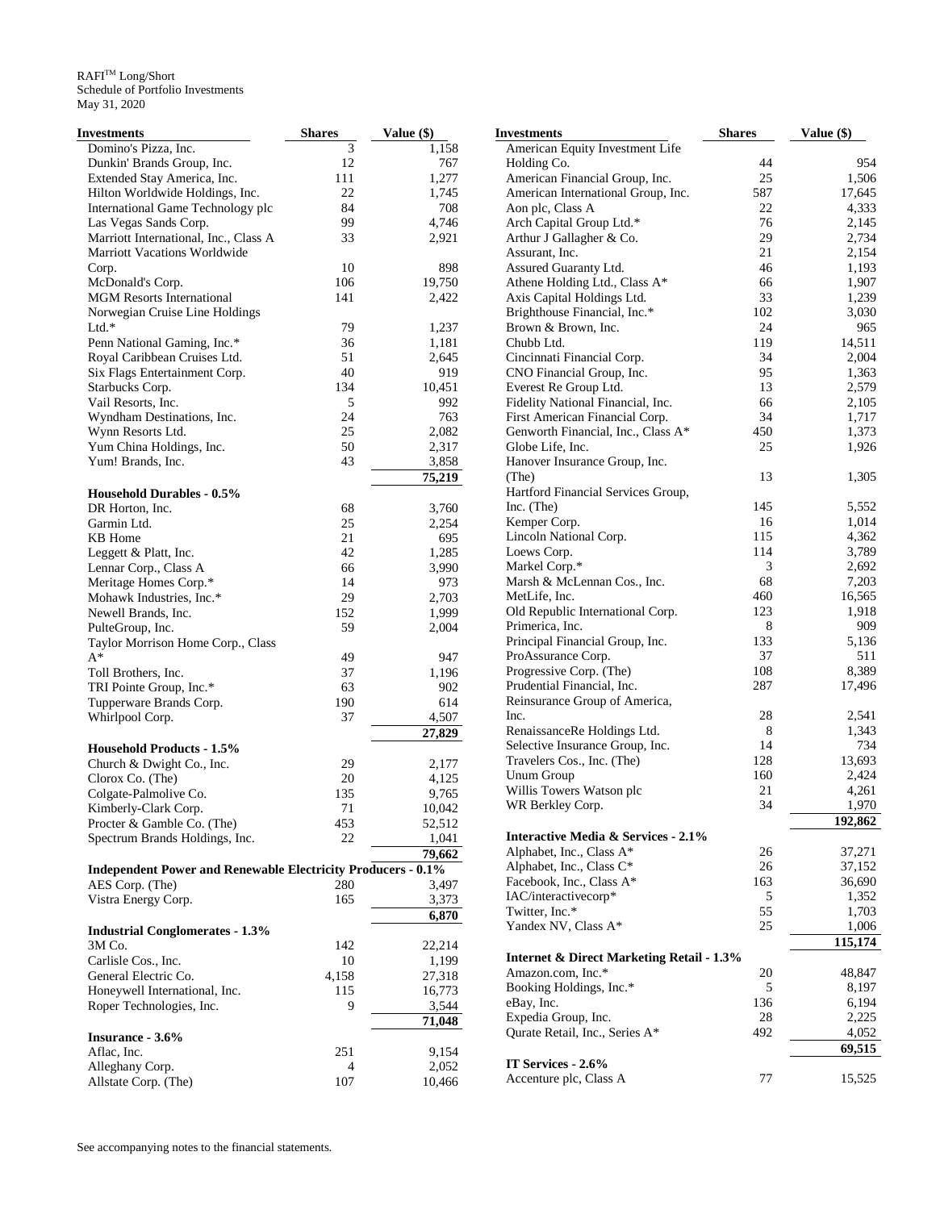RAFI™ Long/Short
Schedule of Portfolio Investments
May 31, 2020

| Investments | Shares | Value ($) |
|---|---|---|
| Domino's Pizza, Inc. | 3 | 1,158 |
| Dunkin' Brands Group, Inc. | 12 | 767 |
| Extended Stay America, Inc. | 111 | 1,277 |
| Hilton Worldwide Holdings, Inc. | 22 | 1,745 |
| International Game Technology plc | 84 | 708 |
| Las Vegas Sands Corp. | 99 | 4,746 |
| Marriott International, Inc., Class A | 33 | 2,921 |
| Marriott Vacations Worldwide Corp. | 10 | 898 |
| McDonald's Corp. | 106 | 19,750 |
| MGM Resorts International | 141 | 2,422 |
| Norwegian Cruise Line Holdings Ltd.* | 79 | 1,237 |
| Penn National Gaming, Inc.* | 36 | 1,181 |
| Royal Caribbean Cruises Ltd. | 51 | 2,645 |
| Six Flags Entertainment Corp. | 40 | 919 |
| Starbucks Corp. | 134 | 10,451 |
| Vail Resorts, Inc. | 5 | 992 |
| Wyndham Destinations, Inc. | 24 | 763 |
| Wynn Resorts Ltd. | 25 | 2,082 |
| Yum China Holdings, Inc. | 50 | 2,317 |
| Yum! Brands, Inc. | 43 | 3,858 |
| | | **75,219** |
| **Household Durables - 0.5%** | | |
| DR Horton, Inc. | 68 | 3,760 |
| Garmin Ltd. | 25 | 2,254 |
| KB Home | 21 | 695 |
| Leggett & Platt, Inc. | 42 | 1,285 |
| Lennar Corp., Class A | 66 | 3,990 |
| Meritage Homes Corp.* | 14 | 973 |
| Mohawk Industries, Inc.* | 29 | 2,703 |
| Newell Brands, Inc. | 152 | 1,999 |
| PulteGroup, Inc. | 59 | 2,004 |
| Taylor Morrison Home Corp., Class A* | 49 | 947 |
| Toll Brothers, Inc. | 37 | 1,196 |
| TRI Pointe Group, Inc.* | 63 | 902 |
| Tupperware Brands Corp. | 190 | 614 |
| Whirlpool Corp. | 37 | 4,507 |
| | | **27,829** |
| **Household Products - 1.5%** | | |
| Church & Dwight Co., Inc. | 29 | 2,177 |
| Clorox Co. (The) | 20 | 4,125 |
| Colgate-Palmolive Co. | 135 | 9,765 |
| Kimberly-Clark Corp. | 71 | 10,042 |
| Procter & Gamble Co. (The) | 453 | 52,512 |
| Spectrum Brands Holdings, Inc. | 22 | 1,041 |
| | | **79,662** |
| **Independent Power and Renewable Electricity Producers - 0.1%** | | |
| AES Corp. (The) | 280 | 3,497 |
| Vistra Energy Corp. | 165 | 3,373 |
| | | **6,870** |
| **Industrial Conglomerates - 1.3%** | | |
| 3M Co. | 142 | 22,214 |
| Carlisle Cos., Inc. | 10 | 1,199 |
| General Electric Co. | 4,158 | 27,318 |
| Honeywell International, Inc. | 115 | 16,773 |
| Roper Technologies, Inc. | 9 | 3,544 |
| | | **71,048** |
| **Insurance - 3.6%** | | |
| Aflac, Inc. | 251 | 9,154 |
| Alleghany Corp. | 4 | 2,052 |
| Allstate Corp. (The) | 107 | 10,466 |
| American Equity Investment Life Holding Co. | 44 | 954 |
| American Financial Group, Inc. | 25 | 1,506 |
| American International Group, Inc. | 587 | 17,645 |
| Aon plc, Class A | 22 | 4,333 |
| Arch Capital Group Ltd.* | 76 | 2,145 |
| Arthur J Gallagher & Co. | 29 | 2,734 |
| Assurant, Inc. | 21 | 2,154 |
| Assured Guaranty Ltd. | 46 | 1,193 |
| Athene Holding Ltd., Class A* | 66 | 1,907 |
| Axis Capital Holdings Ltd. | 33 | 1,239 |
| Brighthouse Financial, Inc.* | 102 | 3,030 |
| Brown & Brown, Inc. | 24 | 965 |
| Chubb Ltd. | 119 | 14,511 |
| Cincinnati Financial Corp. | 34 | 2,004 |
| CNO Financial Group, Inc. | 95 | 1,363 |
| Everest Re Group Ltd. | 13 | 2,579 |
| Fidelity National Financial, Inc. | 66 | 2,105 |
| First American Financial Corp. | 34 | 1,717 |
| Genworth Financial, Inc., Class A* | 450 | 1,373 |
| Globe Life, Inc. | 25 | 1,926 |
| Hanover Insurance Group, Inc. (The) | 13 | 1,305 |
| Hartford Financial Services Group, Inc. (The) | 145 | 5,552 |
| Kemper Corp. | 16 | 1,014 |
| Lincoln National Corp. | 115 | 4,362 |
| Loews Corp. | 114 | 3,789 |
| Markel Corp.* | 3 | 2,692 |
| Marsh & McLennan Cos., Inc. | 68 | 7,203 |
| MetLife, Inc. | 460 | 16,565 |
| Old Republic International Corp. | 123 | 1,918 |
| Primerica, Inc. | 8 | 909 |
| Principal Financial Group, Inc. | 133 | 5,136 |
| ProAssurance Corp. | 37 | 511 |
| Progressive Corp. (The) | 108 | 8,389 |
| Prudential Financial, Inc. | 287 | 17,496 |
| Reinsurance Group of America, Inc. | 28 | 2,541 |
| RenaissanceRe Holdings Ltd. | 8 | 1,343 |
| Selective Insurance Group, Inc. | 14 | 734 |
| Travelers Cos., Inc. (The) | 128 | 13,693 |
| Unum Group | 160 | 2,424 |
| Willis Towers Watson plc | 21 | 4,261 |
| WR Berkley Corp. | 34 | 1,970 |
| | | **192,862** |
| **Interactive Media & Services - 2.1%** | | |
| Alphabet, Inc., Class A* | 26 | 37,271 |
| Alphabet, Inc., Class C* | 26 | 37,152 |
| Facebook, Inc., Class A* | 163 | 36,690 |
| IAC/interactivecorp* | 5 | 1,352 |
| Twitter, Inc.* | 55 | 1,703 |
| Yandex NV, Class A* | 25 | 1,006 |
| | | **115,174** |
| **Internet & Direct Marketing Retail - 1.3%** | | |
| Amazon.com, Inc.* | 20 | 48,847 |
| Booking Holdings, Inc.* | 5 | 8,197 |
| eBay, Inc. | 136 | 6,194 |
| Expedia Group, Inc. | 28 | 2,225 |
| Qurate Retail, Inc., Series A* | 492 | 4,052 |
| | | **69,515** |
| **IT Services - 2.6%** | | |
| Accenture plc, Class A | 77 | 15,525 |

See accompanying notes to the financial statements.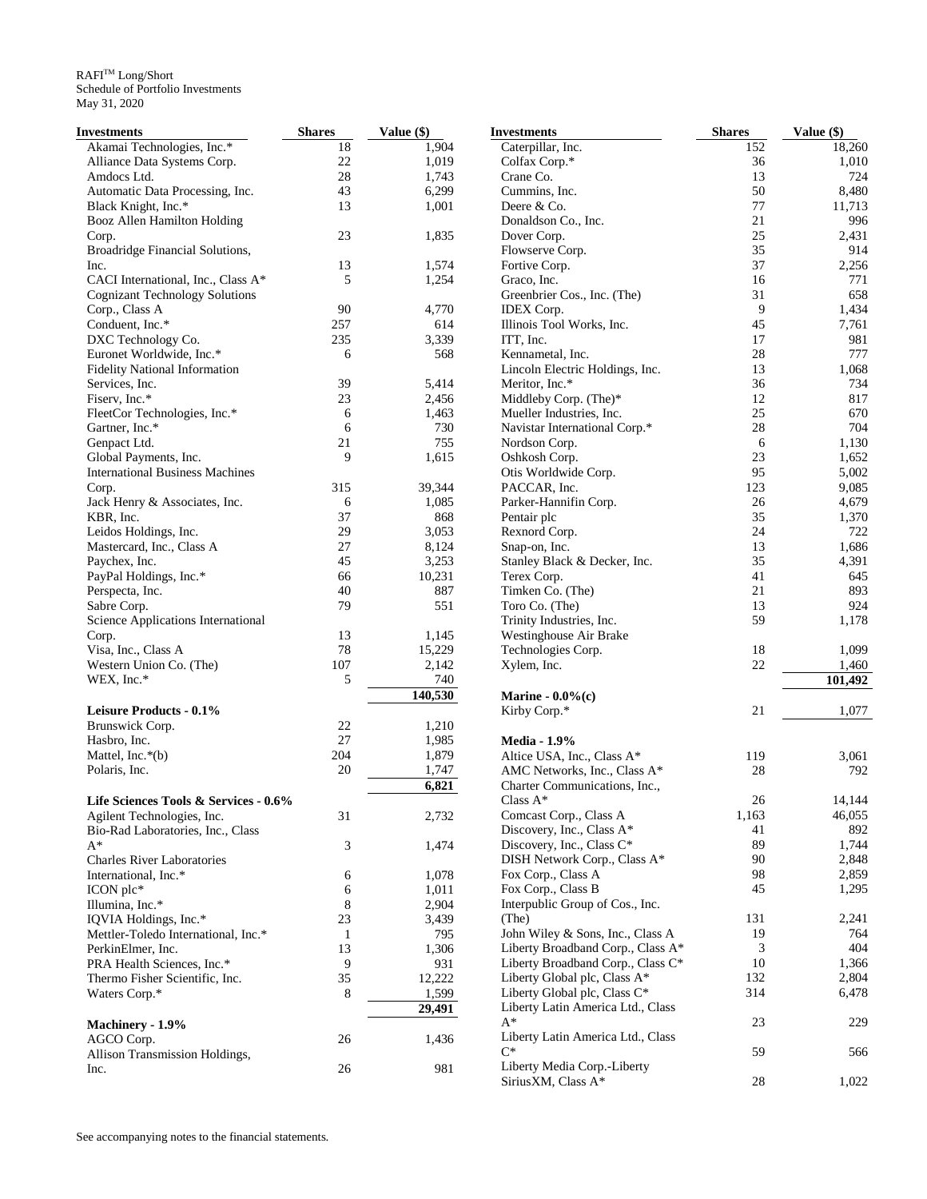RAFI™ Long/Short
Schedule of Portfolio Investments
May 31, 2020

| Investments | Shares | Value ($) |
|---|---|---|
| Akamai Technologies, Inc.* | 18 | 1,904 |
| Alliance Data Systems Corp. | 22 | 1,019 |
| Amdocs Ltd. | 28 | 1,743 |
| Automatic Data Processing, Inc. | 43 | 6,299 |
| Black Knight, Inc.* | 13 | 1,001 |
| Booz Allen Hamilton Holding Corp. | 23 | 1,835 |
| Broadridge Financial Solutions, Inc. | 13 | 1,574 |
| CACI International, Inc., Class A* | 5 | 1,254 |
| Cognizant Technology Solutions Corp., Class A | 90 | 4,770 |
| Conduent, Inc.* | 257 | 614 |
| DXC Technology Co. | 235 | 3,339 |
| Euronet Worldwide, Inc.* | 6 | 568 |
| Fidelity National Information Services, Inc. | 39 | 5,414 |
| Fiserv, Inc.* | 23 | 2,456 |
| FleetCor Technologies, Inc.* | 6 | 1,463 |
| Gartner, Inc.* | 6 | 730 |
| Genpact Ltd. | 21 | 755 |
| Global Payments, Inc. | 9 | 1,615 |
| International Business Machines Corp. | 315 | 39,344 |
| Jack Henry & Associates, Inc. | 6 | 1,085 |
| KBR, Inc. | 37 | 868 |
| Leidos Holdings, Inc. | 29 | 3,053 |
| Mastercard, Inc., Class A | 27 | 8,124 |
| Paychex, Inc. | 45 | 3,253 |
| PayPal Holdings, Inc.* | 66 | 10,231 |
| Perspecta, Inc. | 40 | 887 |
| Sabre Corp. | 79 | 551 |
| Science Applications International Corp. | 13 | 1,145 |
| Visa, Inc., Class A | 78 | 15,229 |
| Western Union Co. (The) | 107 | 2,142 |
| WEX, Inc.* | 5 | 740 |
| | | **140,530** |
| **Leisure Products - 0.1%** | | |
| Brunswick Corp. | 22 | 1,210 |
| Hasbro, Inc. | 27 | 1,985 |
| Mattel, Inc.*(b) | 204 | 1,879 |
| Polaris, Inc. | 20 | 1,747 |
| | | **6,821** |
| **Life Sciences Tools & Services - 0.6%** | | |
| Agilent Technologies, Inc. | 31 | 2,732 |
| Bio-Rad Laboratories, Inc., Class A* | 3 | 1,474 |
| Charles River Laboratories International, Inc.* | 6 | 1,078 |
| ICON plc* | 6 | 1,011 |
| Illumina, Inc.* | 8 | 2,904 |
| IQVIA Holdings, Inc.* | 23 | 3,439 |
| Mettler-Toledo International, Inc.* | 1 | 795 |
| PerkinElmer, Inc. | 13 | 1,306 |
| PRA Health Sciences, Inc.* | 9 | 931 |
| Thermo Fisher Scientific, Inc. | 35 | 12,222 |
| Waters Corp.* | 8 | 1,599 |
| | | **29,491** |
| **Machinery - 1.9%** | | |
| AGCO Corp. | 26 | 1,436 |
| Allison Transmission Holdings, Inc. | 26 | 981 |
| Caterpillar, Inc. | 152 | 18,260 |
| Colfax Corp.* | 36 | 1,010 |
| Crane Co. | 13 | 724 |
| Cummins, Inc. | 50 | 8,480 |
| Deere & Co. | 77 | 11,713 |
| Donaldson Co., Inc. | 21 | 996 |
| Dover Corp. | 25 | 2,431 |
| Flowserve Corp. | 35 | 914 |
| Fortive Corp. | 37 | 2,256 |
| Graco, Inc. | 16 | 771 |
| Greenbrier Cos., Inc. (The) | 31 | 658 |
| IDEX Corp. | 9 | 1,434 |
| Illinois Tool Works, Inc. | 45 | 7,761 |
| ITT, Inc. | 17 | 981 |
| Kennametal, Inc. | 28 | 777 |
| Lincoln Electric Holdings, Inc. | 13 | 1,068 |
| Meritor, Inc.* | 36 | 734 |
| Middleby Corp. (The)* | 12 | 817 |
| Mueller Industries, Inc. | 25 | 670 |
| Navistar International Corp.* | 28 | 704 |
| Nordson Corp. | 6 | 1,130 |
| Oshkosh Corp. | 23 | 1,652 |
| Otis Worldwide Corp. | 95 | 5,002 |
| PACCAR, Inc. | 123 | 9,085 |
| Parker-Hannifin Corp. | 26 | 4,679 |
| Pentair plc | 35 | 1,370 |
| Rexnord Corp. | 24 | 722 |
| Snap-on, Inc. | 13 | 1,686 |
| Stanley Black & Decker, Inc. | 35 | 4,391 |
| Terex Corp. | 41 | 645 |
| Timken Co. (The) | 21 | 893 |
| Toro Co. (The) | 13 | 924 |
| Trinity Industries, Inc. | 59 | 1,178 |
| Westinghouse Air Brake Technologies Corp. | 18 | 1,099 |
| Xylem, Inc. | 22 | 1,460 |
| | | **101,492** |
| **Marine - 0.0%(c)** | | |
| Kirby Corp.* | 21 | 1,077 |
| **Media - 1.9%** | | |
| Altice USA, Inc., Class A* | 119 | 3,061 |
| AMC Networks, Inc., Class A* | 28 | 792 |
| Charter Communications, Inc., Class A* | 26 | 14,144 |
| Comcast Corp., Class A | 1,163 | 46,055 |
| Discovery, Inc., Class A* | 41 | 892 |
| Discovery, Inc., Class C* | 89 | 1,744 |
| DISH Network Corp., Class A* | 90 | 2,848 |
| Fox Corp., Class A | 98 | 2,859 |
| Fox Corp., Class B | 45 | 1,295 |
| Interpublic Group of Cos., Inc. (The) | 131 | 2,241 |
| John Wiley & Sons, Inc., Class A | 19 | 764 |
| Liberty Broadband Corp., Class A* | 3 | 404 |
| Liberty Broadband Corp., Class C* | 10 | 1,366 |
| Liberty Global plc, Class A* | 132 | 2,804 |
| Liberty Global plc, Class C* | 314 | 6,478 |
| Liberty Latin America Ltd., Class A* | 23 | 229 |
| Liberty Latin America Ltd., Class C* | 59 | 566 |
| Liberty Media Corp.-Liberty SiriusXM, Class A* | 28 | 1,022 |

See accompanying notes to the financial statements.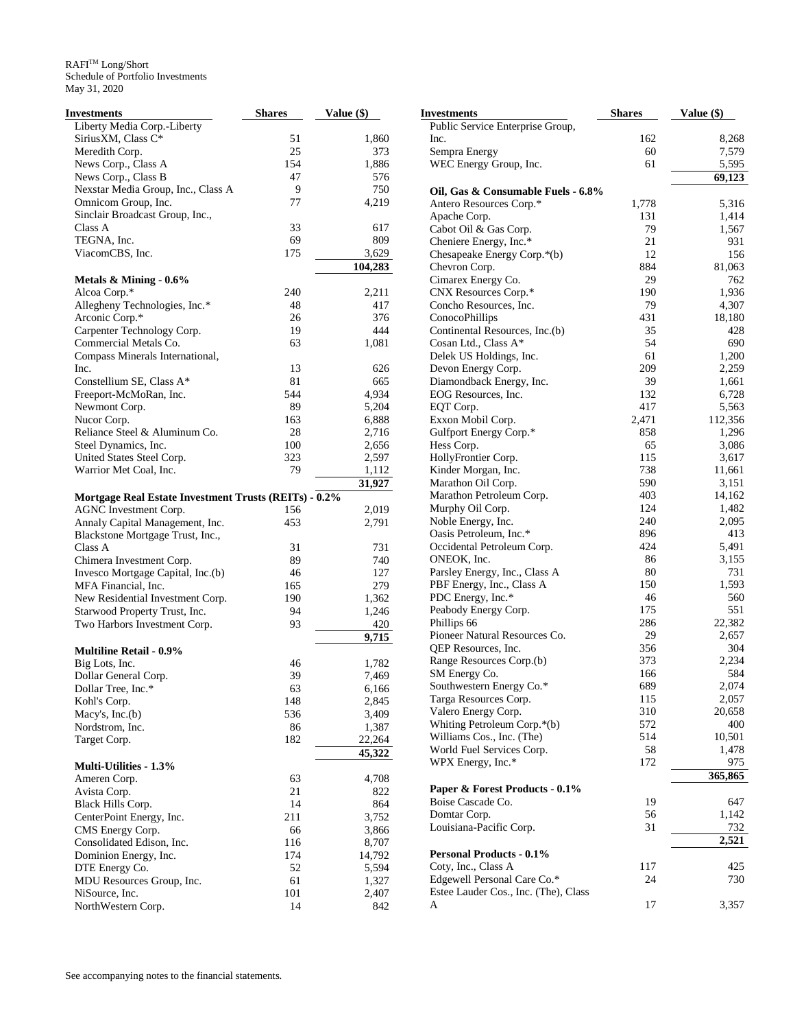RAFI™ Long/Short
Schedule of Portfolio Investments
May 31, 2020

| Investments | Shares | Value ($) |
|---|---|---|
| Liberty Media Corp.-Liberty SiriusXM, Class C* | 51 | 1,860 |
| Meredith Corp. | 25 | 373 |
| News Corp., Class A | 154 | 1,886 |
| News Corp., Class B | 47 | 576 |
| Nexstar Media Group, Inc., Class A | 9 | 750 |
| Omnicom Group, Inc. | 77 | 4,219 |
| Sinclair Broadcast Group, Inc., Class A | 33 | 617 |
| TEGNA, Inc. | 69 | 809 |
| ViacomCBS, Inc. | 175 | 3,629 |
| | | **104,283** |
| **Metals & Mining - 0.6%** | | |
| Alcoa Corp.* | 240 | 2,211 |
| Allegheny Technologies, Inc.* | 48 | 417 |
| Arconic Corp.* | 26 | 376 |
| Carpenter Technology Corp. | 19 | 444 |
| Commercial Metals Co. | 63 | 1,081 |
| Compass Minerals International, Inc. | 13 | 626 |
| Constellium SE, Class A* | 81 | 665 |
| Freeport-McMoRan, Inc. | 544 | 4,934 |
| Newmont Corp. | 89 | 5,204 |
| Nucor Corp. | 163 | 6,888 |
| Reliance Steel & Aluminum Co. | 28 | 2,716 |
| Steel Dynamics, Inc. | 100 | 2,656 |
| United States Steel Corp. | 323 | 2,597 |
| Warrior Met Coal, Inc. | 79 | 1,112 |
| | | **31,927** |
| **Mortgage Real Estate Investment Trusts (REITs) - 0.2%** | | |
| AGNC Investment Corp. | 156 | 2,019 |
| Annaly Capital Management, Inc. | 453 | 2,791 |
| Blackstone Mortgage Trust, Inc., Class A | 31 | 731 |
| Chimera Investment Corp. | 89 | 740 |
| Invesco Mortgage Capital, Inc.(b) | 46 | 127 |
| MFA Financial, Inc. | 165 | 279 |
| New Residential Investment Corp. | 190 | 1,362 |
| Starwood Property Trust, Inc. | 94 | 1,246 |
| Two Harbors Investment Corp. | 93 | 420 |
| | | **9,715** |
| **Multiline Retail - 0.9%** | | |
| Big Lots, Inc. | 46 | 1,782 |
| Dollar General Corp. | 39 | 7,469 |
| Dollar Tree, Inc.* | 63 | 6,166 |
| Kohl's Corp. | 148 | 2,845 |
| Macy's, Inc.(b) | 536 | 3,409 |
| Nordstrom, Inc. | 86 | 1,387 |
| Target Corp. | 182 | 22,264 |
| | | **45,322** |
| **Multi-Utilities - 1.3%** | | |
| Ameren Corp. | 63 | 4,708 |
| Avista Corp. | 21 | 822 |
| Black Hills Corp. | 14 | 864 |
| CenterPoint Energy, Inc. | 211 | 3,752 |
| CMS Energy Corp. | 66 | 3,866 |
| Consolidated Edison, Inc. | 116 | 8,707 |
| Dominion Energy, Inc. | 174 | 14,792 |
| DTE Energy Co. | 52 | 5,594 |
| MDU Resources Group, Inc. | 61 | 1,327 |
| NiSource, Inc. | 101 | 2,407 |
| NorthWestern Corp. | 14 | 842 |
| Public Service Enterprise Group, Inc. | 162 | 8,268 |
| Sempra Energy | 60 | 7,579 |
| WEC Energy Group, Inc. | 61 | 5,595 |
| | | **69,123** |
| **Oil, Gas & Consumable Fuels - 6.8%** | | |
| Antero Resources Corp.* | 1,778 | 5,316 |
| Apache Corp. | 131 | 1,414 |
| Cabot Oil & Gas Corp. | 79 | 1,567 |
| Cheniere Energy, Inc.* | 21 | 931 |
| Chesapeake Energy Corp.*(b) | 12 | 156 |
| Chevron Corp. | 884 | 81,063 |
| Cimarex Energy Co. | 29 | 762 |
| CNX Resources Corp.* | 190 | 1,936 |
| Concho Resources, Inc. | 79 | 4,307 |
| ConocoPhillips | 431 | 18,180 |
| Continental Resources, Inc.(b) | 35 | 428 |
| Cosan Ltd., Class A* | 54 | 690 |
| Delek US Holdings, Inc. | 61 | 1,200 |
| Devon Energy Corp. | 209 | 2,259 |
| Diamondback Energy, Inc. | 39 | 1,661 |
| EOG Resources, Inc. | 132 | 6,728 |
| EQT Corp. | 417 | 5,563 |
| Exxon Mobil Corp. | 2,471 | 112,356 |
| Gulfport Energy Corp.* | 858 | 1,296 |
| Hess Corp. | 65 | 3,086 |
| HollyFrontier Corp. | 115 | 3,617 |
| Kinder Morgan, Inc. | 738 | 11,661 |
| Marathon Oil Corp. | 590 | 3,151 |
| Marathon Petroleum Corp. | 403 | 14,162 |
| Murphy Oil Corp. | 124 | 1,482 |
| Noble Energy, Inc. | 240 | 2,095 |
| Oasis Petroleum, Inc.* | 896 | 413 |
| Occidental Petroleum Corp. | 424 | 5,491 |
| ONEOK, Inc. | 86 | 3,155 |
| Parsley Energy, Inc., Class A | 80 | 731 |
| PBF Energy, Inc., Class A | 150 | 1,593 |
| PDC Energy, Inc.* | 46 | 560 |
| Peabody Energy Corp. | 175 | 551 |
| Phillips 66 | 286 | 22,382 |
| Pioneer Natural Resources Co. | 29 | 2,657 |
| QEP Resources, Inc. | 356 | 304 |
| Range Resources Corp.(b) | 373 | 2,234 |
| SM Energy Co. | 166 | 584 |
| Southwestern Energy Co.* | 689 | 2,074 |
| Targa Resources Corp. | 115 | 2,057 |
| Valero Energy Corp. | 310 | 20,658 |
| Whiting Petroleum Corp.*(b) | 572 | 400 |
| Williams Cos., Inc. (The) | 514 | 10,501 |
| World Fuel Services Corp. | 58 | 1,478 |
| WPX Energy, Inc.* | 172 | 975 |
| | | **365,865** |
| **Paper & Forest Products - 0.1%** | | |
| Boise Cascade Co. | 19 | 647 |
| Domtar Corp. | 56 | 1,142 |
| Louisiana-Pacific Corp. | 31 | 732 |
| | | **2,521** |
| **Personal Products - 0.1%** | | |
| Coty, Inc., Class A | 117 | 425 |
| Edgewell Personal Care Co.* | 24 | 730 |
| Estee Lauder Cos., Inc. (The), Class A | 17 | 3,357 |

See accompanying notes to the financial statements.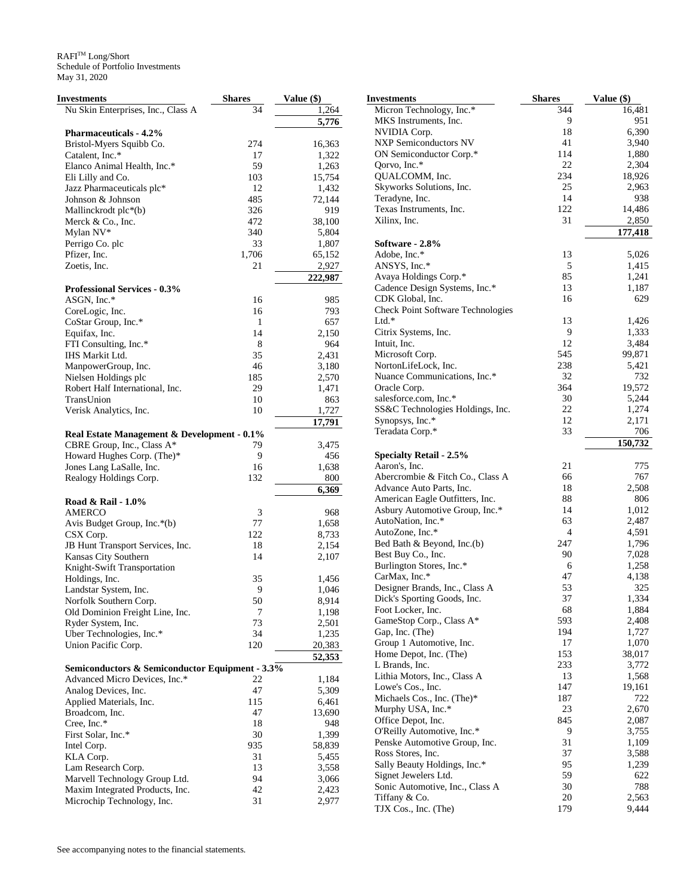RAFI™ Long/Short
Schedule of Portfolio Investments
May 31, 2020

| Investments | Shares | Value ($) |
|---|---|---|
| Nu Skin Enterprises, Inc., Class A | 34 | 1,264 |
| | | 5,776 |
| **Pharmaceuticals - 4.2%** | | |
| Bristol-Myers Squibb Co. | 274 | 16,363 |
| Catalent, Inc.* | 17 | 1,322 |
| Elanco Animal Health, Inc.* | 59 | 1,263 |
| Eli Lilly and Co. | 103 | 15,754 |
| Jazz Pharmaceuticals plc* | 12 | 1,432 |
| Johnson & Johnson | 485 | 72,144 |
| Mallinckrodt plc*(b) | 326 | 919 |
| Merck & Co., Inc. | 472 | 38,100 |
| Mylan NV* | 340 | 5,804 |
| Perrigo Co. plc | 33 | 1,807 |
| Pfizer, Inc. | 1,706 | 65,152 |
| Zoetis, Inc. | 21 | 2,927 |
| | | 222,987 |
| **Professional Services - 0.3%** | | |
| ASGN, Inc.* | 16 | 985 |
| CoreLogic, Inc. | 16 | 793 |
| CoStar Group, Inc.* | 1 | 657 |
| Equifax, Inc. | 14 | 2,150 |
| FTI Consulting, Inc.* | 8 | 964 |
| IHS Markit Ltd. | 35 | 2,431 |
| ManpowerGroup, Inc. | 46 | 3,180 |
| Nielsen Holdings plc | 185 | 2,570 |
| Robert Half International, Inc. | 29 | 1,471 |
| TransUnion | 10 | 863 |
| Verisk Analytics, Inc. | 10 | 1,727 |
| | | 17,791 |
| **Real Estate Management & Development - 0.1%** | | |
| CBRE Group, Inc., Class A* | 79 | 3,475 |
| Howard Hughes Corp. (The)* | 9 | 456 |
| Jones Lang LaSalle, Inc. | 16 | 1,638 |
| Realogy Holdings Corp. | 132 | 800 |
| | | 6,369 |
| **Road & Rail - 1.0%** | | |
| AMERCO | 3 | 968 |
| Avis Budget Group, Inc.*(b) | 77 | 1,658 |
| CSX Corp. | 122 | 8,733 |
| JB Hunt Transport Services, Inc. | 18 | 2,154 |
| Kansas City Southern | 14 | 2,107 |
| Knight-Swift Transportation Holdings, Inc. | 35 | 1,456 |
| Landstar System, Inc. | 9 | 1,046 |
| Norfolk Southern Corp. | 50 | 8,914 |
| Old Dominion Freight Line, Inc. | 7 | 1,198 |
| Ryder System, Inc. | 73 | 2,501 |
| Uber Technologies, Inc.* | 34 | 1,235 |
| Union Pacific Corp. | 120 | 20,383 |
| | | 52,353 |
| **Semiconductors & Semiconductor Equipment - 3.3%** | | |
| Advanced Micro Devices, Inc.* | 22 | 1,184 |
| Analog Devices, Inc. | 47 | 5,309 |
| Applied Materials, Inc. | 115 | 6,461 |
| Broadcom, Inc. | 47 | 13,690 |
| Cree, Inc.* | 18 | 948 |
| First Solar, Inc.* | 30 | 1,399 |
| Intel Corp. | 935 | 58,839 |
| KLA Corp. | 31 | 5,455 |
| Lam Research Corp. | 13 | 3,558 |
| Marvell Technology Group Ltd. | 94 | 3,066 |
| Maxim Integrated Products, Inc. | 42 | 2,423 |
| Microchip Technology, Inc. | 31 | 2,977 |
| Micron Technology, Inc.* | 344 | 16,481 |
| MKS Instruments, Inc. | 9 | 951 |
| NVIDIA Corp. | 18 | 6,390 |
| NXP Semiconductors NV | 41 | 3,940 |
| ON Semiconductor Corp.* | 114 | 1,880 |
| Qorvo, Inc.* | 22 | 2,304 |
| QUALCOMM, Inc. | 234 | 18,926 |
| Skyworks Solutions, Inc. | 25 | 2,963 |
| Teradyne, Inc. | 14 | 938 |
| Texas Instruments, Inc. | 122 | 14,486 |
| Xilinx, Inc. | 31 | 2,850 |
| | | 177,418 |
| **Software - 2.8%** | | |
| Adobe, Inc.* | 13 | 5,026 |
| ANSYS, Inc.* | 5 | 1,415 |
| Avaya Holdings Corp.* | 85 | 1,241 |
| Cadence Design Systems, Inc.* | 13 | 1,187 |
| CDK Global, Inc. | 16 | 629 |
| Check Point Software Technologies Ltd.* | 13 | 1,426 |
| Citrix Systems, Inc. | 9 | 1,333 |
| Intuit, Inc. | 12 | 3,484 |
| Microsoft Corp. | 545 | 99,871 |
| NortonLifeLock, Inc. | 238 | 5,421 |
| Nuance Communications, Inc.* | 32 | 732 |
| Oracle Corp. | 364 | 19,572 |
| salesforce.com, Inc.* | 30 | 5,244 |
| SS&C Technologies Holdings, Inc. | 22 | 1,274 |
| Synopsys, Inc.* | 12 | 2,171 |
| Teradata Corp.* | 33 | 706 |
| | | 150,732 |
| **Specialty Retail - 2.5%** | | |
| Aaron's, Inc. | 21 | 775 |
| Abercrombie & Fitch Co., Class A | 66 | 767 |
| Advance Auto Parts, Inc. | 18 | 2,508 |
| American Eagle Outfitters, Inc. | 88 | 806 |
| Asbury Automotive Group, Inc.* | 14 | 1,012 |
| AutoNation, Inc.* | 63 | 2,487 |
| AutoZone, Inc.* | 4 | 4,591 |
| Bed Bath & Beyond, Inc.(b) | 247 | 1,796 |
| Best Buy Co., Inc. | 90 | 7,028 |
| Burlington Stores, Inc.* | 6 | 1,258 |
| CarMax, Inc.* | 47 | 4,138 |
| Designer Brands, Inc., Class A | 53 | 325 |
| Dick's Sporting Goods, Inc. | 37 | 1,334 |
| Foot Locker, Inc. | 68 | 1,884 |
| GameStop Corp., Class A* | 593 | 2,408 |
| Gap, Inc. (The) | 194 | 1,727 |
| Group 1 Automotive, Inc. | 17 | 1,070 |
| Home Depot, Inc. (The) | 153 | 38,017 |
| L Brands, Inc. | 233 | 3,772 |
| Lithia Motors, Inc., Class A | 13 | 1,568 |
| Lowe's Cos., Inc. | 147 | 19,161 |
| Michaels Cos., Inc. (The)* | 187 | 722 |
| Murphy USA, Inc.* | 23 | 2,670 |
| Office Depot, Inc. | 845 | 2,087 |
| O'Reilly Automotive, Inc.* | 9 | 3,755 |
| Penske Automotive Group, Inc. | 31 | 1,109 |
| Ross Stores, Inc. | 37 | 3,588 |
| Sally Beauty Holdings, Inc.* | 95 | 1,239 |
| Signet Jewelers Ltd. | 59 | 622 |
| Sonic Automotive, Inc., Class A | 30 | 788 |
| Tiffany & Co. | 20 | 2,563 |
| TJX Cos., Inc. (The) | 179 | 9,444 |

See accompanying notes to the financial statements.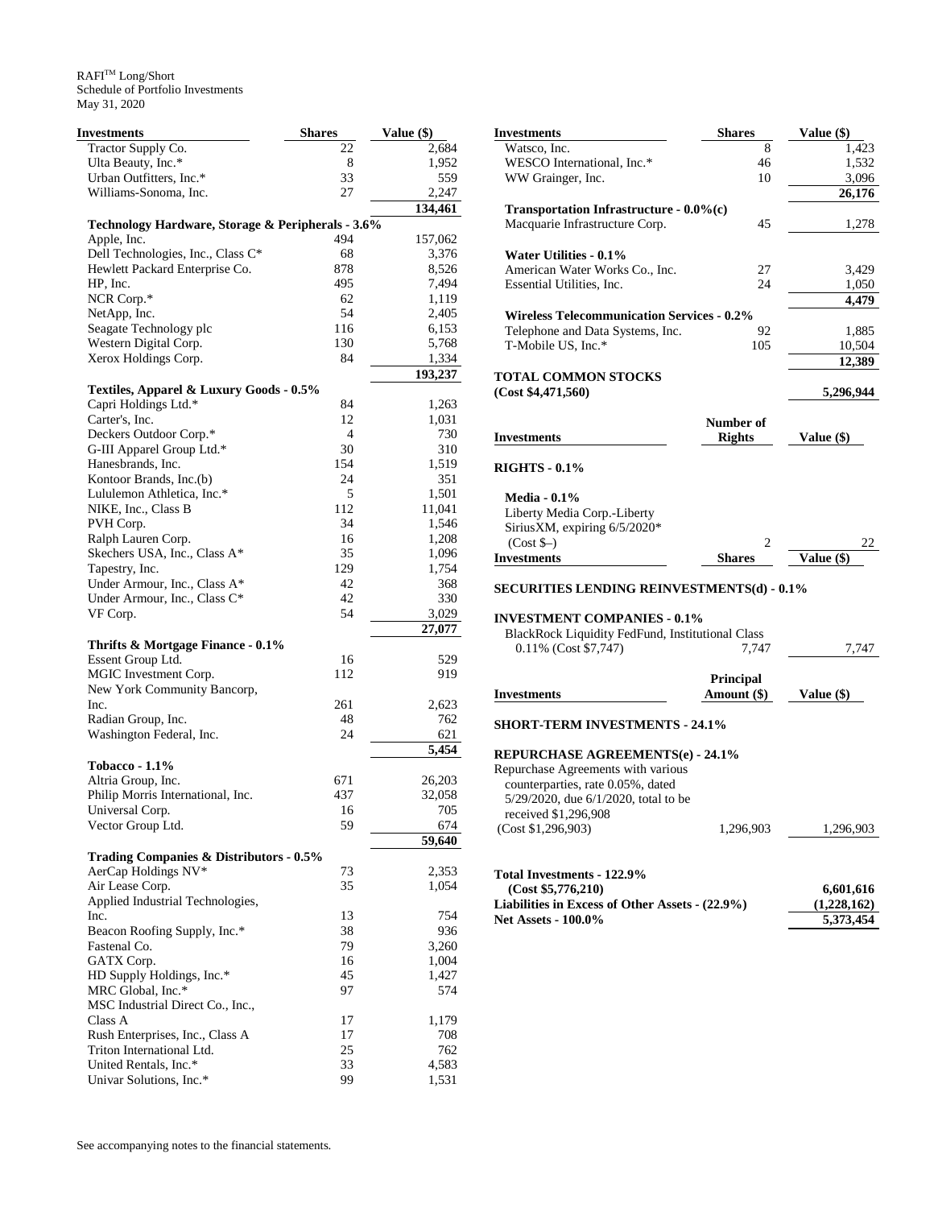RAFI[TM] Long/Short
Schedule of Portfolio Investments
May 31, 2020

| Investments | Shares | Value ($) |
|---|---|---|
| Tractor Supply Co. | 22 | 2,684 |
| Ulta Beauty, Inc.* | 8 | 1,952 |
| Urban Outfitters, Inc.* | 33 | 559 |
| Williams-Sonoma, Inc. | 27 | 2,247 |
| | | **134,461** |
| **Technology Hardware, Storage & Peripherals - 3.6%** | | |
| Apple, Inc. | 494 | 157,062 |
| Dell Technologies, Inc., Class C* | 68 | 3,376 |
| Hewlett Packard Enterprise Co. | 878 | 8,526 |
| HP, Inc. | 495 | 7,494 |
| NCR Corp.* | 62 | 1,119 |
| NetApp, Inc. | 54 | 2,405 |
| Seagate Technology plc | 116 | 6,153 |
| Western Digital Corp. | 130 | 5,768 |
| Xerox Holdings Corp. | 84 | 1,334 |
| | | **193,237** |
| **Textiles, Apparel & Luxury Goods - 0.5%** | | |
| Capri Holdings Ltd.* | 84 | 1,263 |
| Carter's, Inc. | 12 | 1,031 |
| Deckers Outdoor Corp.* | 4 | 730 |
| G-III Apparel Group Ltd.* | 30 | 310 |
| Hanesbrands, Inc. | 154 | 1,519 |
| Kontoor Brands, Inc.(b) | 24 | 351 |
| Lululemon Athletica, Inc.* | 5 | 1,501 |
| NIKE, Inc., Class B | 112 | 11,041 |
| PVH Corp. | 34 | 1,546 |
| Ralph Lauren Corp. | 16 | 1,208 |
| Skechers USA, Inc., Class A* | 35 | 1,096 |
| Tapestry, Inc. | 129 | 1,754 |
| Under Armour, Inc., Class A* | 42 | 368 |
| Under Armour, Inc., Class C* | 42 | 330 |
| VF Corp. | 54 | 3,029 |
| | | **27,077** |
| **Thrifts & Mortgage Finance - 0.1%** | | |
| Essent Group Ltd. | 16 | 529 |
| MGIC Investment Corp. | 112 | 919 |
| New York Community Bancorp, Inc. | 261 | 2,623 |
| Radian Group, Inc. | 48 | 762 |
| Washington Federal, Inc. | 24 | 621 |
| | | **5,454** |
| **Tobacco - 1.1%** | | |
| Altria Group, Inc. | 671 | 26,203 |
| Philip Morris International, Inc. | 437 | 32,058 |
| Universal Corp. | 16 | 705 |
| Vector Group Ltd. | 59 | 674 |
| | | **59,640** |
| **Trading Companies & Distributors - 0.5%** | | |
| AerCap Holdings NV* | 73 | 2,353 |
| Air Lease Corp. | 35 | 1,054 |
| Applied Industrial Technologies, Inc. | 13 | 754 |
| Beacon Roofing Supply, Inc.* | 38 | 936 |
| Fastenal Co. | 79 | 3,260 |
| GATX Corp. | 16 | 1,004 |
| HD Supply Holdings, Inc.* | 45 | 1,427 |
| MRC Global, Inc.* | 97 | 574 |
| MSC Industrial Direct Co., Inc., Class A | 17 | 1,179 |
| Rush Enterprises, Inc., Class A | 17 | 708 |
| Triton International Ltd. | 25 | 762 |
| United Rentals, Inc.* | 33 | 4,583 |
| Univar Solutions, Inc.* | 99 | 1,531 |
| Watsco, Inc. | 8 | 1,423 |
| WESCO International, Inc.* | 46 | 1,532 |
| WW Grainger, Inc. | 10 | 3,096 |
| | | **26,176** |
| **Transportation Infrastructure - 0.0%(c)** | | |
| Macquarie Infrastructure Corp. | 45 | 1,278 |
| **Water Utilities - 0.1%** | | |
| American Water Works Co., Inc. | 27 | 3,429 |
| Essential Utilities, Inc. | 24 | 1,050 |
| | | **4,479** |
| **Wireless Telecommunication Services - 0.2%** | | |
| Telephone and Data Systems, Inc. | 92 | 1,885 |
| T-Mobile US, Inc.* | 105 | 10,504 |
| | | **12,389** |
| **TOTAL COMMON STOCKS (Cost $4,471,560)** | | **5,296,944** |

| Investments | Number of Rights | Value ($) |
|---|---|---|
| **RIGHTS - 0.1%** | | |
| **Media - 0.1%** | | |
| Liberty Media Corp.-Liberty SiriusXM, expiring 6/5/2020* (Cost $–) | 2 | 22 |

| Investments | Shares | Value ($) |
|---|---|---|
| **SECURITIES LENDING REINVESTMENTS(d) - 0.1%** | | |
| **INVESTMENT COMPANIES - 0.1%** | | |
| BlackRock Liquidity FedFund, Institutional Class 0.11% (Cost $7,747) | 7,747 | 7,747 |

| Investments | Principal Amount ($) | Value ($) |
|---|---|---|
| **SHORT-TERM INVESTMENTS - 24.1%** | | |
| **REPURCHASE AGREEMENTS(e) - 24.1%** | | |
| Repurchase Agreements with various counterparties, rate 0.05%, dated 5/29/2020, due 6/1/2020, total to be received $1,296,908 (Cost $1,296,903) | 1,296,903 | 1,296,903 |
| **Total Investments - 122.9% (Cost $5,776,210)** | | **6,601,616** |
| **Liabilities in Excess of Other Assets - (22.9%)** | | **(1,228,162)** |
| **Net Assets - 100.0%** | | **5,373,454** |

See accompanying notes to the financial statements.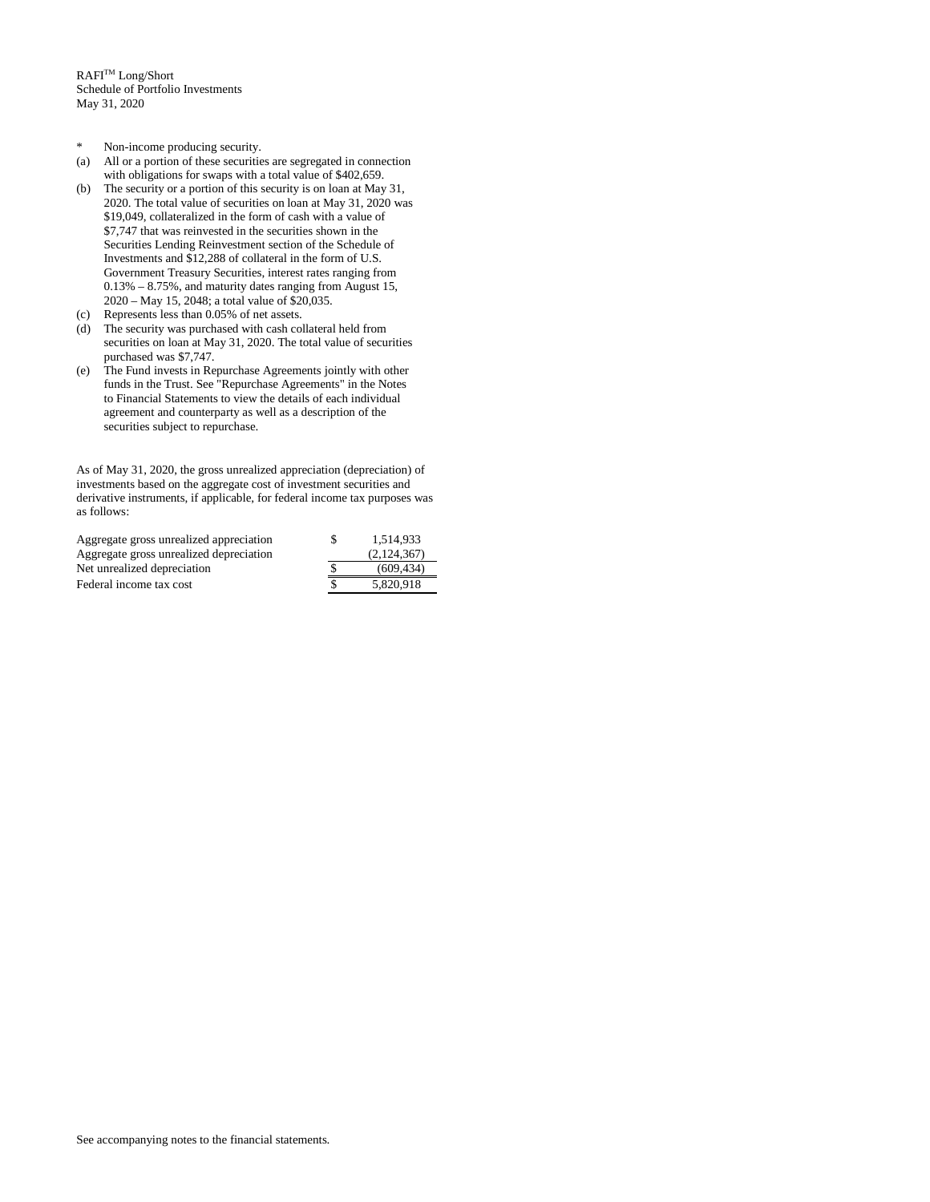RAFI[TM] Long/Short
Schedule of Portfolio Investments
May 31, 2020

\* Non-income producing security.

(a) All or a portion of these securities are segregated in connection with obligations for swaps with a total value of $402,659.

(b) The security or a portion of this security is on loan at May 31, 2020. The total value of securities on loan at May 31, 2020 was $19,049, collateralized in the form of cash with a value of $7,747 that was reinvested in the securities shown in the Securities Lending Reinvestment section of the Schedule of Investments and $12,288 of collateral in the form of U.S. Government Treasury Securities, interest rates ranging from 0.13% – 8.75%, and maturity dates ranging from August 15, 2020 – May 15, 2048; a total value of $20,035.

(c) Represents less than 0.05% of net assets.

(d) The security was purchased with cash collateral held from securities on loan at May 31, 2020. The total value of securities purchased was $7,747.

(e) The Fund invests in Repurchase Agreements jointly with other funds in the Trust. See "Repurchase Agreements" in the Notes to Financial Statements to view the details of each individual agreement and counterparty as well as a description of the securities subject to repurchase.

As of May 31, 2020, the gross unrealized appreciation (depreciation) of investments based on the aggregate cost of investment securities and derivative instruments, if applicable, for federal income tax purposes was as follows:

| | | |
|---|---|---|
| Aggregate gross unrealized appreciation | $ | 1,514,933 |
| Aggregate gross unrealized depreciation | | (2,124,367) |
| Net unrealized depreciation | $ | (609,434) |
| Federal income tax cost | $ | 5,820,918 |

See accompanying notes to the financial statements.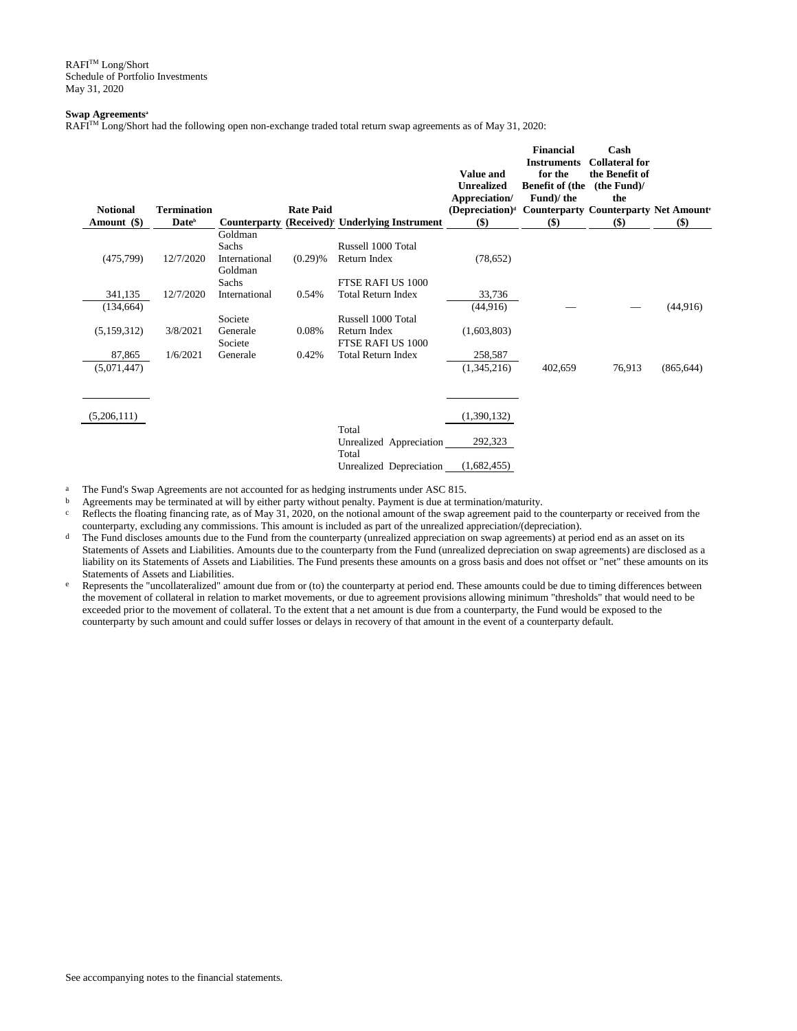RAFI™ Long/Short
Schedule of Portfolio Investments
May 31, 2020

**Swap Agreements**[a]

RAFI™ Long/Short had the following open non-exchange traded total return swap agreements as of May 31, 2020:

| Notional Amount ($) | Termination Date[b] | Counterparty | Rate Paid (Received)[c] | Underlying Instrument | Value and Unrealized Appreciation/ (Depreciation)[d] ($) | Financial Instruments for the Benefit of (the Fund)/ the Counterparty ($) | Cash Collateral for the Benefit of (the Fund)/ the Counterparty ($) | Net Amount[e] ($) |
|---|---|---|---|---|---|---|---|---|
| (475,799) | 12/7/2020 | Goldman Sachs International | (0.29)% | Russell 1000 Total Return Index | (78,652) | | | |
| 341,135 | 12/7/2020 | Goldman Sachs International | 0.54% | FTSE RAFI US 1000 Total Return Index | 33,736 | | | |
| (134,664) | | | | | (44,916) | — | — | (44,916) |
| (5,159,312) | 3/8/2021 | Societe Generale | 0.08% | Russell 1000 Total Return Index | (1,603,803) | | | |
| 87,865 | 1/6/2021 | Societe Generale | 0.42% | FTSE RAFI US 1000 Total Return Index | 258,587 | | | |
| (5,071,447) | | | | | (1,345,216) | 402,659 | 76,913 | (865,644) |
| (5,206,111) | | | | | (1,390,132) | | | |
| | | | | Total Unrealized Appreciation | 292,323 | | | |
| | | | | Total Unrealized Depreciation | (1,682,455) | | | |

[a] The Fund's Swap Agreements are not accounted for as hedging instruments under ASC 815.

[b] Agreements may be terminated at will by either party without penalty. Payment is due at termination/maturity.

[c] Reflects the floating financing rate, as of May 31, 2020, on the notional amount of the swap agreement paid to the counterparty or received from the counterparty, excluding any commissions. This amount is included as part of the unrealized appreciation/(depreciation).

[d] The Fund discloses amounts due to the Fund from the counterparty (unrealized appreciation on swap agreements) at period end as an asset on its Statements of Assets and Liabilities. Amounts due to the counterparty from the Fund (unrealized depreciation on swap agreements) are disclosed as a liability on its Statements of Assets and Liabilities. The Fund presents these amounts on a gross basis and does not offset or "net" these amounts on its Statements of Assets and Liabilities.

[e] Represents the "uncollateralized" amount due from or (to) the counterparty at period end. These amounts could be due to timing differences between the movement of collateral in relation to market movements, or due to agreement provisions allowing minimum "thresholds" that would need to be exceeded prior to the movement of collateral. To the extent that a net amount is due from a counterparty, the Fund would be exposed to the counterparty by such amount and could suffer losses or delays in recovery of that amount in the event of a counterparty default.

See accompanying notes to the financial statements.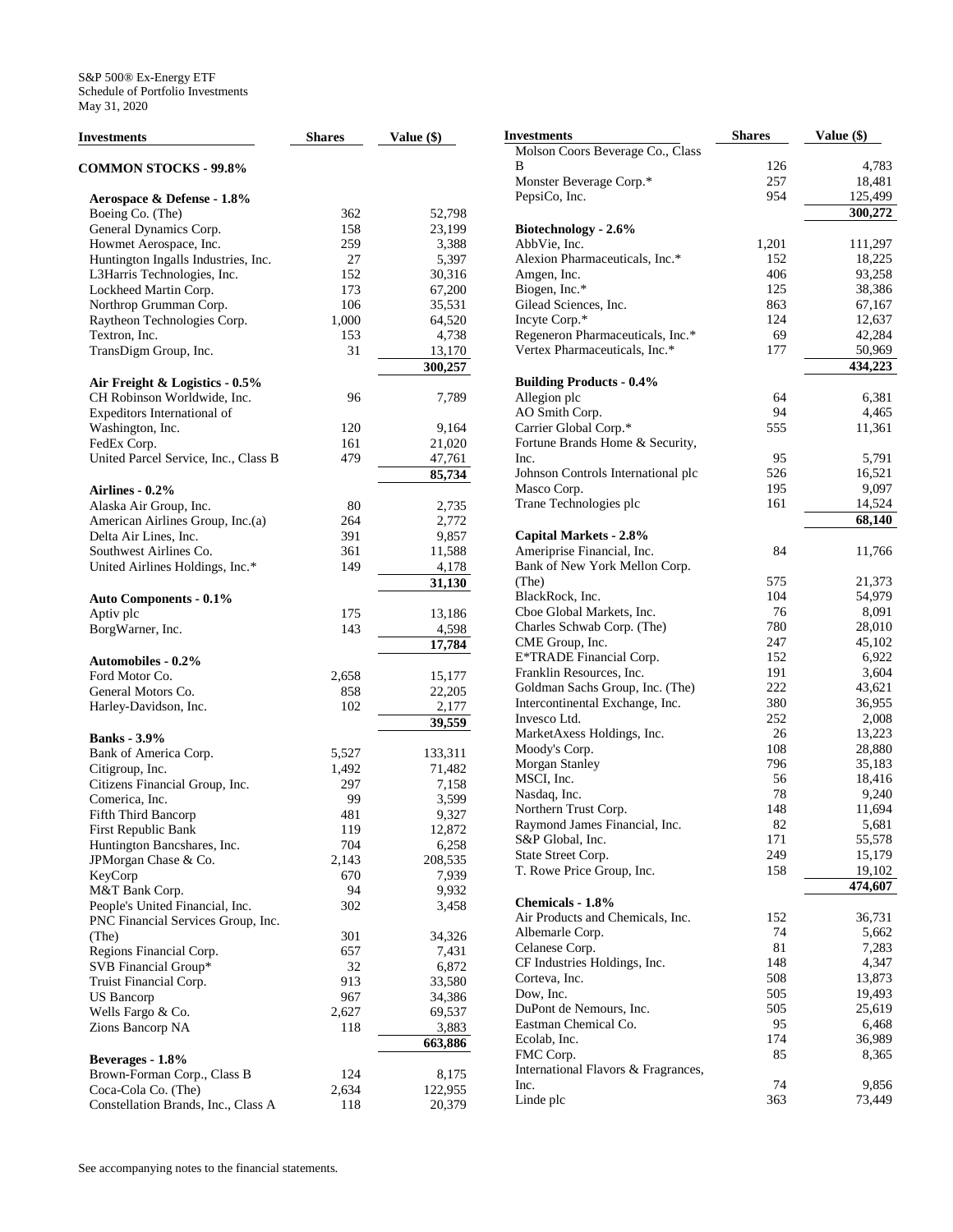S&P 500® Ex-Energy ETF
Schedule of Portfolio Investments
May 31, 2020

| Investments | Shares | Value ($) |
|---|---|---|
| **COMMON STOCKS - 99.8%** | | |
| **Aerospace & Defense - 1.8%** | | |
| Boeing Co. (The) | 362 | 52,798 |
| General Dynamics Corp. | 158 | 23,199 |
| Howmet Aerospace, Inc. | 259 | 3,388 |
| Huntington Ingalls Industries, Inc. | 27 | 5,397 |
| L3Harris Technologies, Inc. | 152 | 30,316 |
| Lockheed Martin Corp. | 173 | 67,200 |
| Northrop Grumman Corp. | 106 | 35,531 |
| Raytheon Technologies Corp. | 1,000 | 64,520 |
| Textron, Inc. | 153 | 4,738 |
| TransDigm Group, Inc. | 31 | 13,170 |
| | | **300,257** |
| **Air Freight & Logistics - 0.5%** | | |
| CH Robinson Worldwide, Inc. | 96 | 7,789 |
| Expeditors International of Washington, Inc. | 120 | 9,164 |
| FedEx Corp. | 161 | 21,020 |
| United Parcel Service, Inc., Class B | 479 | 47,761 |
| | | **85,734** |
| **Airlines - 0.2%** | | |
| Alaska Air Group, Inc. | 80 | 2,735 |
| American Airlines Group, Inc.(a) | 264 | 2,772 |
| Delta Air Lines, Inc. | 391 | 9,857 |
| Southwest Airlines Co. | 361 | 11,588 |
| United Airlines Holdings, Inc.* | 149 | 4,178 |
| | | **31,130** |
| **Auto Components - 0.1%** | | |
| Aptiv plc | 175 | 13,186 |
| BorgWarner, Inc. | 143 | 4,598 |
| | | **17,784** |
| **Automobiles - 0.2%** | | |
| Ford Motor Co. | 2,658 | 15,177 |
| General Motors Co. | 858 | 22,205 |
| Harley-Davidson, Inc. | 102 | 2,177 |
| | | **39,559** |
| **Banks - 3.9%** | | |
| Bank of America Corp. | 5,527 | 133,311 |
| Citigroup, Inc. | 1,492 | 71,482 |
| Citizens Financial Group, Inc. | 297 | 7,158 |
| Comerica, Inc. | 99 | 3,599 |
| Fifth Third Bancorp | 481 | 9,327 |
| First Republic Bank | 119 | 12,872 |
| Huntington Bancshares, Inc. | 704 | 6,258 |
| JPMorgan Chase & Co. | 2,143 | 208,535 |
| KeyCorp | 670 | 7,939 |
| M&T Bank Corp. | 94 | 9,932 |
| People's United Financial, Inc. | 302 | 3,458 |
| PNC Financial Services Group, Inc. (The) | 301 | 34,326 |
| Regions Financial Corp. | 657 | 7,431 |
| SVB Financial Group* | 32 | 6,872 |
| Truist Financial Corp. | 913 | 33,580 |
| US Bancorp | 967 | 34,386 |
| Wells Fargo & Co. | 2,627 | 69,537 |
| Zions Bancorp NA | 118 | 3,883 |
| | | **663,886** |
| **Beverages - 1.8%** | | |
| Brown-Forman Corp., Class B | 124 | 8,175 |
| Coca-Cola Co. (The) | 2,634 | 122,955 |
| Constellation Brands, Inc., Class A | 118 | 20,379 |
| Molson Coors Beverage Co., Class B | 126 | 4,783 |
| Monster Beverage Corp.* | 257 | 18,481 |
| PepsiCo, Inc. | 954 | 125,499 |
| | | **300,272** |
| **Biotechnology - 2.6%** | | |
| AbbVie, Inc. | 1,201 | 111,297 |
| Alexion Pharmaceuticals, Inc.* | 152 | 18,225 |
| Amgen, Inc. | 406 | 93,258 |
| Biogen, Inc.* | 125 | 38,386 |
| Gilead Sciences, Inc. | 863 | 67,167 |
| Incyte Corp.* | 124 | 12,637 |
| Regeneron Pharmaceuticals, Inc.* | 69 | 42,284 |
| Vertex Pharmaceuticals, Inc.* | 177 | 50,969 |
| | | **434,223** |
| **Building Products - 0.4%** | | |
| Allegion plc | 64 | 6,381 |
| AO Smith Corp. | 94 | 4,465 |
| Carrier Global Corp.* | 555 | 11,361 |
| Fortune Brands Home & Security, Inc. | 95 | 5,791 |
| Johnson Controls International plc | 526 | 16,521 |
| Masco Corp. | 195 | 9,097 |
| Trane Technologies plc | 161 | 14,524 |
| | | **68,140** |
| **Capital Markets - 2.8%** | | |
| Ameriprise Financial, Inc. | 84 | 11,766 |
| Bank of New York Mellon Corp. (The) | 575 | 21,373 |
| BlackRock, Inc. | 104 | 54,979 |
| Cboe Global Markets, Inc. | 76 | 8,091 |
| Charles Schwab Corp. (The) | 780 | 28,010 |
| CME Group, Inc. | 247 | 45,102 |
| E*TRADE Financial Corp. | 152 | 6,922 |
| Franklin Resources, Inc. | 191 | 3,604 |
| Goldman Sachs Group, Inc. (The) | 222 | 43,621 |
| Intercontinental Exchange, Inc. | 380 | 36,955 |
| Invesco Ltd. | 252 | 2,008 |
| MarketAxess Holdings, Inc. | 26 | 13,223 |
| Moody's Corp. | 108 | 28,880 |
| Morgan Stanley | 796 | 35,183 |
| MSCI, Inc. | 56 | 18,416 |
| Nasdaq, Inc. | 78 | 9,240 |
| Northern Trust Corp. | 148 | 11,694 |
| Raymond James Financial, Inc. | 82 | 5,681 |
| S&P Global, Inc. | 171 | 55,578 |
| State Street Corp. | 249 | 15,179 |
| T. Rowe Price Group, Inc. | 158 | 19,102 |
| | | **474,607** |
| **Chemicals - 1.8%** | | |
| Air Products and Chemicals, Inc. | 152 | 36,731 |
| Albemarle Corp. | 74 | 5,662 |
| Celanese Corp. | 81 | 7,283 |
| CF Industries Holdings, Inc. | 148 | 4,347 |
| Corteva, Inc. | 508 | 13,873 |
| Dow, Inc. | 505 | 19,493 |
| DuPont de Nemours, Inc. | 505 | 25,619 |
| Eastman Chemical Co. | 95 | 6,468 |
| Ecolab, Inc. | 174 | 36,989 |
| FMC Corp. | 85 | 8,365 |
| International Flavors & Fragrances, Inc. | 74 | 9,856 |
| Linde plc | 363 | 73,449 |

See accompanying notes to the financial statements.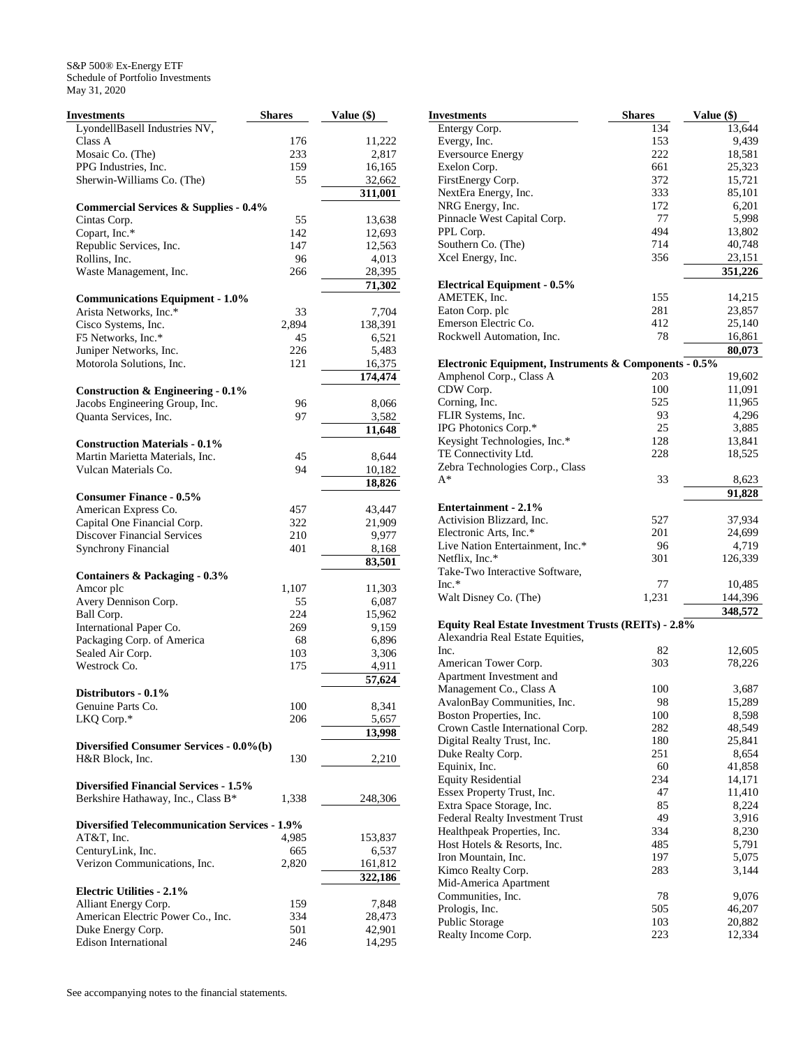S&P 500® Ex-Energy ETF
Schedule of Portfolio Investments
May 31, 2020

| Investments | Shares | Value ($) |
|---|---|---|
| LyondellBasell Industries NV, Class A | 176 | 11,222 |
| Mosaic Co. (The) | 233 | 2,817 |
| PPG Industries, Inc. | 159 | 16,165 |
| Sherwin-Williams Co. (The) | 55 | 32,662 |
| | | **311,001** |
| **Commercial Services & Supplies - 0.4%** | | |
| Cintas Corp. | 55 | 13,638 |
| Copart, Inc.* | 142 | 12,693 |
| Republic Services, Inc. | 147 | 12,563 |
| Rollins, Inc. | 96 | 4,013 |
| Waste Management, Inc. | 266 | 28,395 |
| | | **71,302** |
| **Communications Equipment - 1.0%** | | |
| Arista Networks, Inc.* | 33 | 7,704 |
| Cisco Systems, Inc. | 2,894 | 138,391 |
| F5 Networks, Inc.* | 45 | 6,521 |
| Juniper Networks, Inc. | 226 | 5,483 |
| Motorola Solutions, Inc. | 121 | 16,375 |
| | | **174,474** |
| **Construction & Engineering - 0.1%** | | |
| Jacobs Engineering Group, Inc. | 96 | 8,066 |
| Quanta Services, Inc. | 97 | 3,582 |
| | | **11,648** |
| **Construction Materials - 0.1%** | | |
| Martin Marietta Materials, Inc. | 45 | 8,644 |
| Vulcan Materials Co. | 94 | 10,182 |
| | | **18,826** |
| **Consumer Finance - 0.5%** | | |
| American Express Co. | 457 | 43,447 |
| Capital One Financial Corp. | 322 | 21,909 |
| Discover Financial Services | 210 | 9,977 |
| Synchrony Financial | 401 | 8,168 |
| | | **83,501** |
| **Containers & Packaging - 0.3%** | | |
| Amcor plc | 1,107 | 11,303 |
| Avery Dennison Corp. | 55 | 6,087 |
| Ball Corp. | 224 | 15,962 |
| International Paper Co. | 269 | 9,159 |
| Packaging Corp. of America | 68 | 6,896 |
| Sealed Air Corp. | 103 | 3,306 |
| Westrock Co. | 175 | 4,911 |
| | | **57,624** |
| **Distributors - 0.1%** | | |
| Genuine Parts Co. | 100 | 8,341 |
| LKQ Corp.* | 206 | 5,657 |
| | | **13,998** |
| **Diversified Consumer Services - 0.0%(b)** | | |
| H&R Block, Inc. | 130 | 2,210 |
| **Diversified Financial Services - 1.5%** | | |
| Berkshire Hathaway, Inc., Class B* | 1,338 | 248,306 |
| **Diversified Telecommunication Services - 1.9%** | | |
| AT&T, Inc. | 4,985 | 153,837 |
| CenturyLink, Inc. | 665 | 6,537 |
| Verizon Communications, Inc. | 2,820 | 161,812 |
| | | **322,186** |
| **Electric Utilities - 2.1%** | | |
| Alliant Energy Corp. | 159 | 7,848 |
| American Electric Power Co., Inc. | 334 | 28,473 |
| Duke Energy Corp. | 501 | 42,901 |
| Edison International | 246 | 14,295 |
| Entergy Corp. | 134 | 13,644 |
| Evergy, Inc. | 153 | 9,439 |
| Eversource Energy | 222 | 18,581 |
| Exelon Corp. | 661 | 25,323 |
| FirstEnergy Corp. | 372 | 15,721 |
| NextEra Energy, Inc. | 333 | 85,101 |
| NRG Energy, Inc. | 172 | 6,201 |
| Pinnacle West Capital Corp. | 77 | 5,998 |
| PPL Corp. | 494 | 13,802 |
| Southern Co. (The) | 714 | 40,748 |
| Xcel Energy, Inc. | 356 | 23,151 |
| | | **351,226** |
| **Electrical Equipment - 0.5%** | | |
| AMETEK, Inc. | 155 | 14,215 |
| Eaton Corp. plc | 281 | 23,857 |
| Emerson Electric Co. | 412 | 25,140 |
| Rockwell Automation, Inc. | 78 | 16,861 |
| | | **80,073** |
| **Electronic Equipment, Instruments & Components - 0.5%** | | |
| Amphenol Corp., Class A | 203 | 19,602 |
| CDW Corp. | 100 | 11,091 |
| Corning, Inc. | 525 | 11,965 |
| FLIR Systems, Inc. | 93 | 4,296 |
| IPG Photonics Corp.* | 25 | 3,885 |
| Keysight Technologies, Inc.* | 128 | 13,841 |
| TE Connectivity Ltd. | 228 | 18,525 |
| Zebra Technologies Corp., Class A* | 33 | 8,623 |
| | | **91,828** |
| **Entertainment - 2.1%** | | |
| Activision Blizzard, Inc. | 527 | 37,934 |
| Electronic Arts, Inc.* | 201 | 24,699 |
| Live Nation Entertainment, Inc.* | 96 | 4,719 |
| Netflix, Inc.* | 301 | 126,339 |
| Take-Two Interactive Software, Inc.* | 77 | 10,485 |
| Walt Disney Co. (The) | 1,231 | 144,396 |
| | | **348,572** |
| **Equity Real Estate Investment Trusts (REITs) - 2.8%** | | |
| Alexandria Real Estate Equities, Inc. | 82 | 12,605 |
| American Tower Corp. | 303 | 78,226 |
| Apartment Investment and Management Co., Class A | 100 | 3,687 |
| AvalonBay Communities, Inc. | 98 | 15,289 |
| Boston Properties, Inc. | 100 | 8,598 |
| Crown Castle International Corp. | 282 | 48,549 |
| Digital Realty Trust, Inc. | 180 | 25,841 |
| Duke Realty Corp. | 251 | 8,654 |
| Equinix, Inc. | 60 | 41,858 |
| Equity Residential | 234 | 14,171 |
| Essex Property Trust, Inc. | 47 | 11,410 |
| Extra Space Storage, Inc. | 85 | 8,224 |
| Federal Realty Investment Trust | 49 | 3,916 |
| Healthpeak Properties, Inc. | 334 | 8,230 |
| Host Hotels & Resorts, Inc. | 485 | 5,791 |
| Iron Mountain, Inc. | 197 | 5,075 |
| Kimco Realty Corp. | 283 | 3,144 |
| Mid-America Apartment Communities, Inc. | 78 | 9,076 |
| Prologis, Inc. | 505 | 46,207 |
| Public Storage | 103 | 20,882 |
| Realty Income Corp. | 223 | 12,334 |

See accompanying notes to the financial statements.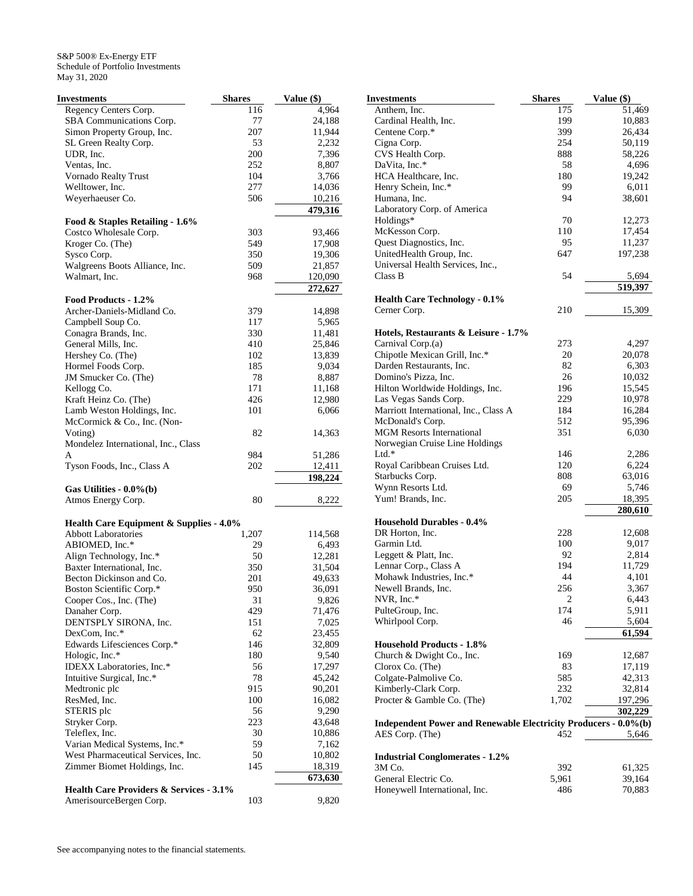S&P 500® Ex-Energy ETF
Schedule of Portfolio Investments
May 31, 2020

| Investments | Shares | Value ($) |
|---|---|---|
| Regency Centers Corp. | 116 | 4,964 |
| SBA Communications Corp. | 77 | 24,188 |
| Simon Property Group, Inc. | 207 | 11,944 |
| SL Green Realty Corp. | 53 | 2,232 |
| UDR, Inc. | 200 | 7,396 |
| Ventas, Inc. | 252 | 8,807 |
| Vornado Realty Trust | 104 | 3,766 |
| Welltower, Inc. | 277 | 14,036 |
| Weyerhaeuser Co. | 506 | 10,216 |
| | | **479,316** |
| **Food & Staples Retailing - 1.6%** | | |
| Costco Wholesale Corp. | 303 | 93,466 |
| Kroger Co. (The) | 549 | 17,908 |
| Sysco Corp. | 350 | 19,306 |
| Walgreens Boots Alliance, Inc. | 509 | 21,857 |
| Walmart, Inc. | 968 | 120,090 |
| | | **272,627** |
| **Food Products - 1.2%** | | |
| Archer-Daniels-Midland Co. | 379 | 14,898 |
| Campbell Soup Co. | 117 | 5,965 |
| Conagra Brands, Inc. | 330 | 11,481 |
| General Mills, Inc. | 410 | 25,846 |
| Hershey Co. (The) | 102 | 13,839 |
| Hormel Foods Corp. | 185 | 9,034 |
| JM Smucker Co. (The) | 78 | 8,887 |
| Kellogg Co. | 171 | 11,168 |
| Kraft Heinz Co. (The) | 426 | 12,980 |
| Lamb Weston Holdings, Inc. | 101 | 6,066 |
| McCormick & Co., Inc. (Non-Voting) | 82 | 14,363 |
| Mondelez International, Inc., Class A | 984 | 51,286 |
| Tyson Foods, Inc., Class A | 202 | 12,411 |
| | | **198,224** |
| **Gas Utilities - 0.0%(b)** | | |
| Atmos Energy Corp. | 80 | 8,222 |
| **Health Care Equipment & Supplies - 4.0%** | | |
| Abbott Laboratories | 1,207 | 114,568 |
| ABIOMED, Inc.* | 29 | 6,493 |
| Align Technology, Inc.* | 50 | 12,281 |
| Baxter International, Inc. | 350 | 31,504 |
| Becton Dickinson and Co. | 201 | 49,633 |
| Boston Scientific Corp.* | 950 | 36,091 |
| Cooper Cos., Inc. (The) | 31 | 9,826 |
| Danaher Corp. | 429 | 71,476 |
| DENTSPLY SIRONA, Inc. | 151 | 7,025 |
| DexCom, Inc.* | 62 | 23,455 |
| Edwards Lifesciences Corp.* | 146 | 32,809 |
| Hologic, Inc.* | 180 | 9,540 |
| IDEXX Laboratories, Inc.* | 56 | 17,297 |
| Intuitive Surgical, Inc.* | 78 | 45,242 |
| Medtronic plc | 915 | 90,201 |
| ResMed, Inc. | 100 | 16,082 |
| STERIS plc | 56 | 9,290 |
| Stryker Corp. | 223 | 43,648 |
| Teleflex, Inc. | 30 | 10,886 |
| Varian Medical Systems, Inc.* | 59 | 7,162 |
| West Pharmaceutical Services, Inc. | 50 | 10,802 |
| Zimmer Biomet Holdings, Inc. | 145 | 18,319 |
| | | **673,630** |
| **Health Care Providers & Services - 3.1%** | | |
| AmerisourceBergen Corp. | 103 | 9,820 |
| Anthem, Inc. | 175 | 51,469 |
| Cardinal Health, Inc. | 199 | 10,883 |
| Centene Corp.* | 399 | 26,434 |
| Cigna Corp. | 254 | 50,119 |
| CVS Health Corp. | 888 | 58,226 |
| DaVita, Inc.* | 58 | 4,696 |
| HCA Healthcare, Inc. | 180 | 19,242 |
| Henry Schein, Inc.* | 99 | 6,011 |
| Humana, Inc. | 94 | 38,601 |
| Laboratory Corp. of America Holdings* | 70 | 12,273 |
| McKesson Corp. | 110 | 17,454 |
| Quest Diagnostics, Inc. | 95 | 11,237 |
| UnitedHealth Group, Inc. | 647 | 197,238 |
| Universal Health Services, Inc., Class B | 54 | 5,694 |
| | | **519,397** |
| **Health Care Technology - 0.1%** | | |
| Cerner Corp. | 210 | 15,309 |
| **Hotels, Restaurants & Leisure - 1.7%** | | |
| Carnival Corp.(a) | 273 | 4,297 |
| Chipotle Mexican Grill, Inc.* | 20 | 20,078 |
| Darden Restaurants, Inc. | 82 | 6,303 |
| Domino's Pizza, Inc. | 26 | 10,032 |
| Hilton Worldwide Holdings, Inc. | 196 | 15,545 |
| Las Vegas Sands Corp. | 229 | 10,978 |
| Marriott International, Inc., Class A | 184 | 16,284 |
| McDonald's Corp. | 512 | 95,396 |
| MGM Resorts International | 351 | 6,030 |
| Norwegian Cruise Line Holdings Ltd.* | 146 | 2,286 |
| Royal Caribbean Cruises Ltd. | 120 | 6,224 |
| Starbucks Corp. | 808 | 63,016 |
| Wynn Resorts Ltd. | 69 | 5,746 |
| Yum! Brands, Inc. | 205 | 18,395 |
| | | **280,610** |
| **Household Durables - 0.4%** | | |
| DR Horton, Inc. | 228 | 12,608 |
| Garmin Ltd. | 100 | 9,017 |
| Leggett & Platt, Inc. | 92 | 2,814 |
| Lennar Corp., Class A | 194 | 11,729 |
| Mohawk Industries, Inc.* | 44 | 4,101 |
| Newell Brands, Inc. | 256 | 3,367 |
| NVR, Inc.* | 2 | 6,443 |
| PulteGroup, Inc. | 174 | 5,911 |
| Whirlpool Corp. | 46 | 5,604 |
| | | **61,594** |
| **Household Products - 1.8%** | | |
| Church & Dwight Co., Inc. | 169 | 12,687 |
| Clorox Co. (The) | 83 | 17,119 |
| Colgate-Palmolive Co. | 585 | 42,313 |
| Kimberly-Clark Corp. | 232 | 32,814 |
| Procter & Gamble Co. (The) | 1,702 | 197,296 |
| | | **302,229** |
| **Independent Power and Renewable Electricity Producers - 0.0%(b)** | | |
| AES Corp. (The) | 452 | 5,646 |
| **Industrial Conglomerates - 1.2%** | | |
| 3M Co. | 392 | 61,325 |
| General Electric Co. | 5,961 | 39,164 |
| Honeywell International, Inc. | 486 | 70,883 |

See accompanying notes to the financial statements.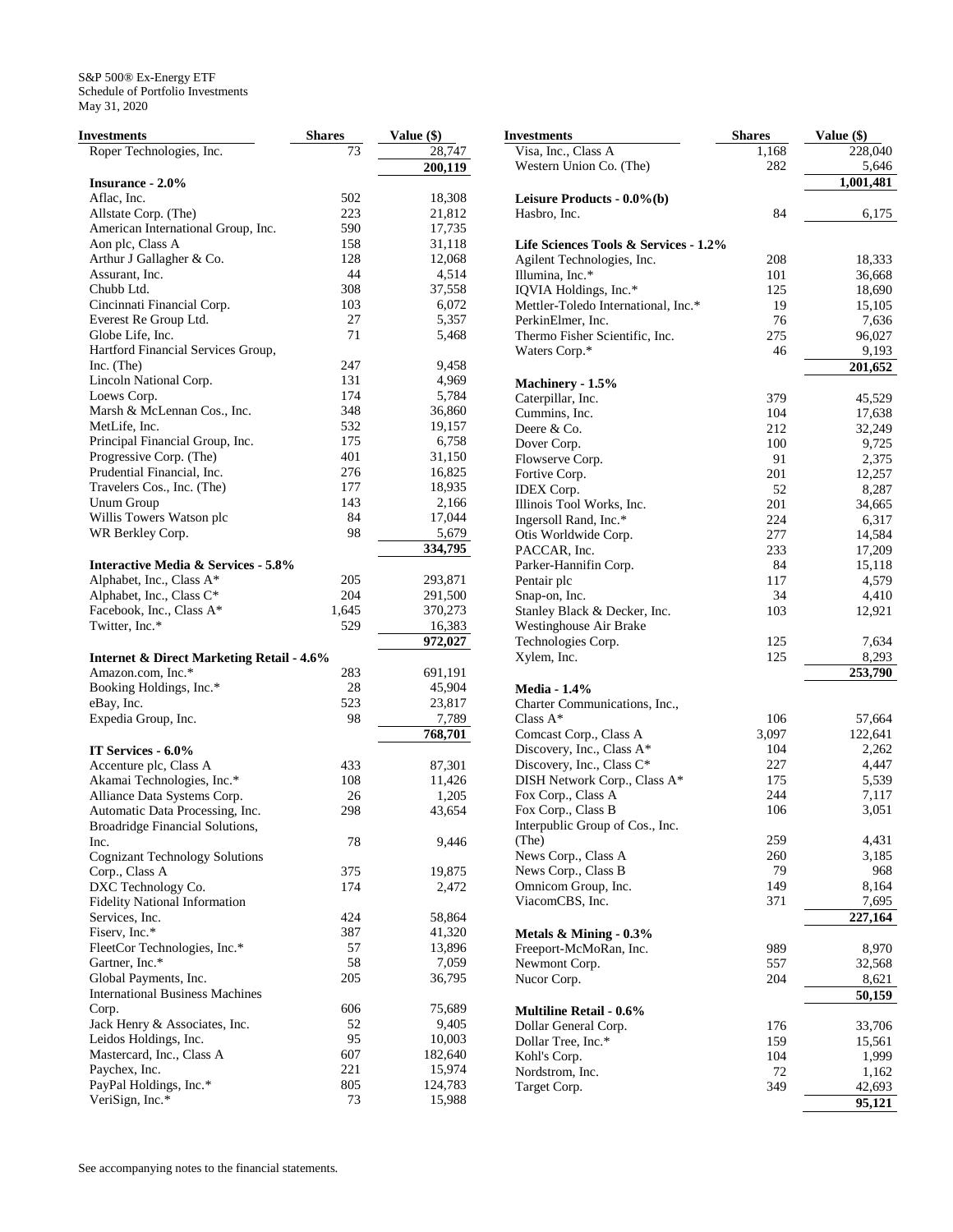S&P 500® Ex-Energy ETF
Schedule of Portfolio Investments
May 31, 2020

| Investments | Shares | Value ($) |
|---|---|---|
| Roper Technologies, Inc. | 73 | 28,747 |
| | | 200,119 |
| **Insurance - 2.0%** | | |
| Aflac, Inc. | 502 | 18,308 |
| Allstate Corp. (The) | 223 | 21,812 |
| American International Group, Inc. | 590 | 17,735 |
| Aon plc, Class A | 158 | 31,118 |
| Arthur J Gallagher & Co. | 128 | 12,068 |
| Assurant, Inc. | 44 | 4,514 |
| Chubb Ltd. | 308 | 37,558 |
| Cincinnati Financial Corp. | 103 | 6,072 |
| Everest Re Group Ltd. | 27 | 5,357 |
| Globe Life, Inc. | 71 | 5,468 |
| Hartford Financial Services Group, Inc. (The) | 247 | 9,458 |
| Lincoln National Corp. | 131 | 4,969 |
| Loews Corp. | 174 | 5,784 |
| Marsh & McLennan Cos., Inc. | 348 | 36,860 |
| MetLife, Inc. | 532 | 19,157 |
| Principal Financial Group, Inc. | 175 | 6,758 |
| Progressive Corp. (The) | 401 | 31,150 |
| Prudential Financial, Inc. | 276 | 16,825 |
| Travelers Cos., Inc. (The) | 177 | 18,935 |
| Unum Group | 143 | 2,166 |
| Willis Towers Watson plc | 84 | 17,044 |
| WR Berkley Corp. | 98 | 5,679 |
| | | 334,795 |
| **Interactive Media & Services - 5.8%** | | |
| Alphabet, Inc., Class A* | 205 | 293,871 |
| Alphabet, Inc., Class C* | 204 | 291,500 |
| Facebook, Inc., Class A* | 1,645 | 370,273 |
| Twitter, Inc.* | 529 | 16,383 |
| | | 972,027 |
| **Internet & Direct Marketing Retail - 4.6%** | | |
| Amazon.com, Inc.* | 283 | 691,191 |
| Booking Holdings, Inc.* | 28 | 45,904 |
| eBay, Inc. | 523 | 23,817 |
| Expedia Group, Inc. | 98 | 7,789 |
| | | 768,701 |
| **IT Services - 6.0%** | | |
| Accenture plc, Class A | 433 | 87,301 |
| Akamai Technologies, Inc.* | 108 | 11,426 |
| Alliance Data Systems Corp. | 26 | 1,205 |
| Automatic Data Processing, Inc. | 298 | 43,654 |
| Broadridge Financial Solutions, Inc. | 78 | 9,446 |
| Cognizant Technology Solutions Corp., Class A | 375 | 19,875 |
| DXC Technology Co. | 174 | 2,472 |
| Fidelity National Information Services, Inc. | 424 | 58,864 |
| Fiserv, Inc.* | 387 | 41,320 |
| FleetCor Technologies, Inc.* | 57 | 13,896 |
| Gartner, Inc.* | 58 | 7,059 |
| Global Payments, Inc. | 205 | 36,795 |
| International Business Machines Corp. | 606 | 75,689 |
| Jack Henry & Associates, Inc. | 52 | 9,405 |
| Leidos Holdings, Inc. | 95 | 10,003 |
| Mastercard, Inc., Class A | 607 | 182,640 |
| Paychex, Inc. | 221 | 15,974 |
| PayPal Holdings, Inc.* | 805 | 124,783 |
| VeriSign, Inc.* | 73 | 15,988 |
| Visa, Inc., Class A | 1,168 | 228,040 |
| Western Union Co. (The) | 282 | 5,646 |
| | | 1,001,481 |
| **Leisure Products - 0.0%(b)** | | |
| Hasbro, Inc. | 84 | 6,175 |
| **Life Sciences Tools & Services - 1.2%** | | |
| Agilent Technologies, Inc. | 208 | 18,333 |
| Illumina, Inc.* | 101 | 36,668 |
| IQVIA Holdings, Inc.* | 125 | 18,690 |
| Mettler-Toledo International, Inc.* | 19 | 15,105 |
| PerkinElmer, Inc. | 76 | 7,636 |
| Thermo Fisher Scientific, Inc. | 275 | 96,027 |
| Waters Corp.* | 46 | 9,193 |
| | | 201,652 |
| **Machinery - 1.5%** | | |
| Caterpillar, Inc. | 379 | 45,529 |
| Cummins, Inc. | 104 | 17,638 |
| Deere & Co. | 212 | 32,249 |
| Dover Corp. | 100 | 9,725 |
| Flowserve Corp. | 91 | 2,375 |
| Fortive Corp. | 201 | 12,257 |
| IDEX Corp. | 52 | 8,287 |
| Illinois Tool Works, Inc. | 201 | 34,665 |
| Ingersoll Rand, Inc.* | 224 | 6,317 |
| Otis Worldwide Corp. | 277 | 14,584 |
| PACCAR, Inc. | 233 | 17,209 |
| Parker-Hannifin Corp. | 84 | 15,118 |
| Pentair plc | 117 | 4,579 |
| Snap-on, Inc. | 34 | 4,410 |
| Stanley Black & Decker, Inc. | 103 | 12,921 |
| Westinghouse Air Brake Technologies Corp. | 125 | 7,634 |
| Xylem, Inc. | 125 | 8,293 |
| | | 253,790 |
| **Media - 1.4%** | | |
| Charter Communications, Inc., Class A* | 106 | 57,664 |
| Comcast Corp., Class A | 3,097 | 122,641 |
| Discovery, Inc., Class A* | 104 | 2,262 |
| Discovery, Inc., Class C* | 227 | 4,447 |
| DISH Network Corp., Class A* | 175 | 5,539 |
| Fox Corp., Class A | 244 | 7,117 |
| Fox Corp., Class B | 106 | 3,051 |
| Interpublic Group of Cos., Inc. (The) | 259 | 4,431 |
| News Corp., Class A | 260 | 3,185 |
| News Corp., Class B | 79 | 968 |
| Omnicom Group, Inc. | 149 | 8,164 |
| ViacomCBS, Inc. | 371 | 7,695 |
| | | 227,164 |
| **Metals & Mining - 0.3%** | | |
| Freeport-McMoRan, Inc. | 989 | 8,970 |
| Newmont Corp. | 557 | 32,568 |
| Nucor Corp. | 204 | 8,621 |
| | | 50,159 |
| **Multiline Retail - 0.6%** | | |
| Dollar General Corp. | 176 | 33,706 |
| Dollar Tree, Inc.* | 159 | 15,561 |
| Kohl's Corp. | 104 | 1,999 |
| Nordstrom, Inc. | 72 | 1,162 |
| Target Corp. | 349 | 42,693 |
| | | 95,121 |

See accompanying notes to the financial statements.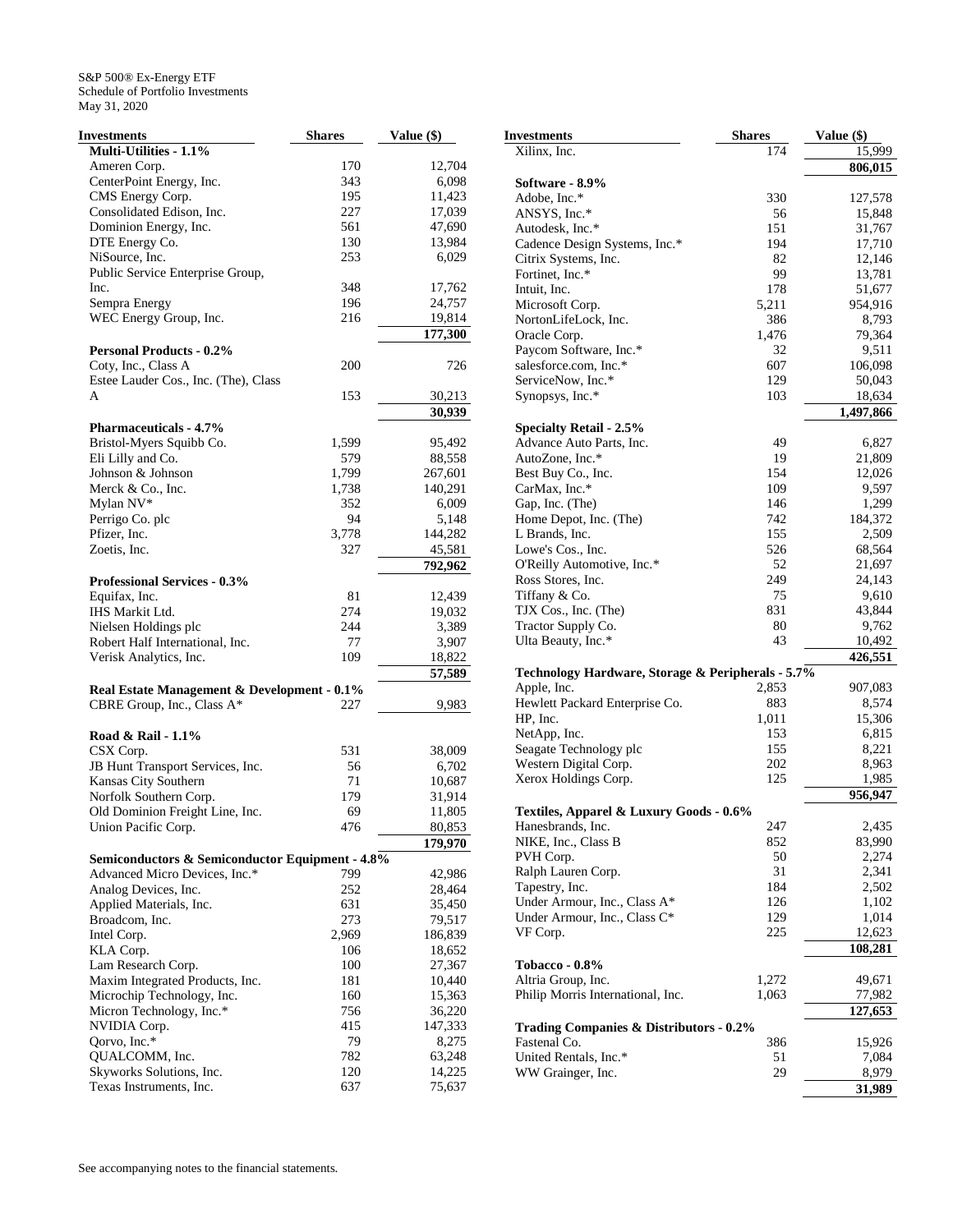S&P 500® Ex-Energy ETF
Schedule of Portfolio Investments
May 31, 2020

| Investments | Shares | Value ($) |
|---|---|---|
| **Multi-Utilities - 1.1%** | | |
| Ameren Corp. | 170 | 12,704 |
| CenterPoint Energy, Inc. | 343 | 6,098 |
| CMS Energy Corp. | 195 | 11,423 |
| Consolidated Edison, Inc. | 227 | 17,039 |
| Dominion Energy, Inc. | 561 | 47,690 |
| DTE Energy Co. | 130 | 13,984 |
| NiSource, Inc. | 253 | 6,029 |
| Public Service Enterprise Group, Inc. | 348 | 17,762 |
| Sempra Energy | 196 | 24,757 |
| WEC Energy Group, Inc. | 216 | 19,814 |
| | | **177,300** |
| **Personal Products - 0.2%** | | |
| Coty, Inc., Class A | 200 | 726 |
| Estee Lauder Cos., Inc. (The), Class A | 153 | 30,213 |
| | | **30,939** |
| **Pharmaceuticals - 4.7%** | | |
| Bristol-Myers Squibb Co. | 1,599 | 95,492 |
| Eli Lilly and Co. | 579 | 88,558 |
| Johnson & Johnson | 1,799 | 267,601 |
| Merck & Co., Inc. | 1,738 | 140,291 |
| Mylan NV* | 352 | 6,009 |
| Perrigo Co. plc | 94 | 5,148 |
| Pfizer, Inc. | 3,778 | 144,282 |
| Zoetis, Inc. | 327 | 45,581 |
| | | **792,962** |
| **Professional Services - 0.3%** | | |
| Equifax, Inc. | 81 | 12,439 |
| IHS Markit Ltd. | 274 | 19,032 |
| Nielsen Holdings plc | 244 | 3,389 |
| Robert Half International, Inc. | 77 | 3,907 |
| Verisk Analytics, Inc. | 109 | 18,822 |
| | | **57,589** |
| **Real Estate Management & Development - 0.1%** | | |
| CBRE Group, Inc., Class A* | 227 | 9,983 |
| **Road & Rail - 1.1%** | | |
| CSX Corp. | 531 | 38,009 |
| JB Hunt Transport Services, Inc. | 56 | 6,702 |
| Kansas City Southern | 71 | 10,687 |
| Norfolk Southern Corp. | 179 | 31,914 |
| Old Dominion Freight Line, Inc. | 69 | 11,805 |
| Union Pacific Corp. | 476 | 80,853 |
| | | **179,970** |
| **Semiconductors & Semiconductor Equipment - 4.8%** | | |
| Advanced Micro Devices, Inc.* | 799 | 42,986 |
| Analog Devices, Inc. | 252 | 28,464 |
| Applied Materials, Inc. | 631 | 35,450 |
| Broadcom, Inc. | 273 | 79,517 |
| Intel Corp. | 2,969 | 186,839 |
| KLA Corp. | 106 | 18,652 |
| Lam Research Corp. | 100 | 27,367 |
| Maxim Integrated Products, Inc. | 181 | 10,440 |
| Microchip Technology, Inc. | 160 | 15,363 |
| Micron Technology, Inc.* | 756 | 36,220 |
| NVIDIA Corp. | 415 | 147,333 |
| Qorvo, Inc.* | 79 | 8,275 |
| QUALCOMM, Inc. | 782 | 63,248 |
| Skyworks Solutions, Inc. | 120 | 14,225 |
| Texas Instruments, Inc. | 637 | 75,637 |
| Xilinx, Inc. | 174 | 15,999 |
| | | **806,015** |
| **Software - 8.9%** | | |
| Adobe, Inc.* | 330 | 127,578 |
| ANSYS, Inc.* | 56 | 15,848 |
| Autodesk, Inc.* | 151 | 31,767 |
| Cadence Design Systems, Inc.* | 194 | 17,710 |
| Citrix Systems, Inc. | 82 | 12,146 |
| Fortinet, Inc.* | 99 | 13,781 |
| Intuit, Inc. | 178 | 51,677 |
| Microsoft Corp. | 5,211 | 954,916 |
| NortonLifeLock, Inc. | 386 | 8,793 |
| Oracle Corp. | 1,476 | 79,364 |
| Paycom Software, Inc.* | 32 | 9,511 |
| salesforce.com, Inc.* | 607 | 106,098 |
| ServiceNow, Inc.* | 129 | 50,043 |
| Synopsys, Inc.* | 103 | 18,634 |
| | | **1,497,866** |
| **Specialty Retail - 2.5%** | | |
| Advance Auto Parts, Inc. | 49 | 6,827 |
| AutoZone, Inc.* | 19 | 21,809 |
| Best Buy Co., Inc. | 154 | 12,026 |
| CarMax, Inc.* | 109 | 9,597 |
| Gap, Inc. (The) | 146 | 1,299 |
| Home Depot, Inc. (The) | 742 | 184,372 |
| L Brands, Inc. | 155 | 2,509 |
| Lowe's Cos., Inc. | 526 | 68,564 |
| O'Reilly Automotive, Inc.* | 52 | 21,697 |
| Ross Stores, Inc. | 249 | 24,143 |
| Tiffany & Co. | 75 | 9,610 |
| TJX Cos., Inc. (The) | 831 | 43,844 |
| Tractor Supply Co. | 80 | 9,762 |
| Ulta Beauty, Inc.* | 43 | 10,492 |
| | | **426,551** |
| **Technology Hardware, Storage & Peripherals - 5.7%** | | |
| Apple, Inc. | 2,853 | 907,083 |
| Hewlett Packard Enterprise Co. | 883 | 8,574 |
| HP, Inc. | 1,011 | 15,306 |
| NetApp, Inc. | 153 | 6,815 |
| Seagate Technology plc | 155 | 8,221 |
| Western Digital Corp. | 202 | 8,963 |
| Xerox Holdings Corp. | 125 | 1,985 |
| | | **956,947** |
| **Textiles, Apparel & Luxury Goods - 0.6%** | | |
| Hanesbrands, Inc. | 247 | 2,435 |
| NIKE, Inc., Class B | 852 | 83,990 |
| PVH Corp. | 50 | 2,274 |
| Ralph Lauren Corp. | 31 | 2,341 |
| Tapestry, Inc. | 184 | 2,502 |
| Under Armour, Inc., Class A* | 126 | 1,102 |
| Under Armour, Inc., Class C* | 129 | 1,014 |
| VF Corp. | 225 | 12,623 |
| | | **108,281** |
| **Tobacco - 0.8%** | | |
| Altria Group, Inc. | 1,272 | 49,671 |
| Philip Morris International, Inc. | 1,063 | 77,982 |
| | | **127,653** |
| **Trading Companies & Distributors - 0.2%** | | |
| Fastenal Co. | 386 | 15,926 |
| United Rentals, Inc.* | 51 | 7,084 |
| WW Grainger, Inc. | 29 | 8,979 |
| | | **31,989** |

See accompanying notes to the financial statements.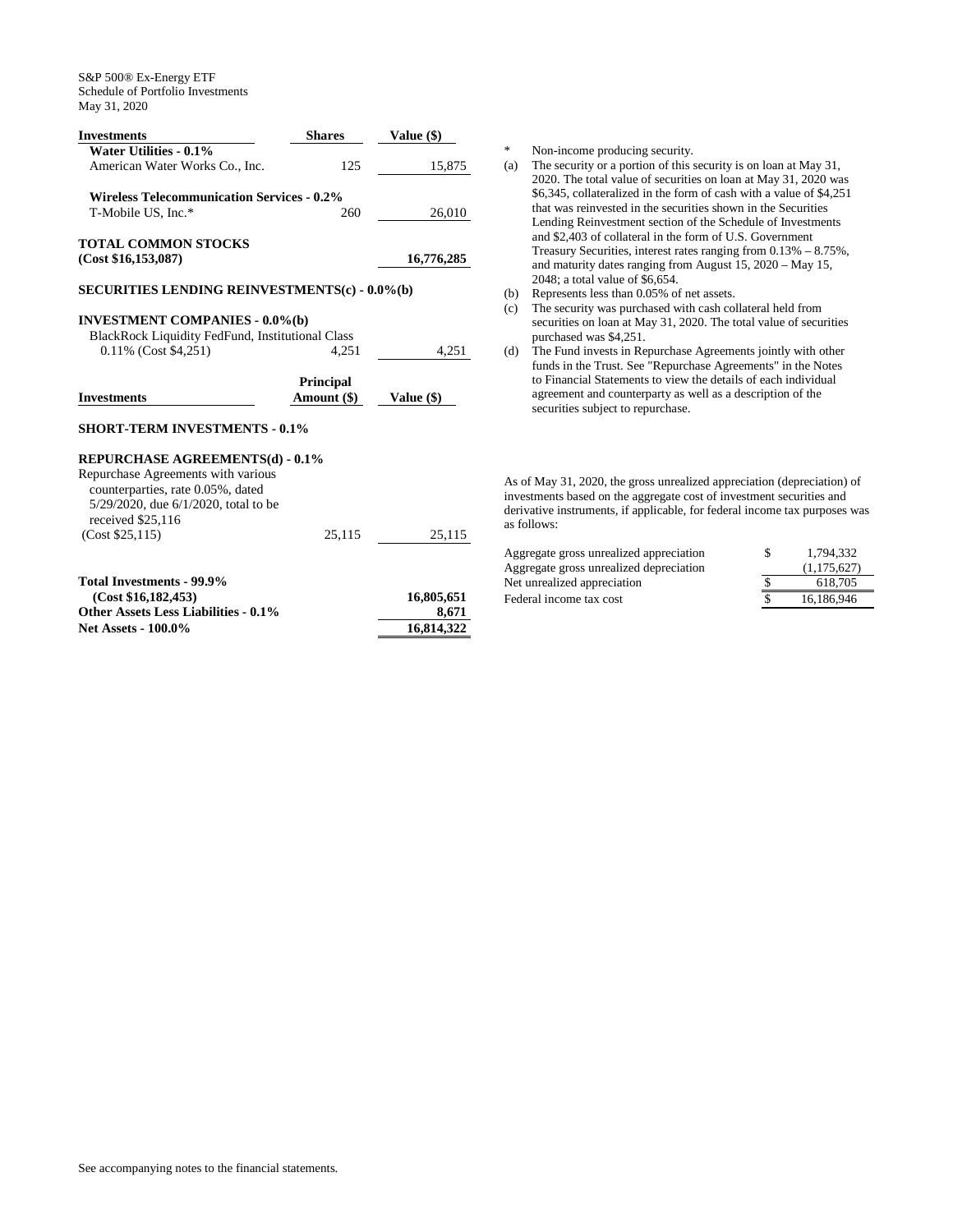S&P 500® Ex-Energy ETF
Schedule of Portfolio Investments
May 31, 2020

| Investments | Shares | Value ($) |
|---|---|---|
| **Water Utilities - 0.1%** | | |
| American Water Works Co., Inc. | 125 | 15,875 |
| **Wireless Telecommunication Services - 0.2%** | | |
| T-Mobile US, Inc.* | 260 | 26,010 |
| **TOTAL COMMON STOCKS (Cost $16,153,087)** | | **16,776,285** |
| **SECURITIES LENDING REINVESTMENTS(c) - 0.0%(b)** | | |
| **INVESTMENT COMPANIES - 0.0%(b)** | | |
| BlackRock Liquidity FedFund, Institutional Class 0.11% (Cost $4,251) | 4,251 | 4,251 |

| Investments | Principal Amount ($) | Value ($) |
|---|---|---|
| **SHORT-TERM INVESTMENTS - 0.1%** | | |
| **REPURCHASE AGREEMENTS(d) - 0.1%** | | |
| Repurchase Agreements with various counterparties, rate 0.05%, dated 5/29/2020, due 6/1/2020, total to be received $25,116 (Cost $25,115) | 25,115 | 25,115 |
| **Total Investments - 99.9% (Cost $16,182,453)** | | **16,805,651** |
| **Other Assets Less Liabilities - 0.1%** | | **8,671** |
| **Net Assets - 100.0%** | | **16,814,322** |

\* Non-income producing security.

(a) The security or a portion of this security is on loan at May 31, 2020. The total value of securities on loan at May 31, 2020 was $6,345, collateralized in the form of cash with a value of $4,251 that was reinvested in the securities shown in the Securities Lending Reinvestment section of the Schedule of Investments and $2,403 of collateral in the form of U.S. Government Treasury Securities, interest rates ranging from 0.13% – 8.75%, and maturity dates ranging from August 15, 2020 – May 15, 2048; a total value of $6,654.

(b) Represents less than 0.05% of net assets.

(c) The security was purchased with cash collateral held from securities on loan at May 31, 2020. The total value of securities purchased was $4,251.

(d) The Fund invests in Repurchase Agreements jointly with other funds in the Trust. See "Repurchase Agreements" in the Notes to Financial Statements to view the details of each individual agreement and counterparty as well as a description of the securities subject to repurchase.

As of May 31, 2020, the gross unrealized appreciation (depreciation) of investments based on the aggregate cost of investment securities and derivative instruments, if applicable, for federal income tax purposes was as follows:

| | | |
|---|---|---|
| Aggregate gross unrealized appreciation | $ | 1,794,332 |
| Aggregate gross unrealized depreciation | | (1,175,627) |
| Net unrealized appreciation | $ | 618,705 |
| Federal income tax cost | $ | 16,186,946 |

See accompanying notes to the financial statements.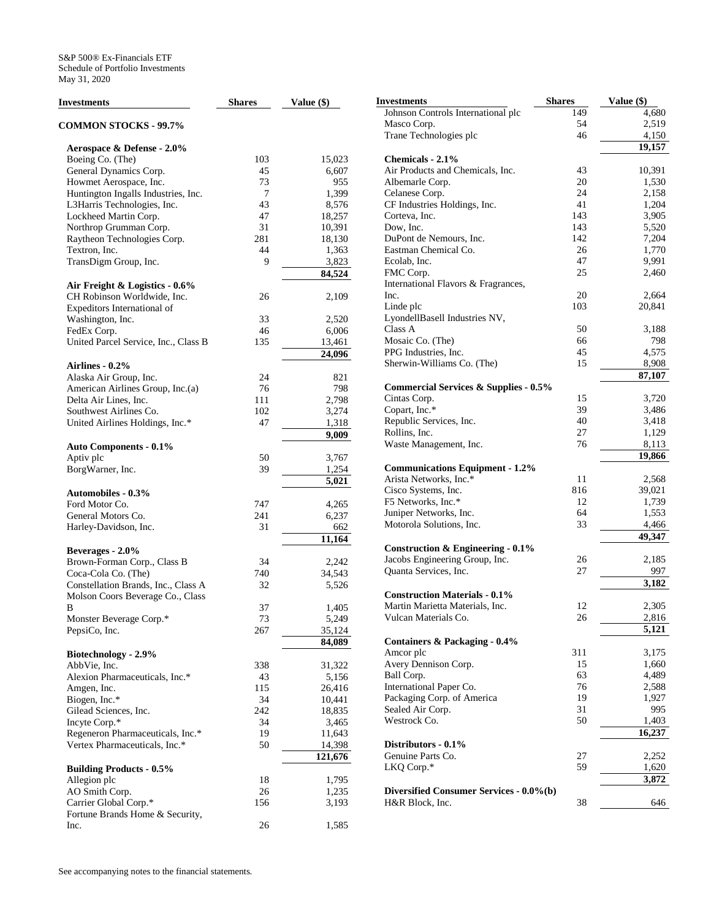S&P 500® Ex-Financials ETF
Schedule of Portfolio Investments
May 31, 2020

| Investments | Shares | Value ($) |
|---|---|---|
| **COMMON STOCKS - 99.7%** | | |
| **Aerospace & Defense - 2.0%** | | |
| Boeing Co. (The) | 103 | 15,023 |
| General Dynamics Corp. | 45 | 6,607 |
| Howmet Aerospace, Inc. | 73 | 955 |
| Huntington Ingalls Industries, Inc. | 7 | 1,399 |
| L3Harris Technologies, Inc. | 43 | 8,576 |
| Lockheed Martin Corp. | 47 | 18,257 |
| Northrop Grumman Corp. | 31 | 10,391 |
| Raytheon Technologies Corp. | 281 | 18,130 |
| Textron, Inc. | 44 | 1,363 |
| TransDigm Group, Inc. | 9 | 3,823 |
| | | **84,524** |
| **Air Freight & Logistics - 0.6%** | | |
| CH Robinson Worldwide, Inc. | 26 | 2,109 |
| Expeditors International of Washington, Inc. | 33 | 2,520 |
| FedEx Corp. | 46 | 6,006 |
| United Parcel Service, Inc., Class B | 135 | 13,461 |
| | | **24,096** |
| **Airlines - 0.2%** | | |
| Alaska Air Group, Inc. | 24 | 821 |
| American Airlines Group, Inc.(a) | 76 | 798 |
| Delta Air Lines, Inc. | 111 | 2,798 |
| Southwest Airlines Co. | 102 | 3,274 |
| United Airlines Holdings, Inc.* | 47 | 1,318 |
| | | **9,009** |
| **Auto Components - 0.1%** | | |
| Aptiv plc | 50 | 3,767 |
| BorgWarner, Inc. | 39 | 1,254 |
| | | **5,021** |
| **Automobiles - 0.3%** | | |
| Ford Motor Co. | 747 | 4,265 |
| General Motors Co. | 241 | 6,237 |
| Harley-Davidson, Inc. | 31 | 662 |
| | | **11,164** |
| **Beverages - 2.0%** | | |
| Brown-Forman Corp., Class B | 34 | 2,242 |
| Coca-Cola Co. (The) | 740 | 34,543 |
| Constellation Brands, Inc., Class A | 32 | 5,526 |
| Molson Coors Beverage Co., Class B | 37 | 1,405 |
| Monster Beverage Corp.* | 73 | 5,249 |
| PepsiCo, Inc. | 267 | 35,124 |
| | | **84,089** |
| **Biotechnology - 2.9%** | | |
| AbbVie, Inc. | 338 | 31,322 |
| Alexion Pharmaceuticals, Inc.* | 43 | 5,156 |
| Amgen, Inc. | 115 | 26,416 |
| Biogen, Inc.* | 34 | 10,441 |
| Gilead Sciences, Inc. | 242 | 18,835 |
| Incyte Corp.* | 34 | 3,465 |
| Regeneron Pharmaceuticals, Inc.* | 19 | 11,643 |
| Vertex Pharmaceuticals, Inc.* | 50 | 14,398 |
| | | **121,676** |
| **Building Products - 0.5%** | | |
| Allegion plc | 18 | 1,795 |
| AO Smith Corp. | 26 | 1,235 |
| Carrier Global Corp.* | 156 | 3,193 |
| Fortune Brands Home & Security, Inc. | 26 | 1,585 |
| Johnson Controls International plc | 149 | 4,680 |
| Masco Corp. | 54 | 2,519 |
| Trane Technologies plc | 46 | 4,150 |
| | | **19,157** |
| **Chemicals - 2.1%** | | |
| Air Products and Chemicals, Inc. | 43 | 10,391 |
| Albemarle Corp. | 20 | 1,530 |
| Celanese Corp. | 24 | 2,158 |
| CF Industries Holdings, Inc. | 41 | 1,204 |
| Corteva, Inc. | 143 | 3,905 |
| Dow, Inc. | 143 | 5,520 |
| DuPont de Nemours, Inc. | 142 | 7,204 |
| Eastman Chemical Co. | 26 | 1,770 |
| Ecolab, Inc. | 47 | 9,991 |
| FMC Corp. | 25 | 2,460 |
| International Flavors & Fragrances, Inc. | 20 | 2,664 |
| Linde plc | 103 | 20,841 |
| LyondellBasell Industries NV, Class A | 50 | 3,188 |
| Mosaic Co. (The) | 66 | 798 |
| PPG Industries, Inc. | 45 | 4,575 |
| Sherwin-Williams Co. (The) | 15 | 8,908 |
| | | **87,107** |
| **Commercial Services & Supplies - 0.5%** | | |
| Cintas Corp. | 15 | 3,720 |
| Copart, Inc.* | 39 | 3,486 |
| Republic Services, Inc. | 40 | 3,418 |
| Rollins, Inc. | 27 | 1,129 |
| Waste Management, Inc. | 76 | 8,113 |
| | | **19,866** |
| **Communications Equipment - 1.2%** | | |
| Arista Networks, Inc.* | 11 | 2,568 |
| Cisco Systems, Inc. | 816 | 39,021 |
| F5 Networks, Inc.* | 12 | 1,739 |
| Juniper Networks, Inc. | 64 | 1,553 |
| Motorola Solutions, Inc. | 33 | 4,466 |
| | | **49,347** |
| **Construction & Engineering - 0.1%** | | |
| Jacobs Engineering Group, Inc. | 26 | 2,185 |
| Quanta Services, Inc. | 27 | 997 |
| | | **3,182** |
| **Construction Materials - 0.1%** | | |
| Martin Marietta Materials, Inc. | 12 | 2,305 |
| Vulcan Materials Co. | 26 | 2,816 |
| | | **5,121** |
| **Containers & Packaging - 0.4%** | | |
| Amcor plc | 311 | 3,175 |
| Avery Dennison Corp. | 15 | 1,660 |
| Ball Corp. | 63 | 4,489 |
| International Paper Co. | 76 | 2,588 |
| Packaging Corp. of America | 19 | 1,927 |
| Sealed Air Corp. | 31 | 995 |
| Westrock Co. | 50 | 1,403 |
| | | **16,237** |
| **Distributors - 0.1%** | | |
| Genuine Parts Co. | 27 | 2,252 |
| LKQ Corp.* | 59 | 1,620 |
| | | **3,872** |
| **Diversified Consumer Services - 0.0%(b)** | | |
| H&R Block, Inc. | 38 | 646 |

See accompanying notes to the financial statements.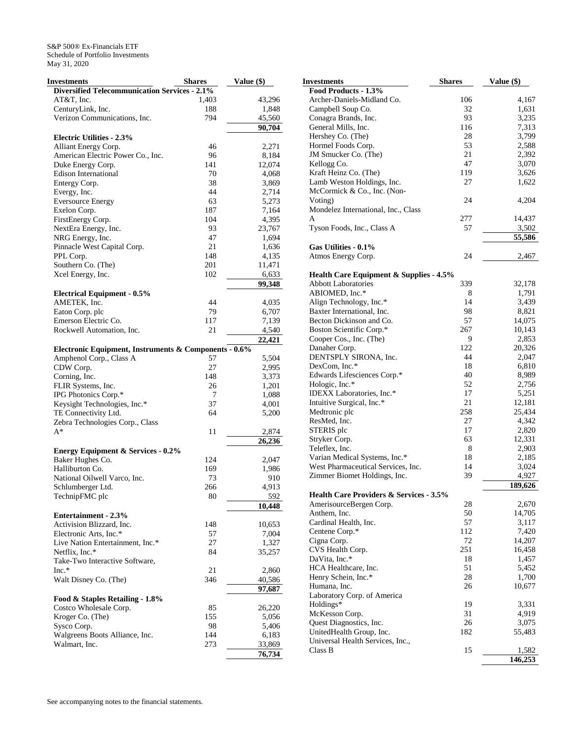S&P 500® Ex-Financials ETF
Schedule of Portfolio Investments
May 31, 2020

| Investments | Shares | Value ($) |
|---|---|---|
| **Diversified Telecommunication Services - 2.1%** | | |
| AT&T, Inc. | 1,403 | 43,296 |
| CenturyLink, Inc. | 188 | 1,848 |
| Verizon Communications, Inc. | 794 | 45,560 |
| | | **90,704** |
| **Electric Utilities - 2.3%** | | |
| Alliant Energy Corp. | 46 | 2,271 |
| American Electric Power Co., Inc. | 96 | 8,184 |
| Duke Energy Corp. | 141 | 12,074 |
| Edison International | 70 | 4,068 |
| Entergy Corp. | 38 | 3,869 |
| Evergy, Inc. | 44 | 2,714 |
| Eversource Energy | 63 | 5,273 |
| Exelon Corp. | 187 | 7,164 |
| FirstEnergy Corp. | 104 | 4,395 |
| NextEra Energy, Inc. | 93 | 23,767 |
| NRG Energy, Inc. | 47 | 1,694 |
| Pinnacle West Capital Corp. | 21 | 1,636 |
| PPL Corp. | 148 | 4,135 |
| Southern Co. (The) | 201 | 11,471 |
| Xcel Energy, Inc. | 102 | 6,633 |
| | | **99,348** |
| **Electrical Equipment - 0.5%** | | |
| AMETEK, Inc. | 44 | 4,035 |
| Eaton Corp. plc | 79 | 6,707 |
| Emerson Electric Co. | 117 | 7,139 |
| Rockwell Automation, Inc. | 21 | 4,540 |
| | | **22,421** |
| **Electronic Equipment, Instruments & Components - 0.6%** | | |
| Amphenol Corp., Class A | 57 | 5,504 |
| CDW Corp. | 27 | 2,995 |
| Corning, Inc. | 148 | 3,373 |
| FLIR Systems, Inc. | 26 | 1,201 |
| IPG Photonics Corp.* | 7 | 1,088 |
| Keysight Technologies, Inc.* | 37 | 4,001 |
| TE Connectivity Ltd. | 64 | 5,200 |
| Zebra Technologies Corp., Class A* | 11 | 2,874 |
| | | **26,236** |
| **Energy Equipment & Services - 0.2%** | | |
| Baker Hughes Co. | 124 | 2,047 |
| Halliburton Co. | 169 | 1,986 |
| National Oilwell Varco, Inc. | 73 | 910 |
| Schlumberger Ltd. | 266 | 4,913 |
| TechnipFMC plc | 80 | 592 |
| | | **10,448** |
| **Entertainment - 2.3%** | | |
| Activision Blizzard, Inc. | 148 | 10,653 |
| Electronic Arts, Inc.* | 57 | 7,004 |
| Live Nation Entertainment, Inc.* | 27 | 1,327 |
| Netflix, Inc.* | 84 | 35,257 |
| Take-Two Interactive Software, Inc.* | 21 | 2,860 |
| Walt Disney Co. (The) | 346 | 40,586 |
| | | **97,687** |
| **Food & Staples Retailing - 1.8%** | | |
| Costco Wholesale Corp. | 85 | 26,220 |
| Kroger Co. (The) | 155 | 5,056 |
| Sysco Corp. | 98 | 5,406 |
| Walgreens Boots Alliance, Inc. | 144 | 6,183 |
| Walmart, Inc. | 273 | 33,869 |
| | | **76,734** |
| **Food Products - 1.3%** | | |
| Archer-Daniels-Midland Co. | 106 | 4,167 |
| Campbell Soup Co. | 32 | 1,631 |
| Conagra Brands, Inc. | 93 | 3,235 |
| General Mills, Inc. | 116 | 7,313 |
| Hershey Co. (The) | 28 | 3,799 |
| Hormel Foods Corp. | 53 | 2,588 |
| JM Smucker Co. (The) | 21 | 2,392 |
| Kellogg Co. | 47 | 3,070 |
| Kraft Heinz Co. (The) | 119 | 3,626 |
| Lamb Weston Holdings, Inc. | 27 | 1,622 |
| McCormick & Co., Inc. (Non-Voting) | 24 | 4,204 |
| Mondelez International, Inc., Class A | 277 | 14,437 |
| Tyson Foods, Inc., Class A | 57 | 3,502 |
| | | **55,586** |
| **Gas Utilities - 0.1%** | | |
| Atmos Energy Corp. | 24 | 2,467 |
| **Health Care Equipment & Supplies - 4.5%** | | |
| Abbott Laboratories | 339 | 32,178 |
| ABIOMED, Inc.* | 8 | 1,791 |
| Align Technology, Inc.* | 14 | 3,439 |
| Baxter International, Inc. | 98 | 8,821 |
| Becton Dickinson and Co. | 57 | 14,075 |
| Boston Scientific Corp.* | 267 | 10,143 |
| Cooper Cos., Inc. (The) | 9 | 2,853 |
| Danaher Corp. | 122 | 20,326 |
| DENTSPLY SIRONA, Inc. | 44 | 2,047 |
| DexCom, Inc.* | 18 | 6,810 |
| Edwards Lifesciences Corp.* | 40 | 8,989 |
| Hologic, Inc.* | 52 | 2,756 |
| IDEXX Laboratories, Inc.* | 17 | 5,251 |
| Intuitive Surgical, Inc.* | 21 | 12,181 |
| Medtronic plc | 258 | 25,434 |
| ResMed, Inc. | 27 | 4,342 |
| STERIS plc | 17 | 2,820 |
| Stryker Corp. | 63 | 12,331 |
| Teleflex, Inc. | 8 | 2,903 |
| Varian Medical Systems, Inc.* | 18 | 2,185 |
| West Pharmaceutical Services, Inc. | 14 | 3,024 |
| Zimmer Biomet Holdings, Inc. | 39 | 4,927 |
| | | **189,626** |
| **Health Care Providers & Services - 3.5%** | | |
| AmerisourceBergen Corp. | 28 | 2,670 |
| Anthem, Inc. | 50 | 14,705 |
| Cardinal Health, Inc. | 57 | 3,117 |
| Centene Corp.* | 112 | 7,420 |
| Cigna Corp. | 72 | 14,207 |
| CVS Health Corp. | 251 | 16,458 |
| DaVita, Inc.* | 18 | 1,457 |
| HCA Healthcare, Inc. | 51 | 5,452 |
| Henry Schein, Inc.* | 28 | 1,700 |
| Humana, Inc. | 26 | 10,677 |
| Laboratory Corp. of America Holdings* | 19 | 3,331 |
| McKesson Corp. | 31 | 4,919 |
| Quest Diagnostics, Inc. | 26 | 3,075 |
| UnitedHealth Group, Inc. | 182 | 55,483 |
| Universal Health Services, Inc., Class B | 15 | 1,582 |
| | | **146,253** |

See accompanying notes to the financial statements.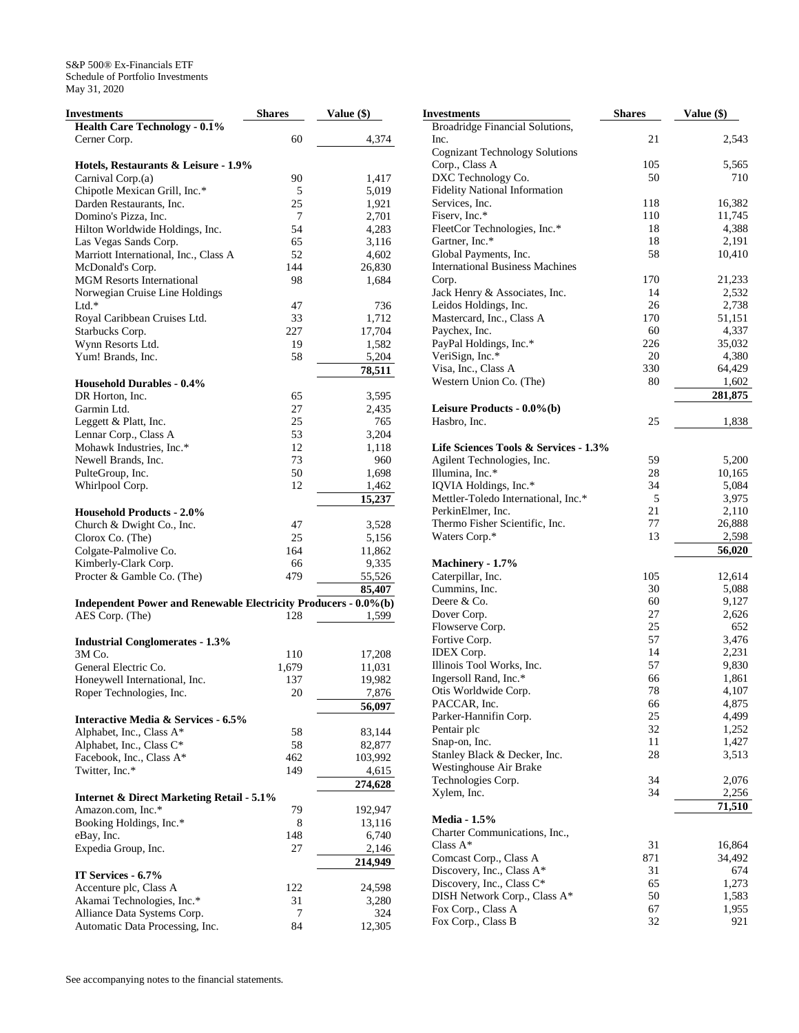S&P 500® Ex-Financials ETF
Schedule of Portfolio Investments
May 31, 2020

| Investments | Shares | Value ($) |
|---|---|---|
| **Health Care Technology - 0.1%** | | |
| Cerner Corp. | 60 | 4,374 |
| **Hotels, Restaurants & Leisure - 1.9%** | | |
| Carnival Corp.(a) | 90 | 1,417 |
| Chipotle Mexican Grill, Inc.* | 5 | 5,019 |
| Darden Restaurants, Inc. | 25 | 1,921 |
| Domino's Pizza, Inc. | 7 | 2,701 |
| Hilton Worldwide Holdings, Inc. | 54 | 4,283 |
| Las Vegas Sands Corp. | 65 | 3,116 |
| Marriott International, Inc., Class A | 52 | 4,602 |
| McDonald's Corp. | 144 | 26,830 |
| MGM Resorts International | 98 | 1,684 |
| Norwegian Cruise Line Holdings Ltd.* | 47 | 736 |
| Royal Caribbean Cruises Ltd. | 33 | 1,712 |
| Starbucks Corp. | 227 | 17,704 |
| Wynn Resorts Ltd. | 19 | 1,582 |
| Yum! Brands, Inc. | 58 | 5,204 |
| | | **78,511** |
| **Household Durables - 0.4%** | | |
| DR Horton, Inc. | 65 | 3,595 |
| Garmin Ltd. | 27 | 2,435 |
| Leggett & Platt, Inc. | 25 | 765 |
| Lennar Corp., Class A | 53 | 3,204 |
| Mohawk Industries, Inc.* | 12 | 1,118 |
| Newell Brands, Inc. | 73 | 960 |
| PulteGroup, Inc. | 50 | 1,698 |
| Whirlpool Corp. | 12 | 1,462 |
| | | **15,237** |
| **Household Products - 2.0%** | | |
| Church & Dwight Co., Inc. | 47 | 3,528 |
| Clorox Co. (The) | 25 | 5,156 |
| Colgate-Palmolive Co. | 164 | 11,862 |
| Kimberly-Clark Corp. | 66 | 9,335 |
| Procter & Gamble Co. (The) | 479 | 55,526 |
| | | **85,407** |
| **Independent Power and Renewable Electricity Producers - 0.0%(b)** | | |
| AES Corp. (The) | 128 | 1,599 |
| **Industrial Conglomerates - 1.3%** | | |
| 3M Co. | 110 | 17,208 |
| General Electric Co. | 1,679 | 11,031 |
| Honeywell International, Inc. | 137 | 19,982 |
| Roper Technologies, Inc. | 20 | 7,876 |
| | | **56,097** |
| **Interactive Media & Services - 6.5%** | | |
| Alphabet, Inc., Class A* | 58 | 83,144 |
| Alphabet, Inc., Class C* | 58 | 82,877 |
| Facebook, Inc., Class A* | 462 | 103,992 |
| Twitter, Inc.* | 149 | 4,615 |
| | | **274,628** |
| **Internet & Direct Marketing Retail - 5.1%** | | |
| Amazon.com, Inc.* | 79 | 192,947 |
| Booking Holdings, Inc.* | 8 | 13,116 |
| eBay, Inc. | 148 | 6,740 |
| Expedia Group, Inc. | 27 | 2,146 |
| | | **214,949** |
| **IT Services - 6.7%** | | |
| Accenture plc, Class A | 122 | 24,598 |
| Akamai Technologies, Inc.* | 31 | 3,280 |
| Alliance Data Systems Corp. | 7 | 324 |
| Automatic Data Processing, Inc. | 84 | 12,305 |
| Broadridge Financial Solutions, Inc. | 21 | 2,543 |
| Cognizant Technology Solutions Corp., Class A | 105 | 5,565 |
| DXC Technology Co. | 50 | 710 |
| Fidelity National Information Services, Inc. | 118 | 16,382 |
| Fiserv, Inc.* | 110 | 11,745 |
| FleetCor Technologies, Inc.* | 18 | 4,388 |
| Gartner, Inc.* | 18 | 2,191 |
| Global Payments, Inc. | 58 | 10,410 |
| International Business Machines Corp. | 170 | 21,233 |
| Jack Henry & Associates, Inc. | 14 | 2,532 |
| Leidos Holdings, Inc. | 26 | 2,738 |
| Mastercard, Inc., Class A | 170 | 51,151 |
| Paychex, Inc. | 60 | 4,337 |
| PayPal Holdings, Inc.* | 226 | 35,032 |
| VeriSign, Inc.* | 20 | 4,380 |
| Visa, Inc., Class A | 330 | 64,429 |
| Western Union Co. (The) | 80 | 1,602 |
| | | **281,875** |
| **Leisure Products - 0.0%(b)** | | |
| Hasbro, Inc. | 25 | 1,838 |
| **Life Sciences Tools & Services - 1.3%** | | |
| Agilent Technologies, Inc. | 59 | 5,200 |
| Illumina, Inc.* | 28 | 10,165 |
| IQVIA Holdings, Inc.* | 34 | 5,084 |
| Mettler-Toledo International, Inc.* | 5 | 3,975 |
| PerkinElmer, Inc. | 21 | 2,110 |
| Thermo Fisher Scientific, Inc. | 77 | 26,888 |
| Waters Corp.* | 13 | 2,598 |
| | | **56,020** |
| **Machinery - 1.7%** | | |
| Caterpillar, Inc. | 105 | 12,614 |
| Cummins, Inc. | 30 | 5,088 |
| Deere & Co. | 60 | 9,127 |
| Dover Corp. | 27 | 2,626 |
| Flowserve Corp. | 25 | 652 |
| Fortive Corp. | 57 | 3,476 |
| IDEX Corp. | 14 | 2,231 |
| Illinois Tool Works, Inc. | 57 | 9,830 |
| Ingersoll Rand, Inc.* | 66 | 1,861 |
| Otis Worldwide Corp. | 78 | 4,107 |
| PACCAR, Inc. | 66 | 4,875 |
| Parker-Hannifin Corp. | 25 | 4,499 |
| Pentair plc | 32 | 1,252 |
| Snap-on, Inc. | 11 | 1,427 |
| Stanley Black & Decker, Inc. | 28 | 3,513 |
| Westinghouse Air Brake Technologies Corp. | 34 | 2,076 |
| Xylem, Inc. | 34 | 2,256 |
| | | **71,510** |
| **Media - 1.5%** | | |
| Charter Communications, Inc., Class A* | 31 | 16,864 |
| Comcast Corp., Class A | 871 | 34,492 |
| Discovery, Inc., Class A* | 31 | 674 |
| Discovery, Inc., Class C* | 65 | 1,273 |
| DISH Network Corp., Class A* | 50 | 1,583 |
| Fox Corp., Class A | 67 | 1,955 |
| Fox Corp., Class B | 32 | 921 |

See accompanying notes to the financial statements.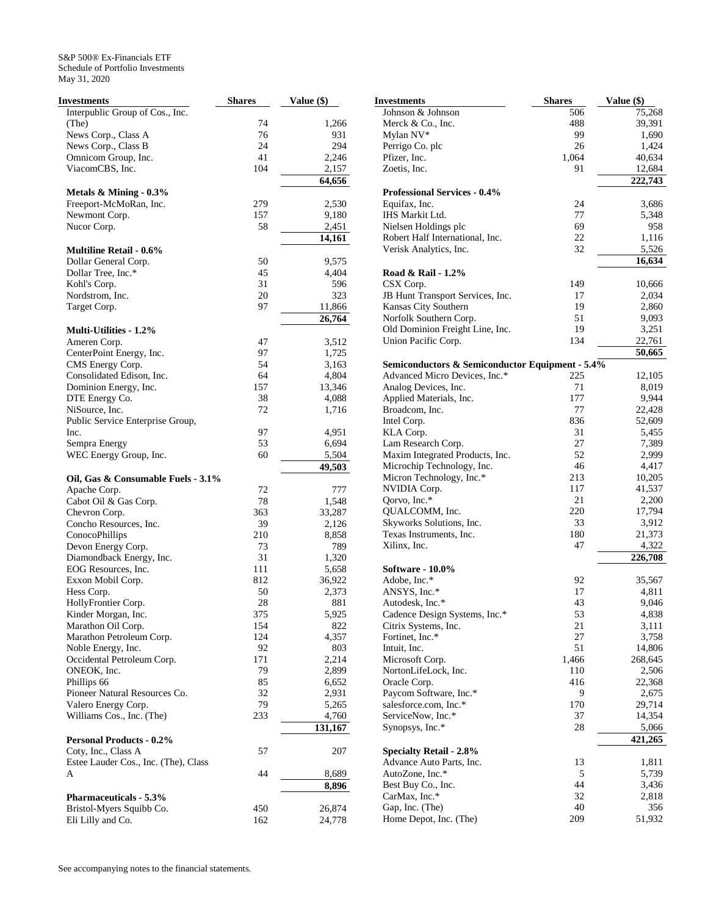S&P 500® Ex-Financials ETF
Schedule of Portfolio Investments
May 31, 2020

| Investments | Shares | Value ($) |
|---|---|---|
| Interpublic Group of Cos., Inc. (The) | 74 | 1,266 |
| News Corp., Class A | 76 | 931 |
| News Corp., Class B | 24 | 294 |
| Omnicom Group, Inc. | 41 | 2,246 |
| ViacomCBS, Inc. | 104 | 2,157 |
| | | **64,656** |
| **Metals & Mining - 0.3%** | | |
| Freeport-McMoRan, Inc. | 279 | 2,530 |
| Newmont Corp. | 157 | 9,180 |
| Nucor Corp. | 58 | 2,451 |
| | | **14,161** |
| **Multiline Retail - 0.6%** | | |
| Dollar General Corp. | 50 | 9,575 |
| Dollar Tree, Inc.* | 45 | 4,404 |
| Kohl's Corp. | 31 | 596 |
| Nordstrom, Inc. | 20 | 323 |
| Target Corp. | 97 | 11,866 |
| | | **26,764** |
| **Multi-Utilities - 1.2%** | | |
| Ameren Corp. | 47 | 3,512 |
| CenterPoint Energy, Inc. | 97 | 1,725 |
| CMS Energy Corp. | 54 | 3,163 |
| Consolidated Edison, Inc. | 64 | 4,804 |
| Dominion Energy, Inc. | 157 | 13,346 |
| DTE Energy Co. | 38 | 4,088 |
| NiSource, Inc. | 72 | 1,716 |
| Public Service Enterprise Group, Inc. | 97 | 4,951 |
| Sempra Energy | 53 | 6,694 |
| WEC Energy Group, Inc. | 60 | 5,504 |
| | | **49,503** |
| **Oil, Gas & Consumable Fuels - 3.1%** | | |
| Apache Corp. | 72 | 777 |
| Cabot Oil & Gas Corp. | 78 | 1,548 |
| Chevron Corp. | 363 | 33,287 |
| Concho Resources, Inc. | 39 | 2,126 |
| ConocoPhillips | 210 | 8,858 |
| Devon Energy Corp. | 73 | 789 |
| Diamondback Energy, Inc. | 31 | 1,320 |
| EOG Resources, Inc. | 111 | 5,658 |
| Exxon Mobil Corp. | 812 | 36,922 |
| Hess Corp. | 50 | 2,373 |
| HollyFrontier Corp. | 28 | 881 |
| Kinder Morgan, Inc. | 375 | 5,925 |
| Marathon Oil Corp. | 154 | 822 |
| Marathon Petroleum Corp. | 124 | 4,357 |
| Noble Energy, Inc. | 92 | 803 |
| Occidental Petroleum Corp. | 171 | 2,214 |
| ONEOK, Inc. | 79 | 2,899 |
| Phillips 66 | 85 | 6,652 |
| Pioneer Natural Resources Co. | 32 | 2,931 |
| Valero Energy Corp. | 79 | 5,265 |
| Williams Cos., Inc. (The) | 233 | 4,760 |
| | | **131,167** |
| **Personal Products - 0.2%** | | |
| Coty, Inc., Class A | 57 | 207 |
| Estee Lauder Cos., Inc. (The), Class A | 44 | 8,689 |
| | | **8,896** |
| **Pharmaceuticals - 5.3%** | | |
| Bristol-Myers Squibb Co. | 450 | 26,874 |
| Eli Lilly and Co. | 162 | 24,778 |
| Johnson & Johnson | 506 | 75,268 |
| Merck & Co., Inc. | 488 | 39,391 |
| Mylan NV* | 99 | 1,690 |
| Perrigo Co. plc | 26 | 1,424 |
| Pfizer, Inc. | 1,064 | 40,634 |
| Zoetis, Inc. | 91 | 12,684 |
| | | **222,743** |
| **Professional Services - 0.4%** | | |
| Equifax, Inc. | 24 | 3,686 |
| IHS Markit Ltd. | 77 | 5,348 |
| Nielsen Holdings plc | 69 | 958 |
| Robert Half International, Inc. | 22 | 1,116 |
| Verisk Analytics, Inc. | 32 | 5,526 |
| | | **16,634** |
| **Road & Rail - 1.2%** | | |
| CSX Corp. | 149 | 10,666 |
| JB Hunt Transport Services, Inc. | 17 | 2,034 |
| Kansas City Southern | 19 | 2,860 |
| Norfolk Southern Corp. | 51 | 9,093 |
| Old Dominion Freight Line, Inc. | 19 | 3,251 |
| Union Pacific Corp. | 134 | 22,761 |
| | | **50,665** |
| **Semiconductors & Semiconductor Equipment - 5.4%** | | |
| Advanced Micro Devices, Inc.* | 225 | 12,105 |
| Analog Devices, Inc. | 71 | 8,019 |
| Applied Materials, Inc. | 177 | 9,944 |
| Broadcom, Inc. | 77 | 22,428 |
| Intel Corp. | 836 | 52,609 |
| KLA Corp. | 31 | 5,455 |
| Lam Research Corp. | 27 | 7,389 |
| Maxim Integrated Products, Inc. | 52 | 2,999 |
| Microchip Technology, Inc. | 46 | 4,417 |
| Micron Technology, Inc.* | 213 | 10,205 |
| NVIDIA Corp. | 117 | 41,537 |
| Qorvo, Inc.* | 21 | 2,200 |
| QUALCOMM, Inc. | 220 | 17,794 |
| Skyworks Solutions, Inc. | 33 | 3,912 |
| Texas Instruments, Inc. | 180 | 21,373 |
| Xilinx, Inc. | 47 | 4,322 |
| | | **226,708** |
| **Software - 10.0%** | | |
| Adobe, Inc.* | 92 | 35,567 |
| ANSYS, Inc.* | 17 | 4,811 |
| Autodesk, Inc.* | 43 | 9,046 |
| Cadence Design Systems, Inc.* | 53 | 4,838 |
| Citrix Systems, Inc. | 21 | 3,111 |
| Fortinet, Inc.* | 27 | 3,758 |
| Intuit, Inc. | 51 | 14,806 |
| Microsoft Corp. | 1,466 | 268,645 |
| NortonLifeLock, Inc. | 110 | 2,506 |
| Oracle Corp. | 416 | 22,368 |
| Paycom Software, Inc.* | 9 | 2,675 |
| salesforce.com, Inc.* | 170 | 29,714 |
| ServiceNow, Inc.* | 37 | 14,354 |
| Synopsys, Inc.* | 28 | 5,066 |
| | | **421,265** |
| **Specialty Retail - 2.8%** | | |
| Advance Auto Parts, Inc. | 13 | 1,811 |
| AutoZone, Inc.* | 5 | 5,739 |
| Best Buy Co., Inc. | 44 | 3,436 |
| CarMax, Inc.* | 32 | 2,818 |
| Gap, Inc. (The) | 40 | 356 |
| Home Depot, Inc. (The) | 209 | 51,932 |

See accompanying notes to the financial statements.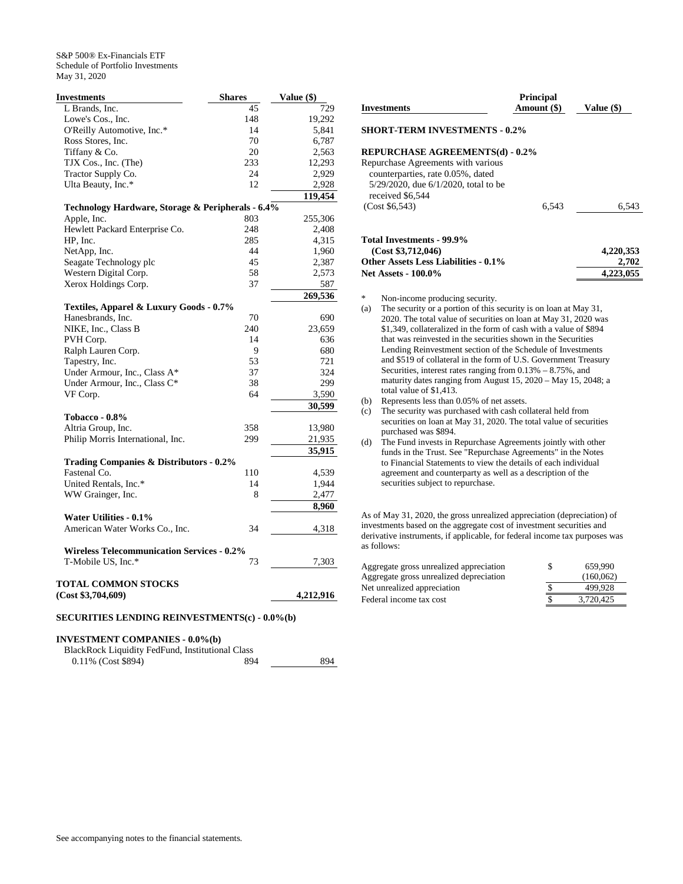S&P 500® Ex-Financials ETF
Schedule of Portfolio Investments
May 31, 2020

| Investments | Shares | Value ($) |
|---|---|---|
| L Brands, Inc. | 45 | 729 |
| Lowe's Cos., Inc. | 148 | 19,292 |
| O'Reilly Automotive, Inc.* | 14 | 5,841 |
| Ross Stores, Inc. | 70 | 6,787 |
| Tiffany & Co. | 20 | 2,563 |
| TJX Cos., Inc. (The) | 233 | 12,293 |
| Tractor Supply Co. | 24 | 2,929 |
| Ulta Beauty, Inc.* | 12 | 2,928 |
| | | **119,454** |
| **Technology Hardware, Storage & Peripherals - 6.4%** | | |
| Apple, Inc. | 803 | 255,306 |
| Hewlett Packard Enterprise Co. | 248 | 2,408 |
| HP, Inc. | 285 | 4,315 |
| NetApp, Inc. | 44 | 1,960 |
| Seagate Technology plc | 45 | 2,387 |
| Western Digital Corp. | 58 | 2,573 |
| Xerox Holdings Corp. | 37 | 587 |
| | | **269,536** |
| **Textiles, Apparel & Luxury Goods - 0.7%** | | |
| Hanesbrands, Inc. | 70 | 690 |
| NIKE, Inc., Class B | 240 | 23,659 |
| PVH Corp. | 14 | 636 |
| Ralph Lauren Corp. | 9 | 680 |
| Tapestry, Inc. | 53 | 721 |
| Under Armour, Inc., Class A* | 37 | 324 |
| Under Armour, Inc., Class C* | 38 | 299 |
| VF Corp. | 64 | 3,590 |
| | | **30,599** |
| **Tobacco - 0.8%** | | |
| Altria Group, Inc. | 358 | 13,980 |
| Philip Morris International, Inc. | 299 | 21,935 |
| | | **35,915** |
| **Trading Companies & Distributors - 0.2%** | | |
| Fastenal Co. | 110 | 4,539 |
| United Rentals, Inc.* | 14 | 1,944 |
| WW Grainger, Inc. | 8 | 2,477 |
| | | **8,960** |
| **Water Utilities - 0.1%** | | |
| American Water Works Co., Inc. | 34 | 4,318 |
| **Wireless Telecommunication Services - 0.2%** | | |
| T-Mobile US, Inc.* | 73 | 7,303 |
| **TOTAL COMMON STOCKS (Cost $3,704,609)** | | **4,212,916** |
| **SECURITIES LENDING REINVESTMENTS(c) - 0.0%(b)** | | |
| **INVESTMENT COMPANIES - 0.0%(b)** | | |
| BlackRock Liquidity FedFund, Institutional Class 0.11% (Cost $894) | 894 | 894 |

| Investments | Principal Amount ($) | Value ($) |
|---|---|---|
| **SHORT-TERM INVESTMENTS - 0.2%** | | |
| **REPURCHASE AGREEMENTS(d) - 0.2%** | | |
| Repurchase Agreements with various counterparties, rate 0.05%, dated 5/29/2020, due 6/1/2020, total to be received $6,544 (Cost $6,543) | 6,543 | 6,543 |
| **Total Investments - 99.9% (Cost $3,712,046)** | | **4,220,353** |
| **Other Assets Less Liabilities - 0.1%** | | **2,702** |
| **Net Assets - 100.0%** | | **4,223,055** |

\* Non-income producing security.

(a) The security or a portion of this security is on loan at May 31, 2020. The total value of securities on loan at May 31, 2020 was $1,349, collateralized in the form of cash with a value of $894 that was reinvested in the securities shown in the Securities Lending Reinvestment section of the Schedule of Investments and $519 of collateral in the form of U.S. Government Treasury Securities, interest rates ranging from 0.13% – 8.75%, and maturity dates ranging from August 15, 2020 – May 15, 2048; a total value of $1,413.

(b) Represents less than 0.05% of net assets.

(c) The security was purchased with cash collateral held from securities on loan at May 31, 2020. The total value of securities purchased was $894.

(d) The Fund invests in Repurchase Agreements jointly with other funds in the Trust. See "Repurchase Agreements" in the Notes to Financial Statements to view the details of each individual agreement and counterparty as well as a description of the securities subject to repurchase.

As of May 31, 2020, the gross unrealized appreciation (depreciation) of investments based on the aggregate cost of investment securities and derivative instruments, if applicable, for federal income tax purposes was as follows:

| | | |
|---|---|---|
| Aggregate gross unrealized appreciation | $ | 659,990 |
| Aggregate gross unrealized depreciation | | (160,062) |
| Net unrealized appreciation | $ | 499,928 |
| Federal income tax cost | $ | 3,720,425 |

See accompanying notes to the financial statements.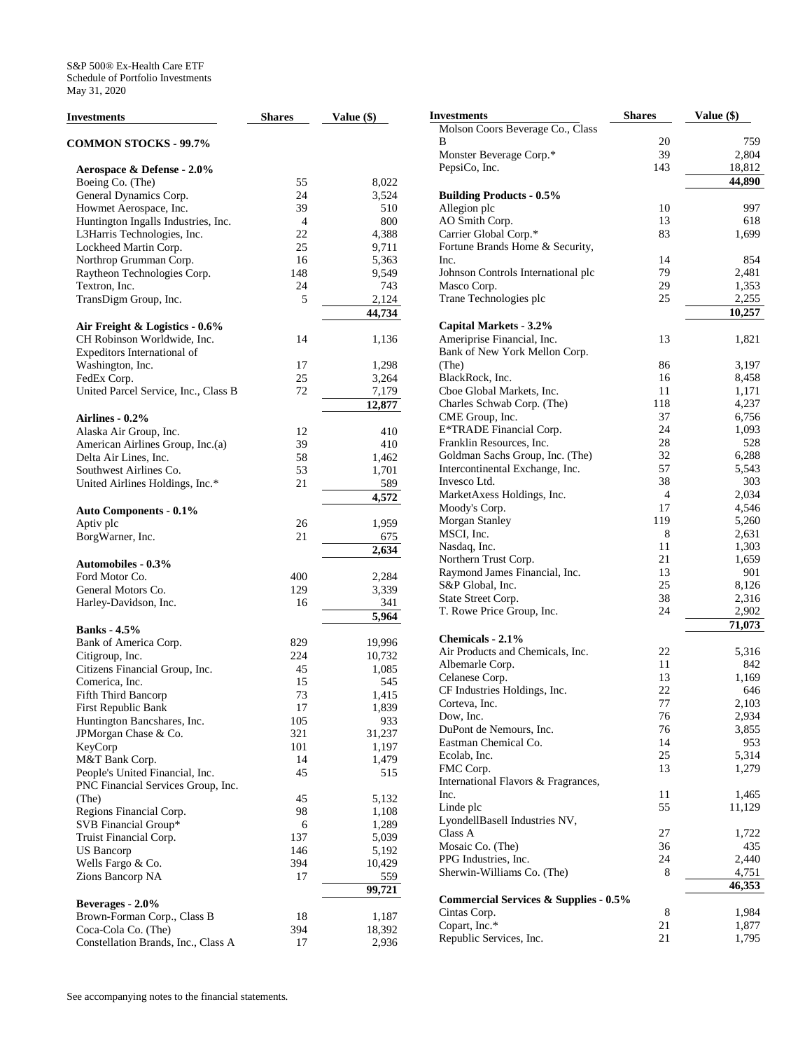S&P 500® Ex-Health Care ETF
Schedule of Portfolio Investments
May 31, 2020

| Investments | Shares | Value ($) |
|---|---|---|
| **COMMON STOCKS - 99.7%** | | |
| **Aerospace & Defense - 2.0%** | | |
| Boeing Co. (The) | 55 | 8,022 |
| General Dynamics Corp. | 24 | 3,524 |
| Howmet Aerospace, Inc. | 39 | 510 |
| Huntington Ingalls Industries, Inc. | 4 | 800 |
| L3Harris Technologies, Inc. | 22 | 4,388 |
| Lockheed Martin Corp. | 25 | 9,711 |
| Northrop Grumman Corp. | 16 | 5,363 |
| Raytheon Technologies Corp. | 148 | 9,549 |
| Textron, Inc. | 24 | 743 |
| TransDigm Group, Inc. | 5 | 2,124 |
| | | **44,734** |
| **Air Freight & Logistics - 0.6%** | | |
| CH Robinson Worldwide, Inc. | 14 | 1,136 |
| Expeditors International of Washington, Inc. | 17 | 1,298 |
| FedEx Corp. | 25 | 3,264 |
| United Parcel Service, Inc., Class B | 72 | 7,179 |
| | | **12,877** |
| **Airlines - 0.2%** | | |
| Alaska Air Group, Inc. | 12 | 410 |
| American Airlines Group, Inc.(a) | 39 | 410 |
| Delta Air Lines, Inc. | 58 | 1,462 |
| Southwest Airlines Co. | 53 | 1,701 |
| United Airlines Holdings, Inc.* | 21 | 589 |
| | | **4,572** |
| **Auto Components - 0.1%** | | |
| Aptiv plc | 26 | 1,959 |
| BorgWarner, Inc. | 21 | 675 |
| | | **2,634** |
| **Automobiles - 0.3%** | | |
| Ford Motor Co. | 400 | 2,284 |
| General Motors Co. | 129 | 3,339 |
| Harley-Davidson, Inc. | 16 | 341 |
| | | **5,964** |
| **Banks - 4.5%** | | |
| Bank of America Corp. | 829 | 19,996 |
| Citigroup, Inc. | 224 | 10,732 |
| Citizens Financial Group, Inc. | 45 | 1,085 |
| Comerica, Inc. | 15 | 545 |
| Fifth Third Bancorp | 73 | 1,415 |
| First Republic Bank | 17 | 1,839 |
| Huntington Bancshares, Inc. | 105 | 933 |
| JPMorgan Chase & Co. | 321 | 31,237 |
| KeyCorp | 101 | 1,197 |
| M&T Bank Corp. | 14 | 1,479 |
| People's United Financial, Inc. | 45 | 515 |
| PNC Financial Services Group, Inc. (The) | 45 | 5,132 |
| Regions Financial Corp. | 98 | 1,108 |
| SVB Financial Group* | 6 | 1,289 |
| Truist Financial Corp. | 137 | 5,039 |
| US Bancorp | 146 | 5,192 |
| Wells Fargo & Co. | 394 | 10,429 |
| Zions Bancorp NA | 17 | 559 |
| | | **99,721** |
| **Beverages - 2.0%** | | |
| Brown-Forman Corp., Class B | 18 | 1,187 |
| Coca-Cola Co. (The) | 394 | 18,392 |
| Constellation Brands, Inc., Class A | 17 | 2,936 |
| Molson Coors Beverage Co., Class B | 20 | 759 |
| Monster Beverage Corp.* | 39 | 2,804 |
| PepsiCo, Inc. | 143 | 18,812 |
| | | **44,890** |
| **Building Products - 0.5%** | | |
| Allegion plc | 10 | 997 |
| AO Smith Corp. | 13 | 618 |
| Carrier Global Corp.* | 83 | 1,699 |
| Fortune Brands Home & Security, Inc. | 14 | 854 |
| Johnson Controls International plc | 79 | 2,481 |
| Masco Corp. | 29 | 1,353 |
| Trane Technologies plc | 25 | 2,255 |
| | | **10,257** |
| **Capital Markets - 3.2%** | | |
| Ameriprise Financial, Inc. | 13 | 1,821 |
| Bank of New York Mellon Corp. (The) | 86 | 3,197 |
| BlackRock, Inc. | 16 | 8,458 |
| Cboe Global Markets, Inc. | 11 | 1,171 |
| Charles Schwab Corp. (The) | 118 | 4,237 |
| CME Group, Inc. | 37 | 6,756 |
| E*TRADE Financial Corp. | 24 | 1,093 |
| Franklin Resources, Inc. | 28 | 528 |
| Goldman Sachs Group, Inc. (The) | 32 | 6,288 |
| Intercontinental Exchange, Inc. | 57 | 5,543 |
| Invesco Ltd. | 38 | 303 |
| MarketAxess Holdings, Inc. | 4 | 2,034 |
| Moody's Corp. | 17 | 4,546 |
| Morgan Stanley | 119 | 5,260 |
| MSCI, Inc. | 8 | 2,631 |
| Nasdaq, Inc. | 11 | 1,303 |
| Northern Trust Corp. | 21 | 1,659 |
| Raymond James Financial, Inc. | 13 | 901 |
| S&P Global, Inc. | 25 | 8,126 |
| State Street Corp. | 38 | 2,316 |
| T. Rowe Price Group, Inc. | 24 | 2,902 |
| | | **71,073** |
| **Chemicals - 2.1%** | | |
| Air Products and Chemicals, Inc. | 22 | 5,316 |
| Albemarle Corp. | 11 | 842 |
| Celanese Corp. | 13 | 1,169 |
| CF Industries Holdings, Inc. | 22 | 646 |
| Corteva, Inc. | 77 | 2,103 |
| Dow, Inc. | 76 | 2,934 |
| DuPont de Nemours, Inc. | 76 | 3,855 |
| Eastman Chemical Co. | 14 | 953 |
| Ecolab, Inc. | 25 | 5,314 |
| FMC Corp. | 13 | 1,279 |
| International Flavors & Fragrances, Inc. | 11 | 1,465 |
| Linde plc | 55 | 11,129 |
| LyondellBasell Industries NV, Class A | 27 | 1,722 |
| Mosaic Co. (The) | 36 | 435 |
| PPG Industries, Inc. | 24 | 2,440 |
| Sherwin-Williams Co. (The) | 8 | 4,751 |
| | | **46,353** |
| **Commercial Services & Supplies - 0.5%** | | |
| Cintas Corp. | 8 | 1,984 |
| Copart, Inc.* | 21 | 1,877 |
| Republic Services, Inc. | 21 | 1,795 |

See accompanying notes to the financial statements.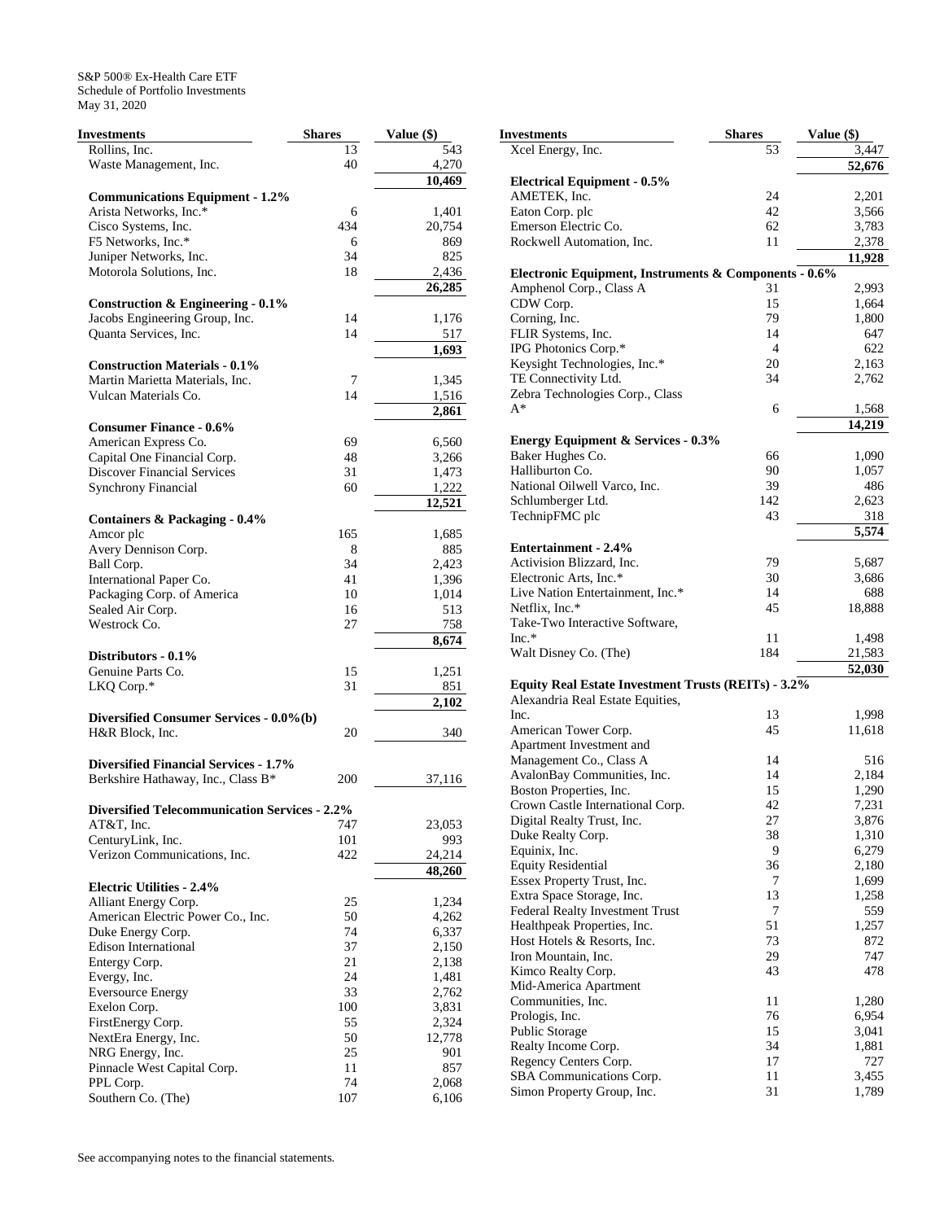S&P 500® Ex-Health Care ETF
Schedule of Portfolio Investments
May 31, 2020

| Investments | Shares | Value ($) |
|---|---|---|
| Rollins, Inc. | 13 | 543 |
| Waste Management, Inc. | 40 | 4,270 |
| | | **10,469** |
| **Communications Equipment - 1.2%** | | |
| Arista Networks, Inc.* | 6 | 1,401 |
| Cisco Systems, Inc. | 434 | 20,754 |
| F5 Networks, Inc.* | 6 | 869 |
| Juniper Networks, Inc. | 34 | 825 |
| Motorola Solutions, Inc. | 18 | 2,436 |
| | | **26,285** |
| **Construction & Engineering - 0.1%** | | |
| Jacobs Engineering Group, Inc. | 14 | 1,176 |
| Quanta Services, Inc. | 14 | 517 |
| | | **1,693** |
| **Construction Materials - 0.1%** | | |
| Martin Marietta Materials, Inc. | 7 | 1,345 |
| Vulcan Materials Co. | 14 | 1,516 |
| | | **2,861** |
| **Consumer Finance - 0.6%** | | |
| American Express Co. | 69 | 6,560 |
| Capital One Financial Corp. | 48 | 3,266 |
| Discover Financial Services | 31 | 1,473 |
| Synchrony Financial | 60 | 1,222 |
| | | **12,521** |
| **Containers & Packaging - 0.4%** | | |
| Amcor plc | 165 | 1,685 |
| Avery Dennison Corp. | 8 | 885 |
| Ball Corp. | 34 | 2,423 |
| International Paper Co. | 41 | 1,396 |
| Packaging Corp. of America | 10 | 1,014 |
| Sealed Air Corp. | 16 | 513 |
| Westrock Co. | 27 | 758 |
| | | **8,674** |
| **Distributors - 0.1%** | | |
| Genuine Parts Co. | 15 | 1,251 |
| LKQ Corp.* | 31 | 851 |
| | | **2,102** |
| **Diversified Consumer Services - 0.0%(b)** | | |
| H&R Block, Inc. | 20 | 340 |
| **Diversified Financial Services - 1.7%** | | |
| Berkshire Hathaway, Inc., Class B* | 200 | 37,116 |
| **Diversified Telecommunication Services - 2.2%** | | |
| AT&T, Inc. | 747 | 23,053 |
| CenturyLink, Inc. | 101 | 993 |
| Verizon Communications, Inc. | 422 | 24,214 |
| | | **48,260** |
| **Electric Utilities - 2.4%** | | |
| Alliant Energy Corp. | 25 | 1,234 |
| American Electric Power Co., Inc. | 50 | 4,262 |
| Duke Energy Corp. | 74 | 6,337 |
| Edison International | 37 | 2,150 |
| Entergy Corp. | 21 | 2,138 |
| Evergy, Inc. | 24 | 1,481 |
| Eversource Energy | 33 | 2,762 |
| Exelon Corp. | 100 | 3,831 |
| FirstEnergy Corp. | 55 | 2,324 |
| NextEra Energy, Inc. | 50 | 12,778 |
| NRG Energy, Inc. | 25 | 901 |
| Pinnacle West Capital Corp. | 11 | 857 |
| PPL Corp. | 74 | 2,068 |
| Southern Co. (The) | 107 | 6,106 |
| Xcel Energy, Inc. | 53 | 3,447 |
| | | **52,676** |
| **Electrical Equipment - 0.5%** | | |
| AMETEK, Inc. | 24 | 2,201 |
| Eaton Corp. plc | 42 | 3,566 |
| Emerson Electric Co. | 62 | 3,783 |
| Rockwell Automation, Inc. | 11 | 2,378 |
| | | **11,928** |
| **Electronic Equipment, Instruments & Components - 0.6%** | | |
| Amphenol Corp., Class A | 31 | 2,993 |
| CDW Corp. | 15 | 1,664 |
| Corning, Inc. | 79 | 1,800 |
| FLIR Systems, Inc. | 14 | 647 |
| IPG Photonics Corp.* | 4 | 622 |
| Keysight Technologies, Inc.* | 20 | 2,163 |
| TE Connectivity Ltd. | 34 | 2,762 |
| Zebra Technologies Corp., Class A* | 6 | 1,568 |
| | | **14,219** |
| **Energy Equipment & Services - 0.3%** | | |
| Baker Hughes Co. | 66 | 1,090 |
| Halliburton Co. | 90 | 1,057 |
| National Oilwell Varco, Inc. | 39 | 486 |
| Schlumberger Ltd. | 142 | 2,623 |
| TechnipFMC plc | 43 | 318 |
| | | **5,574** |
| **Entertainment - 2.4%** | | |
| Activision Blizzard, Inc. | 79 | 5,687 |
| Electronic Arts, Inc.* | 30 | 3,686 |
| Live Nation Entertainment, Inc.* | 14 | 688 |
| Netflix, Inc.* | 45 | 18,888 |
| Take-Two Interactive Software, Inc.* | 11 | 1,498 |
| Walt Disney Co. (The) | 184 | 21,583 |
| | | **52,030** |
| **Equity Real Estate Investment Trusts (REITs) - 3.2%** | | |
| Alexandria Real Estate Equities, Inc. | 13 | 1,998 |
| American Tower Corp. | 45 | 11,618 |
| Apartment Investment and Management Co., Class A | 14 | 516 |
| AvalonBay Communities, Inc. | 14 | 2,184 |
| Boston Properties, Inc. | 15 | 1,290 |
| Crown Castle International Corp. | 42 | 7,231 |
| Digital Realty Trust, Inc. | 27 | 3,876 |
| Duke Realty Corp. | 38 | 1,310 |
| Equinix, Inc. | 9 | 6,279 |
| Equity Residential | 36 | 2,180 |
| Essex Property Trust, Inc. | 7 | 1,699 |
| Extra Space Storage, Inc. | 13 | 1,258 |
| Federal Realty Investment Trust | 7 | 559 |
| Healthpeak Properties, Inc. | 51 | 1,257 |
| Host Hotels & Resorts, Inc. | 73 | 872 |
| Iron Mountain, Inc. | 29 | 747 |
| Kimco Realty Corp. | 43 | 478 |
| Mid-America Apartment Communities, Inc. | 11 | 1,280 |
| Prologis, Inc. | 76 | 6,954 |
| Public Storage | 15 | 3,041 |
| Realty Income Corp. | 34 | 1,881 |
| Regency Centers Corp. | 17 | 727 |
| SBA Communications Corp. | 11 | 3,455 |
| Simon Property Group, Inc. | 31 | 1,789 |

See accompanying notes to the financial statements.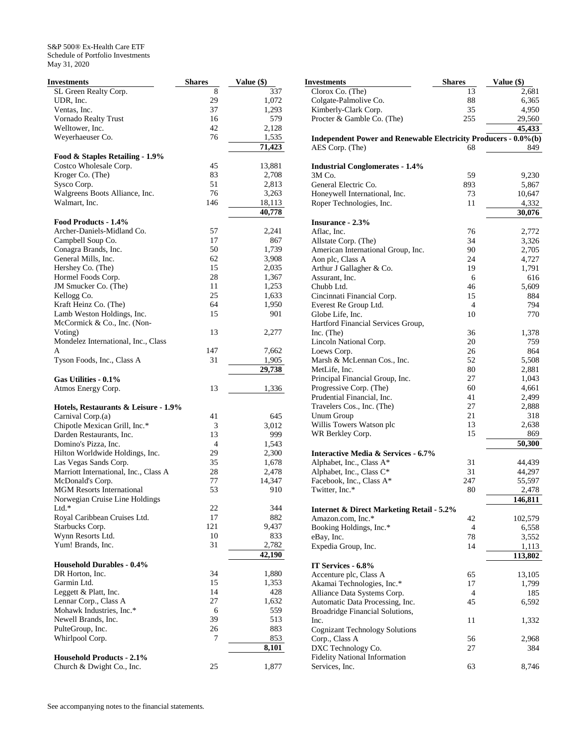S&P 500® Ex-Health Care ETF
Schedule of Portfolio Investments
May 31, 2020

| Investments | Shares | Value ($) |
|---|---|---|
| SL Green Realty Corp. | 8 | 337 |
| UDR, Inc. | 29 | 1,072 |
| Ventas, Inc. | 37 | 1,293 |
| Vornado Realty Trust | 16 | 579 |
| Welltower, Inc. | 42 | 2,128 |
| Weyerhaeuser Co. | 76 | 1,535 |
| | | **71,423** |
| **Food & Staples Retailing - 1.9%** | | |
| Costco Wholesale Corp. | 45 | 13,881 |
| Kroger Co. (The) | 83 | 2,708 |
| Sysco Corp. | 51 | 2,813 |
| Walgreens Boots Alliance, Inc. | 76 | 3,263 |
| Walmart, Inc. | 146 | 18,113 |
| | | **40,778** |
| **Food Products - 1.4%** | | |
| Archer-Daniels-Midland Co. | 57 | 2,241 |
| Campbell Soup Co. | 17 | 867 |
| Conagra Brands, Inc. | 50 | 1,739 |
| General Mills, Inc. | 62 | 3,908 |
| Hershey Co. (The) | 15 | 2,035 |
| Hormel Foods Corp. | 28 | 1,367 |
| JM Smucker Co. (The) | 11 | 1,253 |
| Kellogg Co. | 25 | 1,633 |
| Kraft Heinz Co. (The) | 64 | 1,950 |
| Lamb Weston Holdings, Inc. | 15 | 901 |
| McCormick & Co., Inc. (Non-Voting) | 13 | 2,277 |
| Mondelez International, Inc., Class A | 147 | 7,662 |
| Tyson Foods, Inc., Class A | 31 | 1,905 |
| | | **29,738** |
| **Gas Utilities - 0.1%** | | |
| Atmos Energy Corp. | 13 | 1,336 |
| **Hotels, Restaurants & Leisure - 1.9%** | | |
| Carnival Corp.(a) | 41 | 645 |
| Chipotle Mexican Grill, Inc.* | 3 | 3,012 |
| Darden Restaurants, Inc. | 13 | 999 |
| Domino's Pizza, Inc. | 4 | 1,543 |
| Hilton Worldwide Holdings, Inc. | 29 | 2,300 |
| Las Vegas Sands Corp. | 35 | 1,678 |
| Marriott International, Inc., Class A | 28 | 2,478 |
| McDonald's Corp. | 77 | 14,347 |
| MGM Resorts International | 53 | 910 |
| Norwegian Cruise Line Holdings Ltd.* | 22 | 344 |
| Royal Caribbean Cruises Ltd. | 17 | 882 |
| Starbucks Corp. | 121 | 9,437 |
| Wynn Resorts Ltd. | 10 | 833 |
| Yum! Brands, Inc. | 31 | 2,782 |
| | | **42,190** |
| **Household Durables - 0.4%** | | |
| DR Horton, Inc. | 34 | 1,880 |
| Garmin Ltd. | 15 | 1,353 |
| Leggett & Platt, Inc. | 14 | 428 |
| Lennar Corp., Class A | 27 | 1,632 |
| Mohawk Industries, Inc.* | 6 | 559 |
| Newell Brands, Inc. | 39 | 513 |
| PulteGroup, Inc. | 26 | 883 |
| Whirlpool Corp. | 7 | 853 |
| | | **8,101** |
| **Household Products - 2.1%** | | |
| Church & Dwight Co., Inc. | 25 | 1,877 |
| Clorox Co. (The) | 13 | 2,681 |
| Colgate-Palmolive Co. | 88 | 6,365 |
| Kimberly-Clark Corp. | 35 | 4,950 |
| Procter & Gamble Co. (The) | 255 | 29,560 |
| | | **45,433** |
| **Independent Power and Renewable Electricity Producers - 0.0%(b)** | | |
| AES Corp. (The) | 68 | 849 |
| **Industrial Conglomerates - 1.4%** | | |
| 3M Co. | 59 | 9,230 |
| General Electric Co. | 893 | 5,867 |
| Honeywell International, Inc. | 73 | 10,647 |
| Roper Technologies, Inc. | 11 | 4,332 |
| | | **30,076** |
| **Insurance - 2.3%** | | |
| Aflac, Inc. | 76 | 2,772 |
| Allstate Corp. (The) | 34 | 3,326 |
| American International Group, Inc. | 90 | 2,705 |
| Aon plc, Class A | 24 | 4,727 |
| Arthur J Gallagher & Co. | 19 | 1,791 |
| Assurant, Inc. | 6 | 616 |
| Chubb Ltd. | 46 | 5,609 |
| Cincinnati Financial Corp. | 15 | 884 |
| Everest Re Group Ltd. | 4 | 794 |
| Globe Life, Inc. | 10 | 770 |
| Hartford Financial Services Group, Inc. (The) | 36 | 1,378 |
| Lincoln National Corp. | 20 | 759 |
| Loews Corp. | 26 | 864 |
| Marsh & McLennan Cos., Inc. | 52 | 5,508 |
| MetLife, Inc. | 80 | 2,881 |
| Principal Financial Group, Inc. | 27 | 1,043 |
| Progressive Corp. (The) | 60 | 4,661 |
| Prudential Financial, Inc. | 41 | 2,499 |
| Travelers Cos., Inc. (The) | 27 | 2,888 |
| Unum Group | 21 | 318 |
| Willis Towers Watson plc | 13 | 2,638 |
| WR Berkley Corp. | 15 | 869 |
| | | **50,300** |
| **Interactive Media & Services - 6.7%** | | |
| Alphabet, Inc., Class A* | 31 | 44,439 |
| Alphabet, Inc., Class C* | 31 | 44,297 |
| Facebook, Inc., Class A* | 247 | 55,597 |
| Twitter, Inc.* | 80 | 2,478 |
| | | **146,811** |
| **Internet & Direct Marketing Retail - 5.2%** | | |
| Amazon.com, Inc.* | 42 | 102,579 |
| Booking Holdings, Inc.* | 4 | 6,558 |
| eBay, Inc. | 78 | 3,552 |
| Expedia Group, Inc. | 14 | 1,113 |
| | | **113,802** |
| **IT Services - 6.8%** | | |
| Accenture plc, Class A | 65 | 13,105 |
| Akamai Technologies, Inc.* | 17 | 1,799 |
| Alliance Data Systems Corp. | 4 | 185 |
| Automatic Data Processing, Inc. | 45 | 6,592 |
| Broadridge Financial Solutions, Inc. | 11 | 1,332 |
| Cognizant Technology Solutions Corp., Class A | 56 | 2,968 |
| DXC Technology Co. | 27 | 384 |
| Fidelity National Information Services, Inc. | 63 | 8,746 |

See accompanying notes to the financial statements.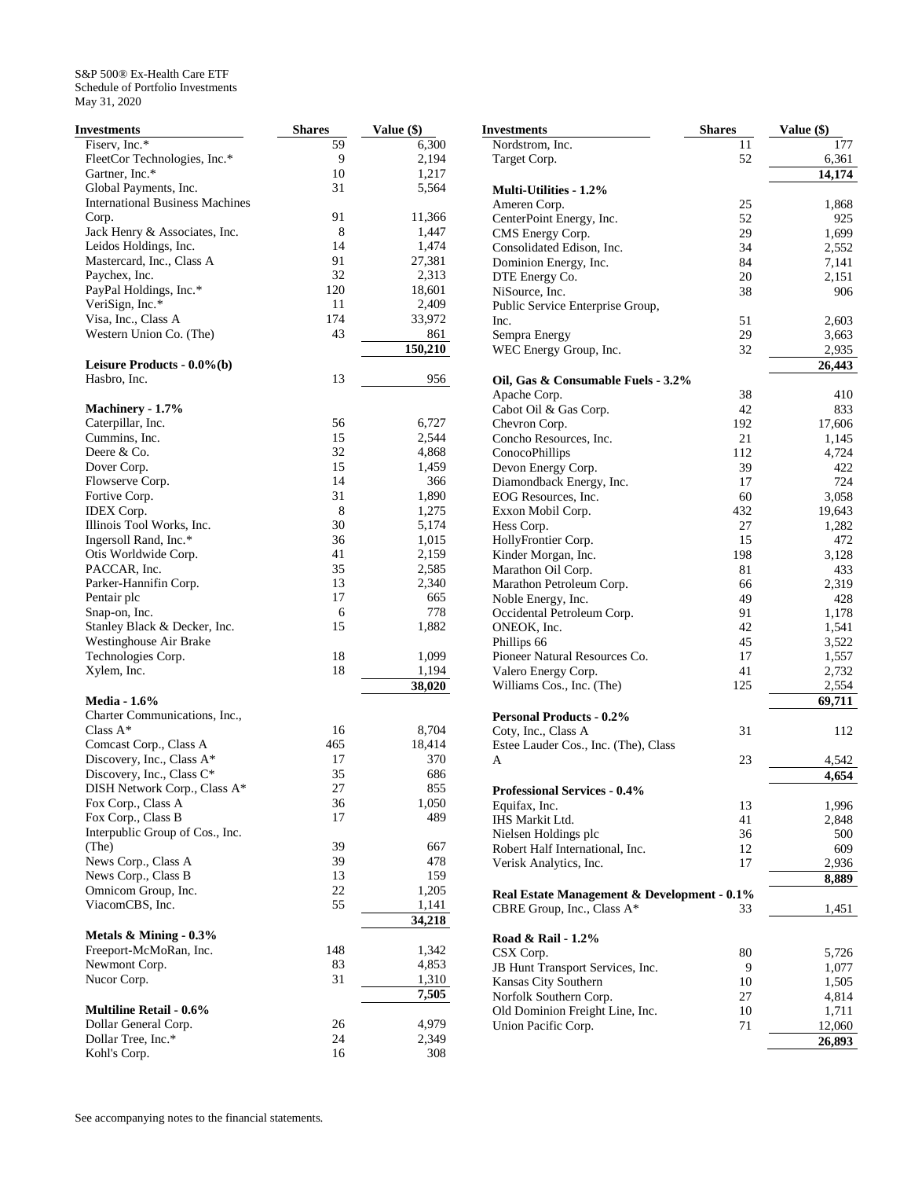S&P 500® Ex-Health Care ETF
Schedule of Portfolio Investments
May 31, 2020

| Investments | Shares | Value ($) |
|---|---|---|
| Fiserv, Inc.* | 59 | 6,300 |
| FleetCor Technologies, Inc.* | 9 | 2,194 |
| Gartner, Inc.* | 10 | 1,217 |
| Global Payments, Inc. | 31 | 5,564 |
| International Business Machines Corp. | 91 | 11,366 |
| Jack Henry & Associates, Inc. | 8 | 1,447 |
| Leidos Holdings, Inc. | 14 | 1,474 |
| Mastercard, Inc., Class A | 91 | 27,381 |
| Paychex, Inc. | 32 | 2,313 |
| PayPal Holdings, Inc.* | 120 | 18,601 |
| VeriSign, Inc.* | 11 | 2,409 |
| Visa, Inc., Class A | 174 | 33,972 |
| Western Union Co. (The) | 43 | 861 |
| | | **150,210** |
| **Leisure Products - 0.0%(b)** | | |
| Hasbro, Inc. | 13 | 956 |
| **Machinery - 1.7%** | | |
| Caterpillar, Inc. | 56 | 6,727 |
| Cummins, Inc. | 15 | 2,544 |
| Deere & Co. | 32 | 4,868 |
| Dover Corp. | 15 | 1,459 |
| Flowserve Corp. | 14 | 366 |
| Fortive Corp. | 31 | 1,890 |
| IDEX Corp. | 8 | 1,275 |
| Illinois Tool Works, Inc. | 30 | 5,174 |
| Ingersoll Rand, Inc.* | 36 | 1,015 |
| Otis Worldwide Corp. | 41 | 2,159 |
| PACCAR, Inc. | 35 | 2,585 |
| Parker-Hannifin Corp. | 13 | 2,340 |
| Pentair plc | 17 | 665 |
| Snap-on, Inc. | 6 | 778 |
| Stanley Black & Decker, Inc. | 15 | 1,882 |
| Westinghouse Air Brake Technologies Corp. | 18 | 1,099 |
| Xylem, Inc. | 18 | 1,194 |
| | | **38,020** |
| **Media - 1.6%** | | |
| Charter Communications, Inc., Class A* | 16 | 8,704 |
| Comcast Corp., Class A | 465 | 18,414 |
| Discovery, Inc., Class A* | 17 | 370 |
| Discovery, Inc., Class C* | 35 | 686 |
| DISH Network Corp., Class A* | 27 | 855 |
| Fox Corp., Class A | 36 | 1,050 |
| Fox Corp., Class B | 17 | 489 |
| Interpublic Group of Cos., Inc. (The) | 39 | 667 |
| News Corp., Class A | 39 | 478 |
| News Corp., Class B | 13 | 159 |
| Omnicom Group, Inc. | 22 | 1,205 |
| ViacomCBS, Inc. | 55 | 1,141 |
| | | **34,218** |
| **Metals & Mining - 0.3%** | | |
| Freeport-McMoRan, Inc. | 148 | 1,342 |
| Newmont Corp. | 83 | 4,853 |
| Nucor Corp. | 31 | 1,310 |
| | | **7,505** |
| **Multiline Retail - 0.6%** | | |
| Dollar General Corp. | 26 | 4,979 |
| Dollar Tree, Inc.* | 24 | 2,349 |
| Kohl's Corp. | 16 | 308 |
| Nordstrom, Inc. | 11 | 177 |
| Target Corp. | 52 | 6,361 |
| | | **14,174** |
| **Multi-Utilities - 1.2%** | | |
| Ameren Corp. | 25 | 1,868 |
| CenterPoint Energy, Inc. | 52 | 925 |
| CMS Energy Corp. | 29 | 1,699 |
| Consolidated Edison, Inc. | 34 | 2,552 |
| Dominion Energy, Inc. | 84 | 7,141 |
| DTE Energy Co. | 20 | 2,151 |
| NiSource, Inc. | 38 | 906 |
| Public Service Enterprise Group, Inc. | 51 | 2,603 |
| Sempra Energy | 29 | 3,663 |
| WEC Energy Group, Inc. | 32 | 2,935 |
| | | **26,443** |
| **Oil, Gas & Consumable Fuels - 3.2%** | | |
| Apache Corp. | 38 | 410 |
| Cabot Oil & Gas Corp. | 42 | 833 |
| Chevron Corp. | 192 | 17,606 |
| Concho Resources, Inc. | 21 | 1,145 |
| ConocoPhillips | 112 | 4,724 |
| Devon Energy Corp. | 39 | 422 |
| Diamondback Energy, Inc. | 17 | 724 |
| EOG Resources, Inc. | 60 | 3,058 |
| Exxon Mobil Corp. | 432 | 19,643 |
| Hess Corp. | 27 | 1,282 |
| HollyFrontier Corp. | 15 | 472 |
| Kinder Morgan, Inc. | 198 | 3,128 |
| Marathon Oil Corp. | 81 | 433 |
| Marathon Petroleum Corp. | 66 | 2,319 |
| Noble Energy, Inc. | 49 | 428 |
| Occidental Petroleum Corp. | 91 | 1,178 |
| ONEOK, Inc. | 42 | 1,541 |
| Phillips 66 | 45 | 3,522 |
| Pioneer Natural Resources Co. | 17 | 1,557 |
| Valero Energy Corp. | 41 | 2,732 |
| Williams Cos., Inc. (The) | 125 | 2,554 |
| | | **69,711** |
| **Personal Products - 0.2%** | | |
| Coty, Inc., Class A | 31 | 112 |
| Estee Lauder Cos., Inc. (The), Class A | 23 | 4,542 |
| | | **4,654** |
| **Professional Services - 0.4%** | | |
| Equifax, Inc. | 13 | 1,996 |
| IHS Markit Ltd. | 41 | 2,848 |
| Nielsen Holdings plc | 36 | 500 |
| Robert Half International, Inc. | 12 | 609 |
| Verisk Analytics, Inc. | 17 | 2,936 |
| | | **8,889** |
| **Real Estate Management & Development - 0.1%** | | |
| CBRE Group, Inc., Class A* | 33 | 1,451 |
| **Road & Rail - 1.2%** | | |
| CSX Corp. | 80 | 5,726 |
| JB Hunt Transport Services, Inc. | 9 | 1,077 |
| Kansas City Southern | 10 | 1,505 |
| Norfolk Southern Corp. | 27 | 4,814 |
| Old Dominion Freight Line, Inc. | 10 | 1,711 |
| Union Pacific Corp. | 71 | 12,060 |
| | | **26,893** |

See accompanying notes to the financial statements.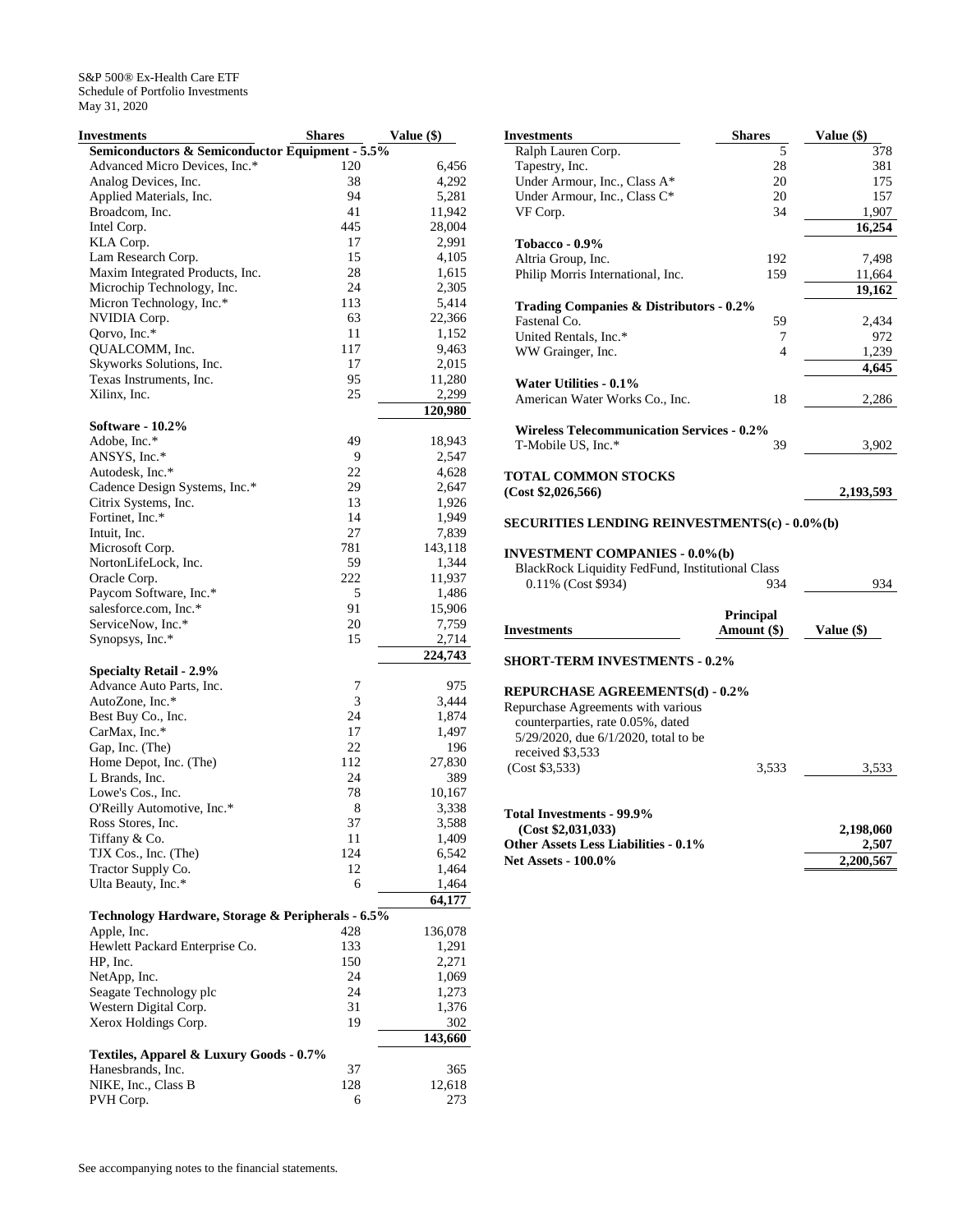S&P 500® Ex-Health Care ETF
Schedule of Portfolio Investments
May 31, 2020

| Investments | Shares | Value ($) |
|---|---|---|
| **Semiconductors & Semiconductor Equipment - 5.5%** | | |
| Advanced Micro Devices, Inc.* | 120 | 6,456 |
| Analog Devices, Inc. | 38 | 4,292 |
| Applied Materials, Inc. | 94 | 5,281 |
| Broadcom, Inc. | 41 | 11,942 |
| Intel Corp. | 445 | 28,004 |
| KLA Corp. | 17 | 2,991 |
| Lam Research Corp. | 15 | 4,105 |
| Maxim Integrated Products, Inc. | 28 | 1,615 |
| Microchip Technology, Inc. | 24 | 2,305 |
| Micron Technology, Inc.* | 113 | 5,414 |
| NVIDIA Corp. | 63 | 22,366 |
| Qorvo, Inc.* | 11 | 1,152 |
| QUALCOMM, Inc. | 117 | 9,463 |
| Skyworks Solutions, Inc. | 17 | 2,015 |
| Texas Instruments, Inc. | 95 | 11,280 |
| Xilinx, Inc. | 25 | 2,299 |
| | | **120,980** |
| **Software - 10.2%** | | |
| Adobe, Inc.* | 49 | 18,943 |
| ANSYS, Inc.* | 9 | 2,547 |
| Autodesk, Inc.* | 22 | 4,628 |
| Cadence Design Systems, Inc.* | 29 | 2,647 |
| Citrix Systems, Inc. | 13 | 1,926 |
| Fortinet, Inc.* | 14 | 1,949 |
| Intuit, Inc. | 27 | 7,839 |
| Microsoft Corp. | 781 | 143,118 |
| NortonLifeLock, Inc. | 59 | 1,344 |
| Oracle Corp. | 222 | 11,937 |
| Paycom Software, Inc.* | 5 | 1,486 |
| salesforce.com, Inc.* | 91 | 15,906 |
| ServiceNow, Inc.* | 20 | 7,759 |
| Synopsys, Inc.* | 15 | 2,714 |
| | | **224,743** |
| **Specialty Retail - 2.9%** | | |
| Advance Auto Parts, Inc. | 7 | 975 |
| AutoZone, Inc.* | 3 | 3,444 |
| Best Buy Co., Inc. | 24 | 1,874 |
| CarMax, Inc.* | 17 | 1,497 |
| Gap, Inc. (The) | 22 | 196 |
| Home Depot, Inc. (The) | 112 | 27,830 |
| L Brands, Inc. | 24 | 389 |
| Lowe's Cos., Inc. | 78 | 10,167 |
| O'Reilly Automotive, Inc.* | 8 | 3,338 |
| Ross Stores, Inc. | 37 | 3,588 |
| Tiffany & Co. | 11 | 1,409 |
| TJX Cos., Inc. (The) | 124 | 6,542 |
| Tractor Supply Co. | 12 | 1,464 |
| Ulta Beauty, Inc.* | 6 | 1,464 |
| | | **64,177** |
| **Technology Hardware, Storage & Peripherals - 6.5%** | | |
| Apple, Inc. | 428 | 136,078 |
| Hewlett Packard Enterprise Co. | 133 | 1,291 |
| HP, Inc. | 150 | 2,271 |
| NetApp, Inc. | 24 | 1,069 |
| Seagate Technology plc | 24 | 1,273 |
| Western Digital Corp. | 31 | 1,376 |
| Xerox Holdings Corp. | 19 | 302 |
| | | **143,660** |
| **Textiles, Apparel & Luxury Goods - 0.7%** | | |
| Hanesbrands, Inc. | 37 | 365 |
| NIKE, Inc., Class B | 128 | 12,618 |
| PVH Corp. | 6 | 273 |
| Ralph Lauren Corp. | 5 | 378 |
| Tapestry, Inc. | 28 | 381 |
| Under Armour, Inc., Class A* | 20 | 175 |
| Under Armour, Inc., Class C* | 20 | 157 |
| VF Corp. | 34 | 1,907 |
| | | **16,254** |
| **Tobacco - 0.9%** | | |
| Altria Group, Inc. | 192 | 7,498 |
| Philip Morris International, Inc. | 159 | 11,664 |
| | | **19,162** |
| **Trading Companies & Distributors - 0.2%** | | |
| Fastenal Co. | 59 | 2,434 |
| United Rentals, Inc.* | 7 | 972 |
| WW Grainger, Inc. | 4 | 1,239 |
| | | **4,645** |
| **Water Utilities - 0.1%** | | |
| American Water Works Co., Inc. | 18 | 2,286 |
| **Wireless Telecommunication Services - 0.2%** | | |
| T-Mobile US, Inc.* | 39 | 3,902 |
| **TOTAL COMMON STOCKS (Cost $2,026,566)** | | **2,193,593** |
| **SECURITIES LENDING REINVESTMENTS(c) - 0.0%(b)** | | |
| **INVESTMENT COMPANIES - 0.0%(b)** | | |
| BlackRock Liquidity FedFund, Institutional Class 0.11% (Cost $934) | 934 | 934 |

| Investments | Principal Amount ($) | Value ($) |
|---|---|---|
| **SHORT-TERM INVESTMENTS - 0.2%** | | |
| **REPURCHASE AGREEMENTS(d) - 0.2%** | | |
| Repurchase Agreements with various counterparties, rate 0.05%, dated 5/29/2020, due 6/1/2020, total to be received $3,533 (Cost $3,533) | 3,533 | 3,533 |
| **Total Investments - 99.9% (Cost $2,031,033)** | | **2,198,060** |
| **Other Assets Less Liabilities - 0.1%** | | **2,507** |
| **Net Assets - 100.0%** | | **2,200,567** |

See accompanying notes to the financial statements.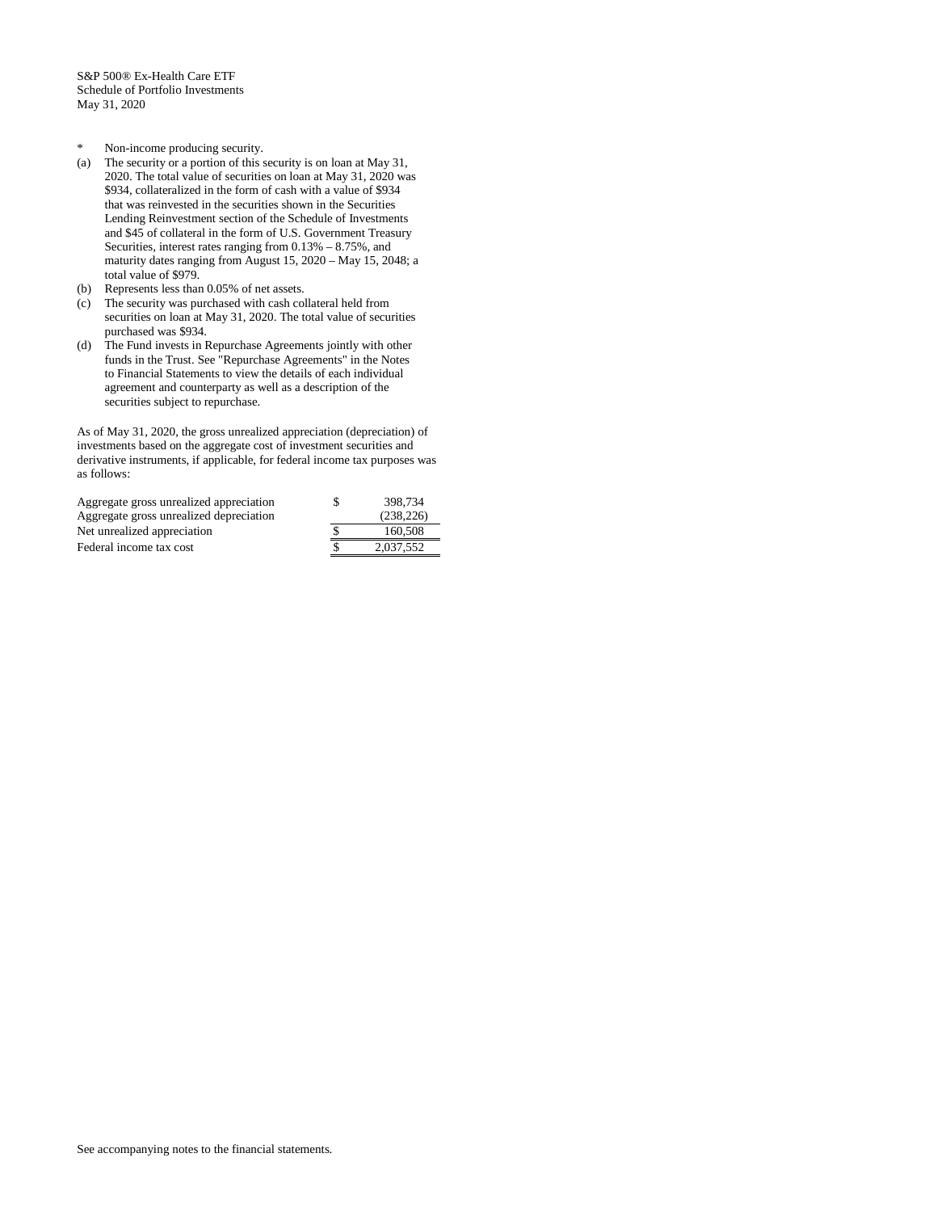S&P 500® Ex-Health Care ETF
Schedule of Portfolio Investments
May 31, 2020

- \* Non-income producing security.
- (a) The security or a portion of this security is on loan at May 31, 2020. The total value of securities on loan at May 31, 2020 was $934, collateralized in the form of cash with a value of $934 that was reinvested in the securities shown in the Securities Lending Reinvestment section of the Schedule of Investments and $45 of collateral in the form of U.S. Government Treasury Securities, interest rates ranging from 0.13% – 8.75%, and maturity dates ranging from August 15, 2020 – May 15, 2048; a total value of $979.
- (b) Represents less than 0.05% of net assets.
- (c) The security was purchased with cash collateral held from securities on loan at May 31, 2020. The total value of securities purchased was $934.
- (d) The Fund invests in Repurchase Agreements jointly with other funds in the Trust. See "Repurchase Agreements" in the Notes to Financial Statements to view the details of each individual agreement and counterparty as well as a description of the securities subject to repurchase.

As of May 31, 2020, the gross unrealized appreciation (depreciation) of investments based on the aggregate cost of investment securities and derivative instruments, if applicable, for federal income tax purposes was as follows:

| | | |
|---|---|---|
| Aggregate gross unrealized appreciation | $ | 398,734 |
| Aggregate gross unrealized depreciation | | (238,226) |
| Net unrealized appreciation | $ | 160,508 |
| Federal income tax cost | $ | 2,037,552 |

See accompanying notes to the financial statements.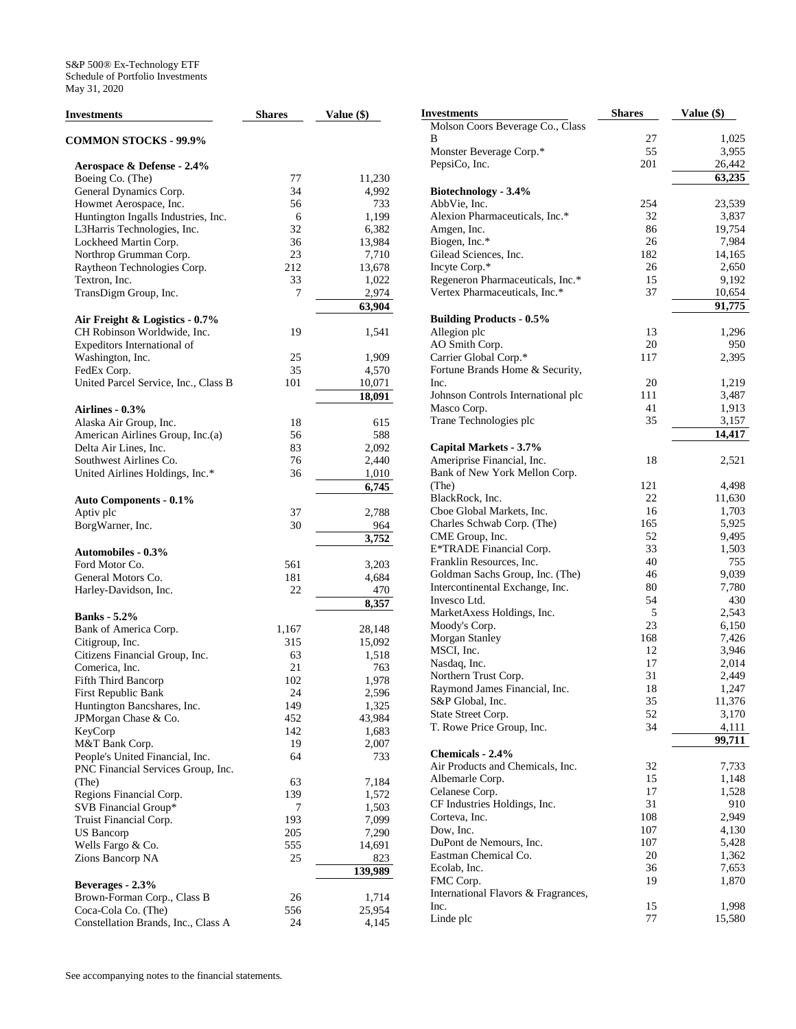S&P 500® Ex-Technology ETF
Schedule of Portfolio Investments
May 31, 2020

| Investments | Shares | Value ($) |
|---|---|---|
| **COMMON STOCKS - 99.9%** | | |
| **Aerospace & Defense - 2.4%** | | |
| Boeing Co. (The) | 77 | 11,230 |
| General Dynamics Corp. | 34 | 4,992 |
| Howmet Aerospace, Inc. | 56 | 733 |
| Huntington Ingalls Industries, Inc. | 6 | 1,199 |
| L3Harris Technologies, Inc. | 32 | 6,382 |
| Lockheed Martin Corp. | 36 | 13,984 |
| Northrop Grumman Corp. | 23 | 7,710 |
| Raytheon Technologies Corp. | 212 | 13,678 |
| Textron, Inc. | 33 | 1,022 |
| TransDigm Group, Inc. | 7 | 2,974 |
| | | **63,904** |
| **Air Freight & Logistics - 0.7%** | | |
| CH Robinson Worldwide, Inc. | 19 | 1,541 |
| Expeditors International of Washington, Inc. | 25 | 1,909 |
| FedEx Corp. | 35 | 4,570 |
| United Parcel Service, Inc., Class B | 101 | 10,071 |
| | | **18,091** |
| **Airlines - 0.3%** | | |
| Alaska Air Group, Inc. | 18 | 615 |
| American Airlines Group, Inc.(a) | 56 | 588 |
| Delta Air Lines, Inc. | 83 | 2,092 |
| Southwest Airlines Co. | 76 | 2,440 |
| United Airlines Holdings, Inc.* | 36 | 1,010 |
| | | **6,745** |
| **Auto Components - 0.1%** | | |
| Aptiv plc | 37 | 2,788 |
| BorgWarner, Inc. | 30 | 964 |
| | | **3,752** |
| **Automobiles - 0.3%** | | |
| Ford Motor Co. | 561 | 3,203 |
| General Motors Co. | 181 | 4,684 |
| Harley-Davidson, Inc. | 22 | 470 |
| | | **8,357** |
| **Banks - 5.2%** | | |
| Bank of America Corp. | 1,167 | 28,148 |
| Citigroup, Inc. | 315 | 15,092 |
| Citizens Financial Group, Inc. | 63 | 1,518 |
| Comerica, Inc. | 21 | 763 |
| Fifth Third Bancorp | 102 | 1,978 |
| First Republic Bank | 24 | 2,596 |
| Huntington Bancshares, Inc. | 149 | 1,325 |
| JPMorgan Chase & Co. | 452 | 43,984 |
| KeyCorp | 142 | 1,683 |
| M&T Bank Corp. | 19 | 2,007 |
| People's United Financial, Inc. | 64 | 733 |
| PNC Financial Services Group, Inc. (The) | 63 | 7,184 |
| Regions Financial Corp. | 139 | 1,572 |
| SVB Financial Group* | 7 | 1,503 |
| Truist Financial Corp. | 193 | 7,099 |
| US Bancorp | 205 | 7,290 |
| Wells Fargo & Co. | 555 | 14,691 |
| Zions Bancorp NA | 25 | 823 |
| | | **139,989** |
| **Beverages - 2.3%** | | |
| Brown-Forman Corp., Class B | 26 | 1,714 |
| Coca-Cola Co. (The) | 556 | 25,954 |
| Constellation Brands, Inc., Class A | 24 | 4,145 |
| Molson Coors Beverage Co., Class B | 27 | 1,025 |
| Monster Beverage Corp.* | 55 | 3,955 |
| PepsiCo, Inc. | 201 | 26,442 |
| | | **63,235** |
| **Biotechnology - 3.4%** | | |
| AbbVie, Inc. | 254 | 23,539 |
| Alexion Pharmaceuticals, Inc.* | 32 | 3,837 |
| Amgen, Inc. | 86 | 19,754 |
| Biogen, Inc.* | 26 | 7,984 |
| Gilead Sciences, Inc. | 182 | 14,165 |
| Incyte Corp.* | 26 | 2,650 |
| Regeneron Pharmaceuticals, Inc.* | 15 | 9,192 |
| Vertex Pharmaceuticals, Inc.* | 37 | 10,654 |
| | | **91,775** |
| **Building Products - 0.5%** | | |
| Allegion plc | 13 | 1,296 |
| AO Smith Corp. | 20 | 950 |
| Carrier Global Corp.* | 117 | 2,395 |
| Fortune Brands Home & Security, Inc. | 20 | 1,219 |
| Johnson Controls International plc | 111 | 3,487 |
| Masco Corp. | 41 | 1,913 |
| Trane Technologies plc | 35 | 3,157 |
| | | **14,417** |
| **Capital Markets - 3.7%** | | |
| Ameriprise Financial, Inc. | 18 | 2,521 |
| Bank of New York Mellon Corp. (The) | 121 | 4,498 |
| BlackRock, Inc. | 22 | 11,630 |
| Cboe Global Markets, Inc. | 16 | 1,703 |
| Charles Schwab Corp. (The) | 165 | 5,925 |
| CME Group, Inc. | 52 | 9,495 |
| E*TRADE Financial Corp. | 33 | 1,503 |
| Franklin Resources, Inc. | 40 | 755 |
| Goldman Sachs Group, Inc. (The) | 46 | 9,039 |
| Intercontinental Exchange, Inc. | 80 | 7,780 |
| Invesco Ltd. | 54 | 430 |
| MarketAxess Holdings, Inc. | 5 | 2,543 |
| Moody's Corp. | 23 | 6,150 |
| Morgan Stanley | 168 | 7,426 |
| MSCI, Inc. | 12 | 3,946 |
| Nasdaq, Inc. | 17 | 2,014 |
| Northern Trust Corp. | 31 | 2,449 |
| Raymond James Financial, Inc. | 18 | 1,247 |
| S&P Global, Inc. | 35 | 11,376 |
| State Street Corp. | 52 | 3,170 |
| T. Rowe Price Group, Inc. | 34 | 4,111 |
| | | **99,711** |
| **Chemicals - 2.4%** | | |
| Air Products and Chemicals, Inc. | 32 | 7,733 |
| Albemarle Corp. | 15 | 1,148 |
| Celanese Corp. | 17 | 1,528 |
| CF Industries Holdings, Inc. | 31 | 910 |
| Corteva, Inc. | 108 | 2,949 |
| Dow, Inc. | 107 | 4,130 |
| DuPont de Nemours, Inc. | 107 | 5,428 |
| Eastman Chemical Co. | 20 | 1,362 |
| Ecolab, Inc. | 36 | 7,653 |
| FMC Corp. | 19 | 1,870 |
| International Flavors & Fragrances, Inc. | 15 | 1,998 |
| Linde plc | 77 | 15,580 |

See accompanying notes to the financial statements.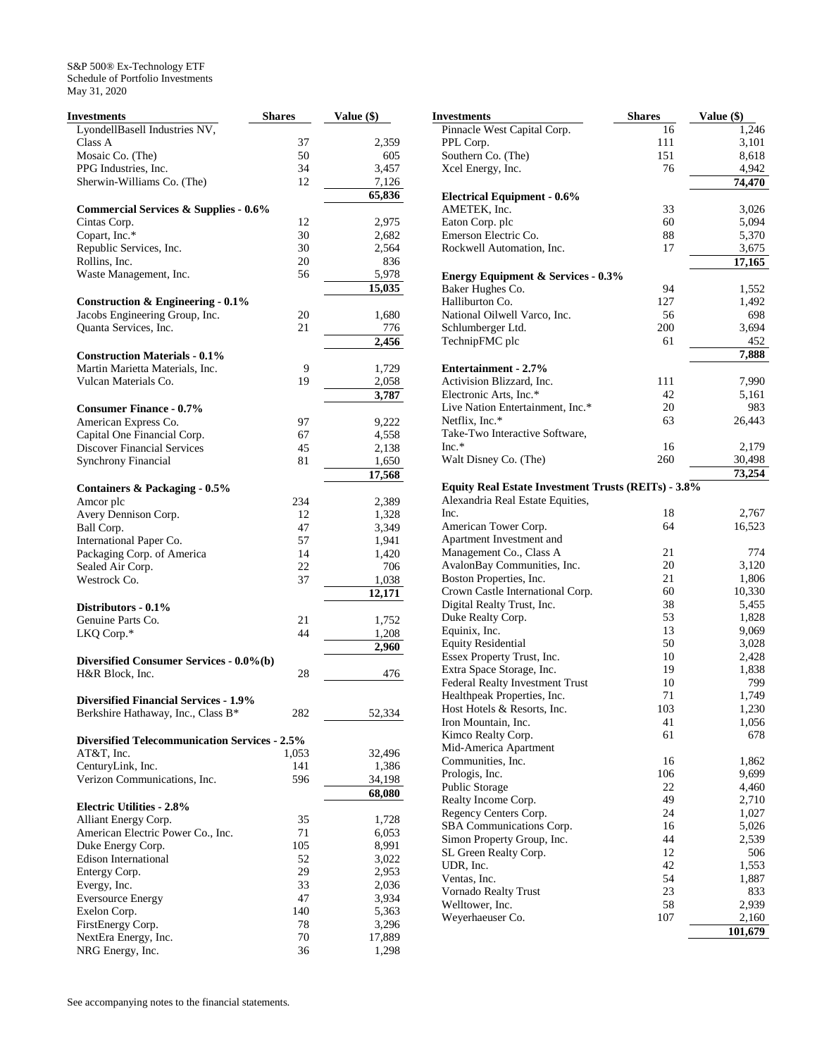S&P 500® Ex-Technology ETF
Schedule of Portfolio Investments
May 31, 2020

| Investments | Shares | Value ($) |
|---|---|---|
| LyondellBasell Industries NV, Class A | 37 | 2,359 |
| Mosaic Co. (The) | 50 | 605 |
| PPG Industries, Inc. | 34 | 3,457 |
| Sherwin-Williams Co. (The) | 12 | 7,126 |
| | | **65,836** |
| **Commercial Services & Supplies - 0.6%** | | |
| Cintas Corp. | 12 | 2,975 |
| Copart, Inc.* | 30 | 2,682 |
| Republic Services, Inc. | 30 | 2,564 |
| Rollins, Inc. | 20 | 836 |
| Waste Management, Inc. | 56 | 5,978 |
| | | **15,035** |
| **Construction & Engineering - 0.1%** | | |
| Jacobs Engineering Group, Inc. | 20 | 1,680 |
| Quanta Services, Inc. | 21 | 776 |
| | | **2,456** |
| **Construction Materials - 0.1%** | | |
| Martin Marietta Materials, Inc. | 9 | 1,729 |
| Vulcan Materials Co. | 19 | 2,058 |
| | | **3,787** |
| **Consumer Finance - 0.7%** | | |
| American Express Co. | 97 | 9,222 |
| Capital One Financial Corp. | 67 | 4,558 |
| Discover Financial Services | 45 | 2,138 |
| Synchrony Financial | 81 | 1,650 |
| | | **17,568** |
| **Containers & Packaging - 0.5%** | | |
| Amcor plc | 234 | 2,389 |
| Avery Dennison Corp. | 12 | 1,328 |
| Ball Corp. | 47 | 3,349 |
| International Paper Co. | 57 | 1,941 |
| Packaging Corp. of America | 14 | 1,420 |
| Sealed Air Corp. | 22 | 706 |
| Westrock Co. | 37 | 1,038 |
| | | **12,171** |
| **Distributors - 0.1%** | | |
| Genuine Parts Co. | 21 | 1,752 |
| LKQ Corp.* | 44 | 1,208 |
| | | **2,960** |
| **Diversified Consumer Services - 0.0%(b)** | | |
| H&R Block, Inc. | 28 | 476 |
| **Diversified Financial Services - 1.9%** | | |
| Berkshire Hathaway, Inc., Class B* | 282 | 52,334 |
| **Diversified Telecommunication Services - 2.5%** | | |
| AT&T, Inc. | 1,053 | 32,496 |
| CenturyLink, Inc. | 141 | 1,386 |
| Verizon Communications, Inc. | 596 | 34,198 |
| | | **68,080** |
| **Electric Utilities - 2.8%** | | |
| Alliant Energy Corp. | 35 | 1,728 |
| American Electric Power Co., Inc. | 71 | 6,053 |
| Duke Energy Corp. | 105 | 8,991 |
| Edison International | 52 | 3,022 |
| Entergy Corp. | 29 | 2,953 |
| Evergy, Inc. | 33 | 2,036 |
| Eversource Energy | 47 | 3,934 |
| Exelon Corp. | 140 | 5,363 |
| FirstEnergy Corp. | 78 | 3,296 |
| NextEra Energy, Inc. | 70 | 17,889 |
| NRG Energy, Inc. | 36 | 1,298 |
| Pinnacle West Capital Corp. | 16 | 1,246 |
| PPL Corp. | 111 | 3,101 |
| Southern Co. (The) | 151 | 8,618 |
| Xcel Energy, Inc. | 76 | 4,942 |
| | | **74,470** |
| **Electrical Equipment - 0.6%** | | |
| AMETEK, Inc. | 33 | 3,026 |
| Eaton Corp. plc | 60 | 5,094 |
| Emerson Electric Co. | 88 | 5,370 |
| Rockwell Automation, Inc. | 17 | 3,675 |
| | | **17,165** |
| **Energy Equipment & Services - 0.3%** | | |
| Baker Hughes Co. | 94 | 1,552 |
| Halliburton Co. | 127 | 1,492 |
| National Oilwell Varco, Inc. | 56 | 698 |
| Schlumberger Ltd. | 200 | 3,694 |
| TechnipFMC plc | 61 | 452 |
| | | **7,888** |
| **Entertainment - 2.7%** | | |
| Activision Blizzard, Inc. | 111 | 7,990 |
| Electronic Arts, Inc.* | 42 | 5,161 |
| Live Nation Entertainment, Inc.* | 20 | 983 |
| Netflix, Inc.* | 63 | 26,443 |
| Take-Two Interactive Software, Inc.* | 16 | 2,179 |
| Walt Disney Co. (The) | 260 | 30,498 |
| | | **73,254** |
| **Equity Real Estate Investment Trusts (REITs) - 3.8%** | | |
| Alexandria Real Estate Equities, Inc. | 18 | 2,767 |
| American Tower Corp. | 64 | 16,523 |
| Apartment Investment and Management Co., Class A | 21 | 774 |
| AvalonBay Communities, Inc. | 20 | 3,120 |
| Boston Properties, Inc. | 21 | 1,806 |
| Crown Castle International Corp. | 60 | 10,330 |
| Digital Realty Trust, Inc. | 38 | 5,455 |
| Duke Realty Corp. | 53 | 1,828 |
| Equinix, Inc. | 13 | 9,069 |
| Equity Residential | 50 | 3,028 |
| Essex Property Trust, Inc. | 10 | 2,428 |
| Extra Space Storage, Inc. | 19 | 1,838 |
| Federal Realty Investment Trust | 10 | 799 |
| Healthpeak Properties, Inc. | 71 | 1,749 |
| Host Hotels & Resorts, Inc. | 103 | 1,230 |
| Iron Mountain, Inc. | 41 | 1,056 |
| Kimco Realty Corp. | 61 | 678 |
| Mid-America Apartment Communities, Inc. | 16 | 1,862 |
| Prologis, Inc. | 106 | 9,699 |
| Public Storage | 22 | 4,460 |
| Realty Income Corp. | 49 | 2,710 |
| Regency Centers Corp. | 24 | 1,027 |
| SBA Communications Corp. | 16 | 5,026 |
| Simon Property Group, Inc. | 44 | 2,539 |
| SL Green Realty Corp. | 12 | 506 |
| UDR, Inc. | 42 | 1,553 |
| Ventas, Inc. | 54 | 1,887 |
| Vornado Realty Trust | 23 | 833 |
| Welltower, Inc. | 58 | 2,939 |
| Weyerhaeuser Co. | 107 | 2,160 |
| | | **101,679** |

See accompanying notes to the financial statements.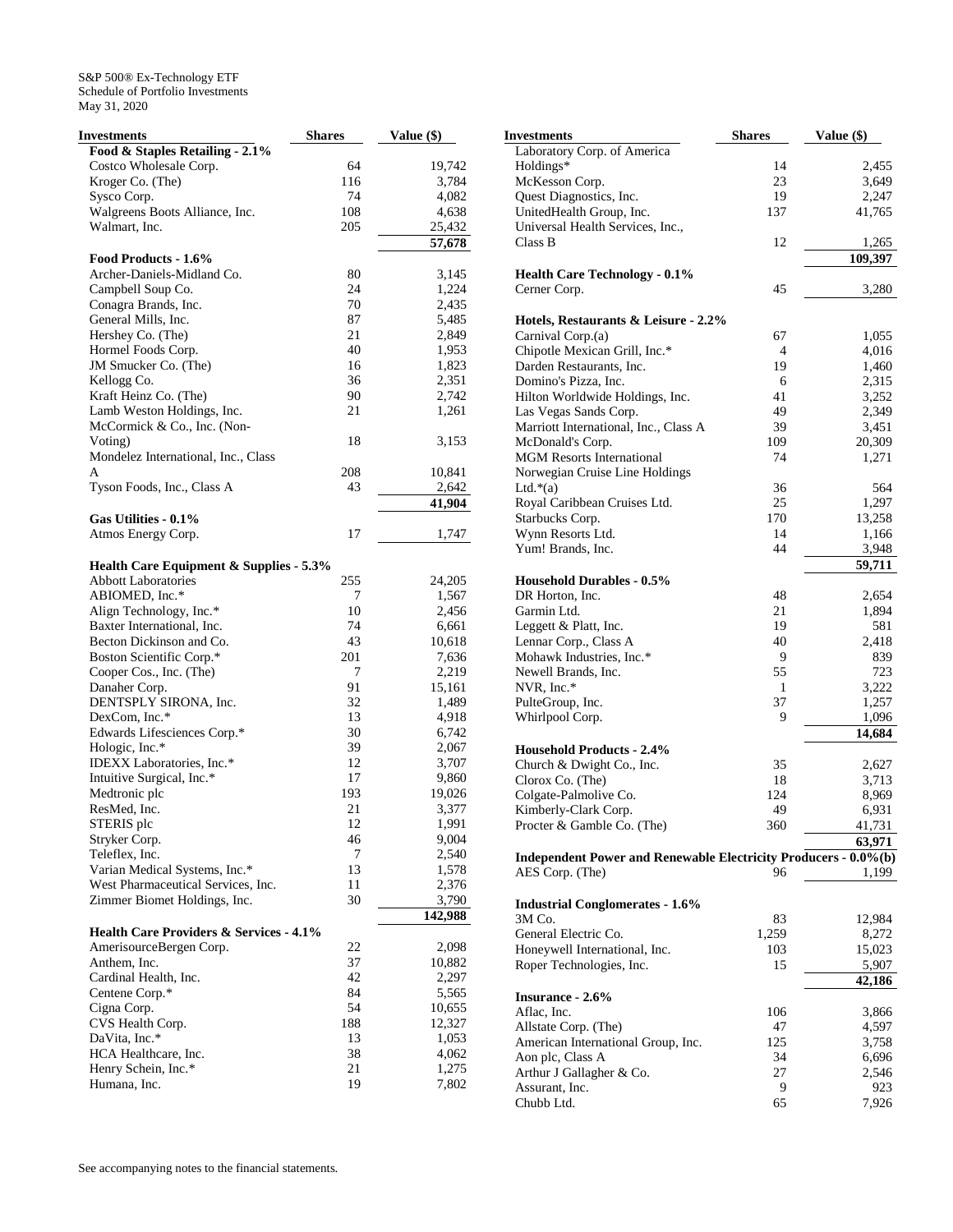S&P 500® Ex-Technology ETF
Schedule of Portfolio Investments
May 31, 2020

| Investments | Shares | Value ($) |
|---|---|---|
| **Food & Staples Retailing - 2.1%** | | |
| Costco Wholesale Corp. | 64 | 19,742 |
| Kroger Co. (The) | 116 | 3,784 |
| Sysco Corp. | 74 | 4,082 |
| Walgreens Boots Alliance, Inc. | 108 | 4,638 |
| Walmart, Inc. | 205 | 25,432 |
| | | **57,678** |
| **Food Products - 1.6%** | | |
| Archer-Daniels-Midland Co. | 80 | 3,145 |
| Campbell Soup Co. | 24 | 1,224 |
| Conagra Brands, Inc. | 70 | 2,435 |
| General Mills, Inc. | 87 | 5,485 |
| Hershey Co. (The) | 21 | 2,849 |
| Hormel Foods Corp. | 40 | 1,953 |
| JM Smucker Co. (The) | 16 | 1,823 |
| Kellogg Co. | 36 | 2,351 |
| Kraft Heinz Co. (The) | 90 | 2,742 |
| Lamb Weston Holdings, Inc. | 21 | 1,261 |
| McCormick & Co., Inc. (Non-Voting) | 18 | 3,153 |
| Mondelez International, Inc., Class A | 208 | 10,841 |
| Tyson Foods, Inc., Class A | 43 | 2,642 |
| | | **41,904** |
| **Gas Utilities - 0.1%** | | |
| Atmos Energy Corp. | 17 | 1,747 |
| **Health Care Equipment & Supplies - 5.3%** | | |
| Abbott Laboratories | 255 | 24,205 |
| ABIOMED, Inc.* | 7 | 1,567 |
| Align Technology, Inc.* | 10 | 2,456 |
| Baxter International, Inc. | 74 | 6,661 |
| Becton Dickinson and Co. | 43 | 10,618 |
| Boston Scientific Corp.* | 201 | 7,636 |
| Cooper Cos., Inc. (The) | 7 | 2,219 |
| Danaher Corp. | 91 | 15,161 |
| DENTSPLY SIRONA, Inc. | 32 | 1,489 |
| DexCom, Inc.* | 13 | 4,918 |
| Edwards Lifesciences Corp.* | 30 | 6,742 |
| Hologic, Inc.* | 39 | 2,067 |
| IDEXX Laboratories, Inc.* | 12 | 3,707 |
| Intuitive Surgical, Inc.* | 17 | 9,860 |
| Medtronic plc | 193 | 19,026 |
| ResMed, Inc. | 21 | 3,377 |
| STERIS plc | 12 | 1,991 |
| Stryker Corp. | 46 | 9,004 |
| Teleflex, Inc. | 7 | 2,540 |
| Varian Medical Systems, Inc.* | 13 | 1,578 |
| West Pharmaceutical Services, Inc. | 11 | 2,376 |
| Zimmer Biomet Holdings, Inc. | 30 | 3,790 |
| | | **142,988** |
| **Health Care Providers & Services - 4.1%** | | |
| AmerisourceBergen Corp. | 22 | 2,098 |
| Anthem, Inc. | 37 | 10,882 |
| Cardinal Health, Inc. | 42 | 2,297 |
| Centene Corp.* | 84 | 5,565 |
| Cigna Corp. | 54 | 10,655 |
| CVS Health Corp. | 188 | 12,327 |
| DaVita, Inc.* | 13 | 1,053 |
| HCA Healthcare, Inc. | 38 | 4,062 |
| Henry Schein, Inc.* | 21 | 1,275 |
| Humana, Inc. | 19 | 7,802 |
| Laboratory Corp. of America Holdings* | 14 | 2,455 |
| McKesson Corp. | 23 | 3,649 |
| Quest Diagnostics, Inc. | 19 | 2,247 |
| UnitedHealth Group, Inc. | 137 | 41,765 |
| Universal Health Services, Inc., Class B | 12 | 1,265 |
| | | **109,397** |
| **Health Care Technology - 0.1%** | | |
| Cerner Corp. | 45 | 3,280 |
| **Hotels, Restaurants & Leisure - 2.2%** | | |
| Carnival Corp.(a) | 67 | 1,055 |
| Chipotle Mexican Grill, Inc.* | 4 | 4,016 |
| Darden Restaurants, Inc. | 19 | 1,460 |
| Domino's Pizza, Inc. | 6 | 2,315 |
| Hilton Worldwide Holdings, Inc. | 41 | 3,252 |
| Las Vegas Sands Corp. | 49 | 2,349 |
| Marriott International, Inc., Class A | 39 | 3,451 |
| McDonald's Corp. | 109 | 20,309 |
| MGM Resorts International | 74 | 1,271 |
| Norwegian Cruise Line Holdings Ltd.*(a) | 36 | 564 |
| Royal Caribbean Cruises Ltd. | 25 | 1,297 |
| Starbucks Corp. | 170 | 13,258 |
| Wynn Resorts Ltd. | 14 | 1,166 |
| Yum! Brands, Inc. | 44 | 3,948 |
| | | **59,711** |
| **Household Durables - 0.5%** | | |
| DR Horton, Inc. | 48 | 2,654 |
| Garmin Ltd. | 21 | 1,894 |
| Leggett & Platt, Inc. | 19 | 581 |
| Lennar Corp., Class A | 40 | 2,418 |
| Mohawk Industries, Inc.* | 9 | 839 |
| Newell Brands, Inc. | 55 | 723 |
| NVR, Inc.* | 1 | 3,222 |
| PulteGroup, Inc. | 37 | 1,257 |
| Whirlpool Corp. | 9 | 1,096 |
| | | **14,684** |
| **Household Products - 2.4%** | | |
| Church & Dwight Co., Inc. | 35 | 2,627 |
| Clorox Co. (The) | 18 | 3,713 |
| Colgate-Palmolive Co. | 124 | 8,969 |
| Kimberly-Clark Corp. | 49 | 6,931 |
| Procter & Gamble Co. (The) | 360 | 41,731 |
| | | **63,971** |
| **Independent Power and Renewable Electricity Producers - 0.0%(b)** | | |
| AES Corp. (The) | 96 | 1,199 |
| **Industrial Conglomerates - 1.6%** | | |
| 3M Co. | 83 | 12,984 |
| General Electric Co. | 1,259 | 8,272 |
| Honeywell International, Inc. | 103 | 15,023 |
| Roper Technologies, Inc. | 15 | 5,907 |
| | | **42,186** |
| **Insurance - 2.6%** | | |
| Aflac, Inc. | 106 | 3,866 |
| Allstate Corp. (The) | 47 | 4,597 |
| American International Group, Inc. | 125 | 3,758 |
| Aon plc, Class A | 34 | 6,696 |
| Arthur J Gallagher & Co. | 27 | 2,546 |
| Assurant, Inc. | 9 | 923 |
| Chubb Ltd. | 65 | 7,926 |

See accompanying notes to the financial statements.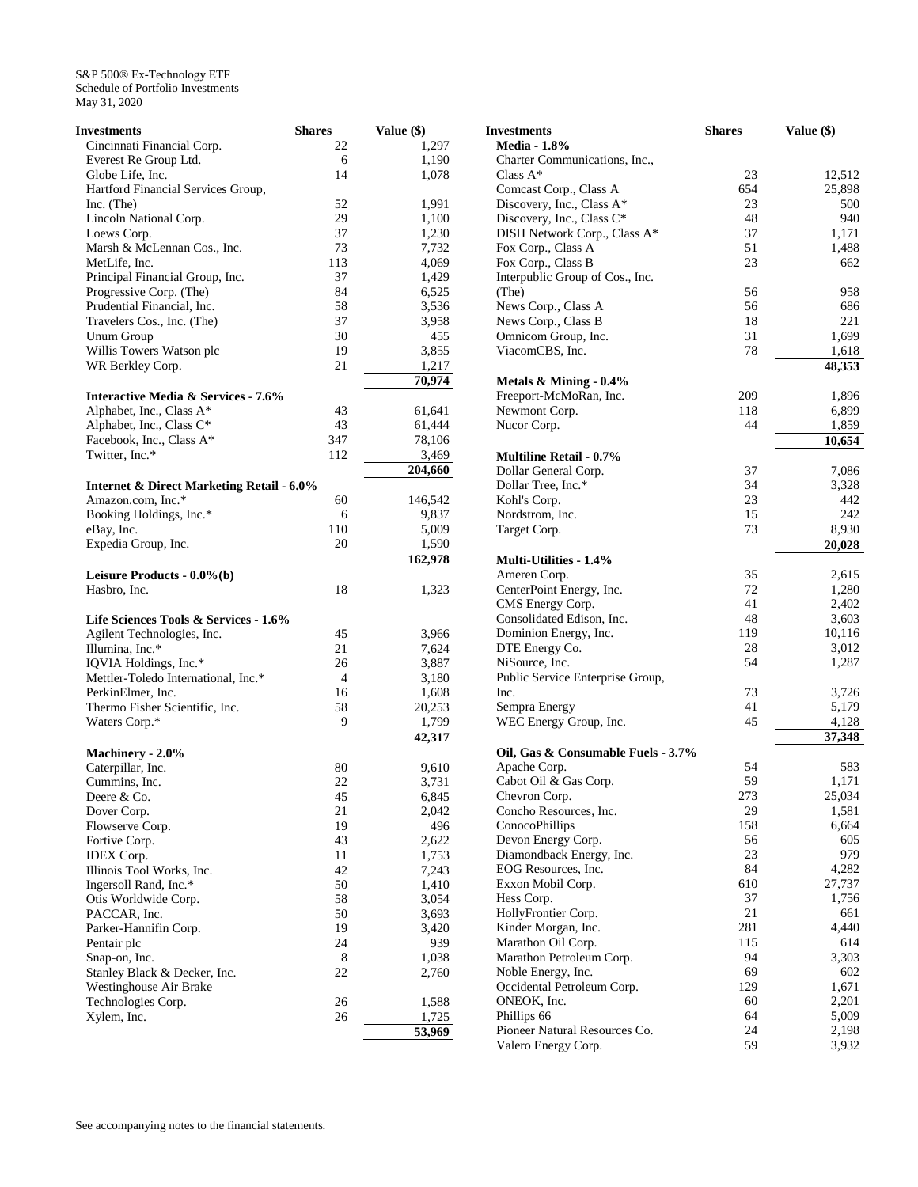S&P 500® Ex-Technology ETF
Schedule of Portfolio Investments
May 31, 2020

| Investments | Shares | Value ($) |
|---|---|---|
| Cincinnati Financial Corp. | 22 | 1,297 |
| Everest Re Group Ltd. | 6 | 1,190 |
| Globe Life, Inc. | 14 | 1,078 |
| Hartford Financial Services Group, Inc. (The) | 52 | 1,991 |
| Lincoln National Corp. | 29 | 1,100 |
| Loews Corp. | 37 | 1,230 |
| Marsh & McLennan Cos., Inc. | 73 | 7,732 |
| MetLife, Inc. | 113 | 4,069 |
| Principal Financial Group, Inc. | 37 | 1,429 |
| Progressive Corp. (The) | 84 | 6,525 |
| Prudential Financial, Inc. | 58 | 3,536 |
| Travelers Cos., Inc. (The) | 37 | 3,958 |
| Unum Group | 30 | 455 |
| Willis Towers Watson plc | 19 | 3,855 |
| WR Berkley Corp. | 21 | 1,217 |
| | | 70,974 |
| **Interactive Media & Services - 7.6%** | | |
| Alphabet, Inc., Class A* | 43 | 61,641 |
| Alphabet, Inc., Class C* | 43 | 61,444 |
| Facebook, Inc., Class A* | 347 | 78,106 |
| Twitter, Inc.* | 112 | 3,469 |
| | | 204,660 |
| **Internet & Direct Marketing Retail - 6.0%** | | |
| Amazon.com, Inc.* | 60 | 146,542 |
| Booking Holdings, Inc.* | 6 | 9,837 |
| eBay, Inc. | 110 | 5,009 |
| Expedia Group, Inc. | 20 | 1,590 |
| | | 162,978 |
| **Leisure Products - 0.0%(b)** | | |
| Hasbro, Inc. | 18 | 1,323 |
| **Life Sciences Tools & Services - 1.6%** | | |
| Agilent Technologies, Inc. | 45 | 3,966 |
| Illumina, Inc.* | 21 | 7,624 |
| IQVIA Holdings, Inc.* | 26 | 3,887 |
| Mettler-Toledo International, Inc.* | 4 | 3,180 |
| PerkinElmer, Inc. | 16 | 1,608 |
| Thermo Fisher Scientific, Inc. | 58 | 20,253 |
| Waters Corp.* | 9 | 1,799 |
| | | 42,317 |
| **Machinery - 2.0%** | | |
| Caterpillar, Inc. | 80 | 9,610 |
| Cummins, Inc. | 22 | 3,731 |
| Deere & Co. | 45 | 6,845 |
| Dover Corp. | 21 | 2,042 |
| Flowserve Corp. | 19 | 496 |
| Fortive Corp. | 43 | 2,622 |
| IDEX Corp. | 11 | 1,753 |
| Illinois Tool Works, Inc. | 42 | 7,243 |
| Ingersoll Rand, Inc.* | 50 | 1,410 |
| Otis Worldwide Corp. | 58 | 3,054 |
| PACCAR, Inc. | 50 | 3,693 |
| Parker-Hannifin Corp. | 19 | 3,420 |
| Pentair plc | 24 | 939 |
| Snap-on, Inc. | 8 | 1,038 |
| Stanley Black & Decker, Inc. | 22 | 2,760 |
| Westinghouse Air Brake Technologies Corp. | 26 | 1,588 |
| Xylem, Inc. | 26 | 1,725 |
| | | 53,969 |
| **Media - 1.8%** | | |
| Charter Communications, Inc., Class A* | 23 | 12,512 |
| Comcast Corp., Class A | 654 | 25,898 |
| Discovery, Inc., Class A* | 23 | 500 |
| Discovery, Inc., Class C* | 48 | 940 |
| DISH Network Corp., Class A* | 37 | 1,171 |
| Fox Corp., Class A | 51 | 1,488 |
| Fox Corp., Class B | 23 | 662 |
| Interpublic Group of Cos., Inc. (The) | 56 | 958 |
| News Corp., Class A | 56 | 686 |
| News Corp., Class B | 18 | 221 |
| Omnicom Group, Inc. | 31 | 1,699 |
| ViacomCBS, Inc. | 78 | 1,618 |
| | | 48,353 |
| **Metals & Mining - 0.4%** | | |
| Freeport-McMoRan, Inc. | 209 | 1,896 |
| Newmont Corp. | 118 | 6,899 |
| Nucor Corp. | 44 | 1,859 |
| | | 10,654 |
| **Multiline Retail - 0.7%** | | |
| Dollar General Corp. | 37 | 7,086 |
| Dollar Tree, Inc.* | 34 | 3,328 |
| Kohl's Corp. | 23 | 442 |
| Nordstrom, Inc. | 15 | 242 |
| Target Corp. | 73 | 8,930 |
| | | 20,028 |
| **Multi-Utilities - 1.4%** | | |
| Ameren Corp. | 35 | 2,615 |
| CenterPoint Energy, Inc. | 72 | 1,280 |
| CMS Energy Corp. | 41 | 2,402 |
| Consolidated Edison, Inc. | 48 | 3,603 |
| Dominion Energy, Inc. | 119 | 10,116 |
| DTE Energy Co. | 28 | 3,012 |
| NiSource, Inc. | 54 | 1,287 |
| Public Service Enterprise Group, Inc. | 73 | 3,726 |
| Sempra Energy | 41 | 5,179 |
| WEC Energy Group, Inc. | 45 | 4,128 |
| | | 37,348 |
| **Oil, Gas & Consumable Fuels - 3.7%** | | |
| Apache Corp. | 54 | 583 |
| Cabot Oil & Gas Corp. | 59 | 1,171 |
| Chevron Corp. | 273 | 25,034 |
| Concho Resources, Inc. | 29 | 1,581 |
| ConocoPhillips | 158 | 6,664 |
| Devon Energy Corp. | 56 | 605 |
| Diamondback Energy, Inc. | 23 | 979 |
| EOG Resources, Inc. | 84 | 4,282 |
| Exxon Mobil Corp. | 610 | 27,737 |
| Hess Corp. | 37 | 1,756 |
| HollyFrontier Corp. | 21 | 661 |
| Kinder Morgan, Inc. | 281 | 4,440 |
| Marathon Oil Corp. | 115 | 614 |
| Marathon Petroleum Corp. | 94 | 3,303 |
| Noble Energy, Inc. | 69 | 602 |
| Occidental Petroleum Corp. | 129 | 1,671 |
| ONEOK, Inc. | 60 | 2,201 |
| Phillips 66 | 64 | 5,009 |
| Pioneer Natural Resources Co. | 24 | 2,198 |
| Valero Energy Corp. | 59 | 3,932 |

See accompanying notes to the financial statements.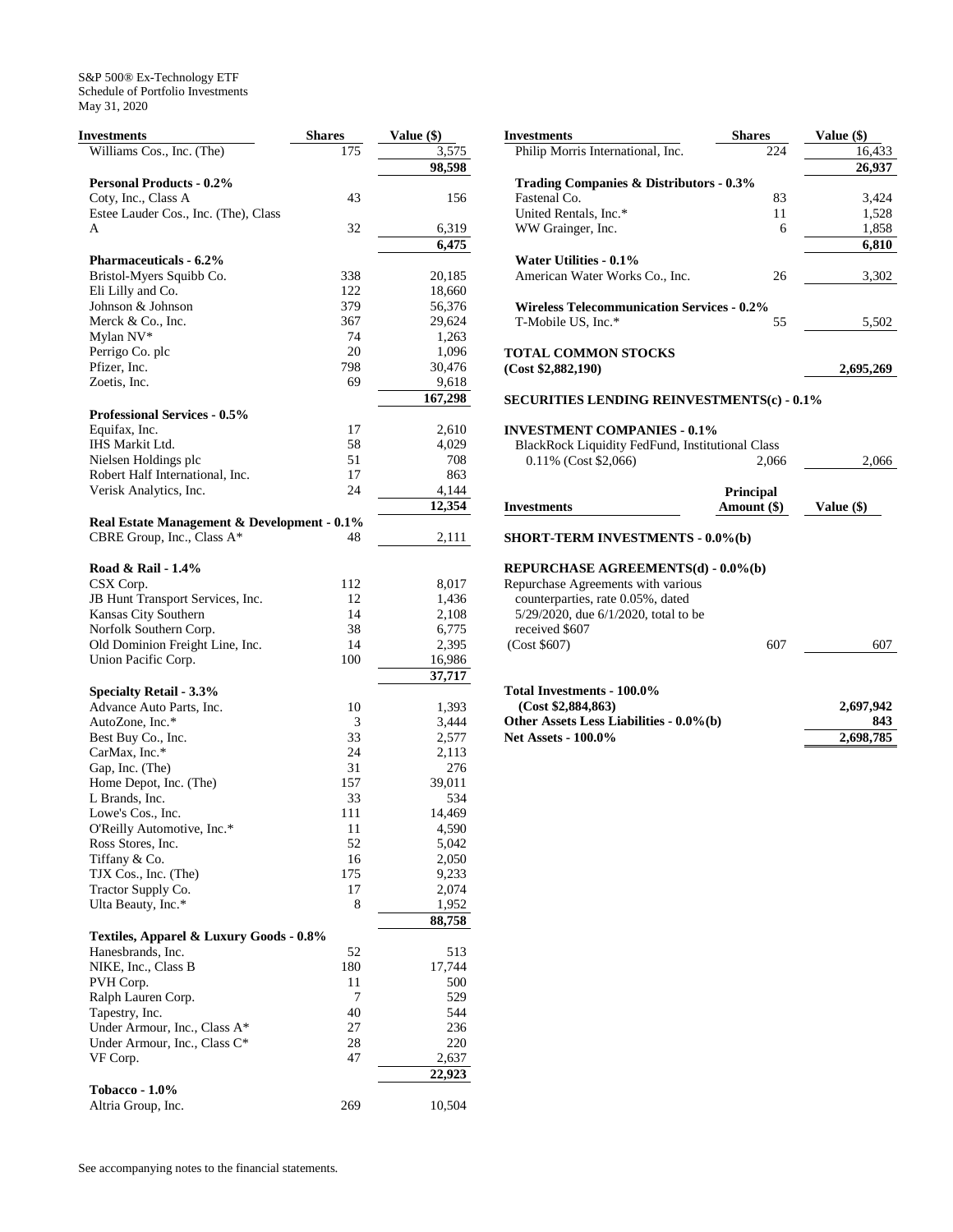S&P 500® Ex-Technology ETF
Schedule of Portfolio Investments
May 31, 2020

| Investments | Shares | Value ($) |
|---|---|---|
| Williams Cos., Inc. (The) | 175 | 3,575 |
| | | **98,598** |
| **Personal Products - 0.2%** | | |
| Coty, Inc., Class A | 43 | 156 |
| Estee Lauder Cos., Inc. (The), Class A | 32 | 6,319 |
| | | **6,475** |
| **Pharmaceuticals - 6.2%** | | |
| Bristol-Myers Squibb Co. | 338 | 20,185 |
| Eli Lilly and Co. | 122 | 18,660 |
| Johnson & Johnson | 379 | 56,376 |
| Merck & Co., Inc. | 367 | 29,624 |
| Mylan NV* | 74 | 1,263 |
| Perrigo Co. plc | 20 | 1,096 |
| Pfizer, Inc. | 798 | 30,476 |
| Zoetis, Inc. | 69 | 9,618 |
| | | **167,298** |
| **Professional Services - 0.5%** | | |
| Equifax, Inc. | 17 | 2,610 |
| IHS Markit Ltd. | 58 | 4,029 |
| Nielsen Holdings plc | 51 | 708 |
| Robert Half International, Inc. | 17 | 863 |
| Verisk Analytics, Inc. | 24 | 4,144 |
| | | **12,354** |
| **Real Estate Management & Development - 0.1%** | | |
| CBRE Group, Inc., Class A* | 48 | 2,111 |
| **Road & Rail - 1.4%** | | |
| CSX Corp. | 112 | 8,017 |
| JB Hunt Transport Services, Inc. | 12 | 1,436 |
| Kansas City Southern | 14 | 2,108 |
| Norfolk Southern Corp. | 38 | 6,775 |
| Old Dominion Freight Line, Inc. | 14 | 2,395 |
| Union Pacific Corp. | 100 | 16,986 |
| | | **37,717** |
| **Specialty Retail - 3.3%** | | |
| Advance Auto Parts, Inc. | 10 | 1,393 |
| AutoZone, Inc.* | 3 | 3,444 |
| Best Buy Co., Inc. | 33 | 2,577 |
| CarMax, Inc.* | 24 | 2,113 |
| Gap, Inc. (The) | 31 | 276 |
| Home Depot, Inc. (The) | 157 | 39,011 |
| L Brands, Inc. | 33 | 534 |
| Lowe's Cos., Inc. | 111 | 14,469 |
| O'Reilly Automotive, Inc.* | 11 | 4,590 |
| Ross Stores, Inc. | 52 | 5,042 |
| Tiffany & Co. | 16 | 2,050 |
| TJX Cos., Inc. (The) | 175 | 9,233 |
| Tractor Supply Co. | 17 | 2,074 |
| Ulta Beauty, Inc.* | 8 | 1,952 |
| | | **88,758** |
| **Textiles, Apparel & Luxury Goods - 0.8%** | | |
| Hanesbrands, Inc. | 52 | 513 |
| NIKE, Inc., Class B | 180 | 17,744 |
| PVH Corp. | 11 | 500 |
| Ralph Lauren Corp. | 7 | 529 |
| Tapestry, Inc. | 40 | 544 |
| Under Armour, Inc., Class A* | 27 | 236 |
| Under Armour, Inc., Class C* | 28 | 220 |
| VF Corp. | 47 | 2,637 |
| | | **22,923** |
| **Tobacco - 1.0%** | | |
| Altria Group, Inc. | 269 | 10,504 |
| Philip Morris International, Inc. | 224 | 16,433 |
| | | **26,937** |
| **Trading Companies & Distributors - 0.3%** | | |
| Fastenal Co. | 83 | 3,424 |
| United Rentals, Inc.* | 11 | 1,528 |
| WW Grainger, Inc. | 6 | 1,858 |
| | | **6,810** |
| **Water Utilities - 0.1%** | | |
| American Water Works Co., Inc. | 26 | 3,302 |
| **Wireless Telecommunication Services - 0.2%** | | |
| T-Mobile US, Inc.* | 55 | 5,502 |
| **TOTAL COMMON STOCKS (Cost $2,882,190)** | | **2,695,269** |

**SECURITIES LENDING REINVESTMENTS(c) - 0.1%**

| Investments | Shares | Value ($) |
|---|---|---|
| **INVESTMENT COMPANIES - 0.1%** | | |
| BlackRock Liquidity FedFund, Institutional Class 0.11% (Cost $2,066) | 2,066 | 2,066 |

| Investments | Principal Amount ($) | Value ($) |
|---|---|---|
| **SHORT-TERM INVESTMENTS - 0.0%(b)** | | |
| **REPURCHASE AGREEMENTS(d) - 0.0%(b)** | | |
| Repurchase Agreements with various counterparties, rate 0.05%, dated 5/29/2020, due 6/1/2020, total to be received $607 (Cost $607) | 607 | 607 |

| | |
|---|---|
| **Total Investments - 100.0% (Cost $2,884,863)** | **2,697,942** |
| **Other Assets Less Liabilities - 0.0%(b)** | **843** |
| **Net Assets - 100.0%** | **2,698,785** |

See accompanying notes to the financial statements.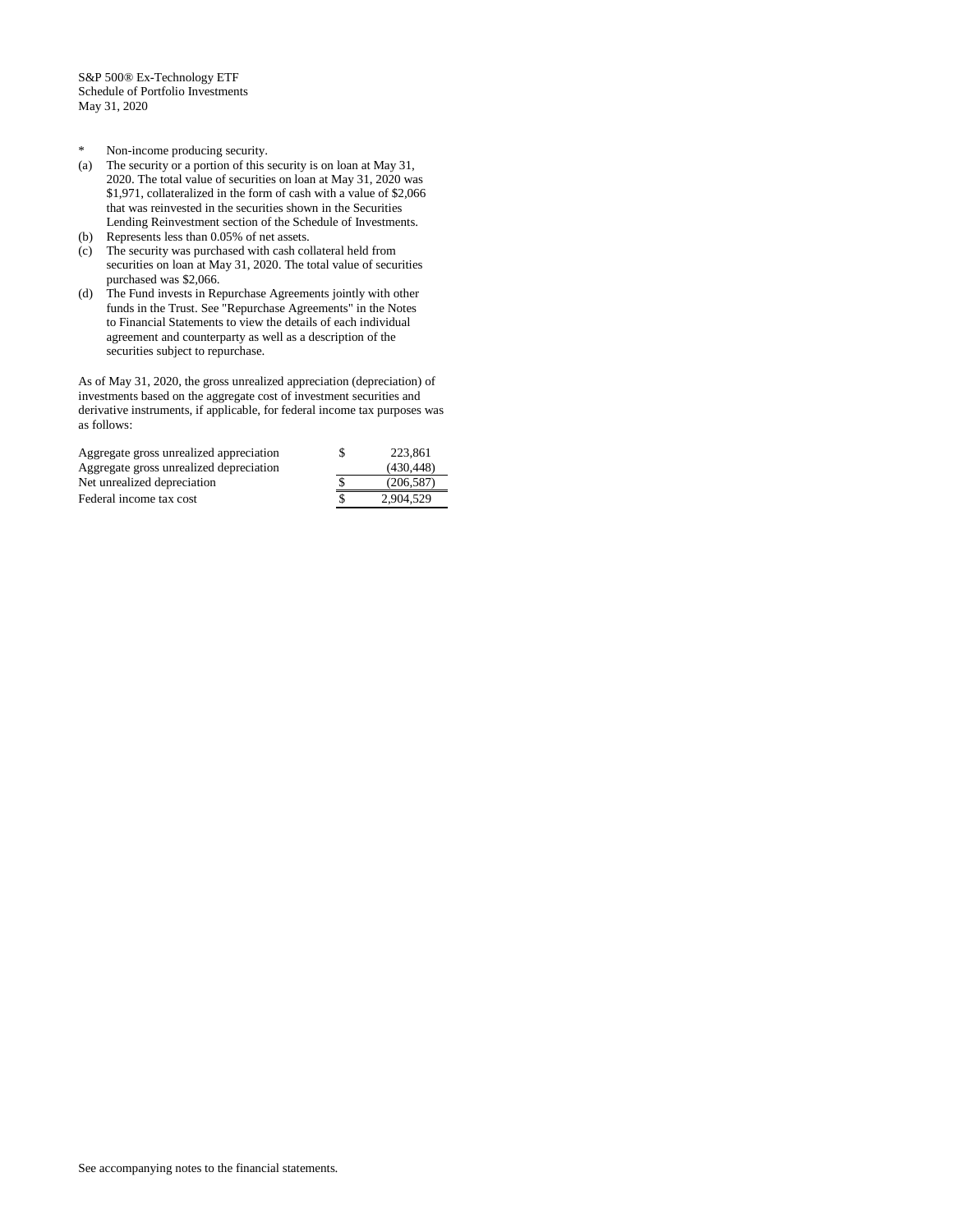S&P 500® Ex-Technology ETF
Schedule of Portfolio Investments
May 31, 2020

- \* Non-income producing security.
- (a) The security or a portion of this security is on loan at May 31, 2020. The total value of securities on loan at May 31, 2020 was $1,971, collateralized in the form of cash with a value of $2,066 that was reinvested in the securities shown in the Securities Lending Reinvestment section of the Schedule of Investments.
- (b) Represents less than 0.05% of net assets.
- (c) The security was purchased with cash collateral held from securities on loan at May 31, 2020. The total value of securities purchased was $2,066.
- (d) The Fund invests in Repurchase Agreements jointly with other funds in the Trust. See "Repurchase Agreements" in the Notes to Financial Statements to view the details of each individual agreement and counterparty as well as a description of the securities subject to repurchase.

As of May 31, 2020, the gross unrealized appreciation (depreciation) of investments based on the aggregate cost of investment securities and derivative instruments, if applicable, for federal income tax purposes was as follows:

| | | |
|---|---|---|
| Aggregate gross unrealized appreciation | $ | 223,861 |
| Aggregate gross unrealized depreciation | | (430,448) |
| Net unrealized depreciation | $ | (206,587) |
| Federal income tax cost | $ | 2,904,529 |

See accompanying notes to the financial statements.